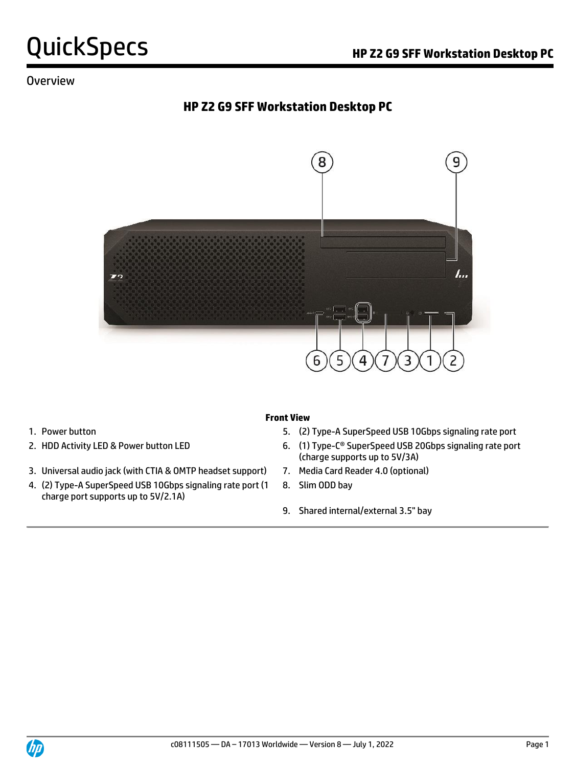# HP Z2 G9 SFF Workstation Desktop PC

## Overview

### HP Z2 G9 SFF Workstation Desktop PC

**Front View**

1. Power button
2. HDD Activity LED & Power button LED
3. Universal audio jack (with CTIA & OMTP headset support)
4. (2) Type-A SuperSpeed USB 10Gbps signaling rate port (1 charge port supports up to 5V/2.1A)
5. (2) Type-A SuperSpeed USB 10Gbps signaling rate port
6. (1) Type-C® SuperSpeed USB 20Gbps signaling rate port (charge supports up to 5V/3A)
7. Media Card Reader 4.0 (optional)
8. Slim ODD bay
9. Shared internal/external 3.5" bay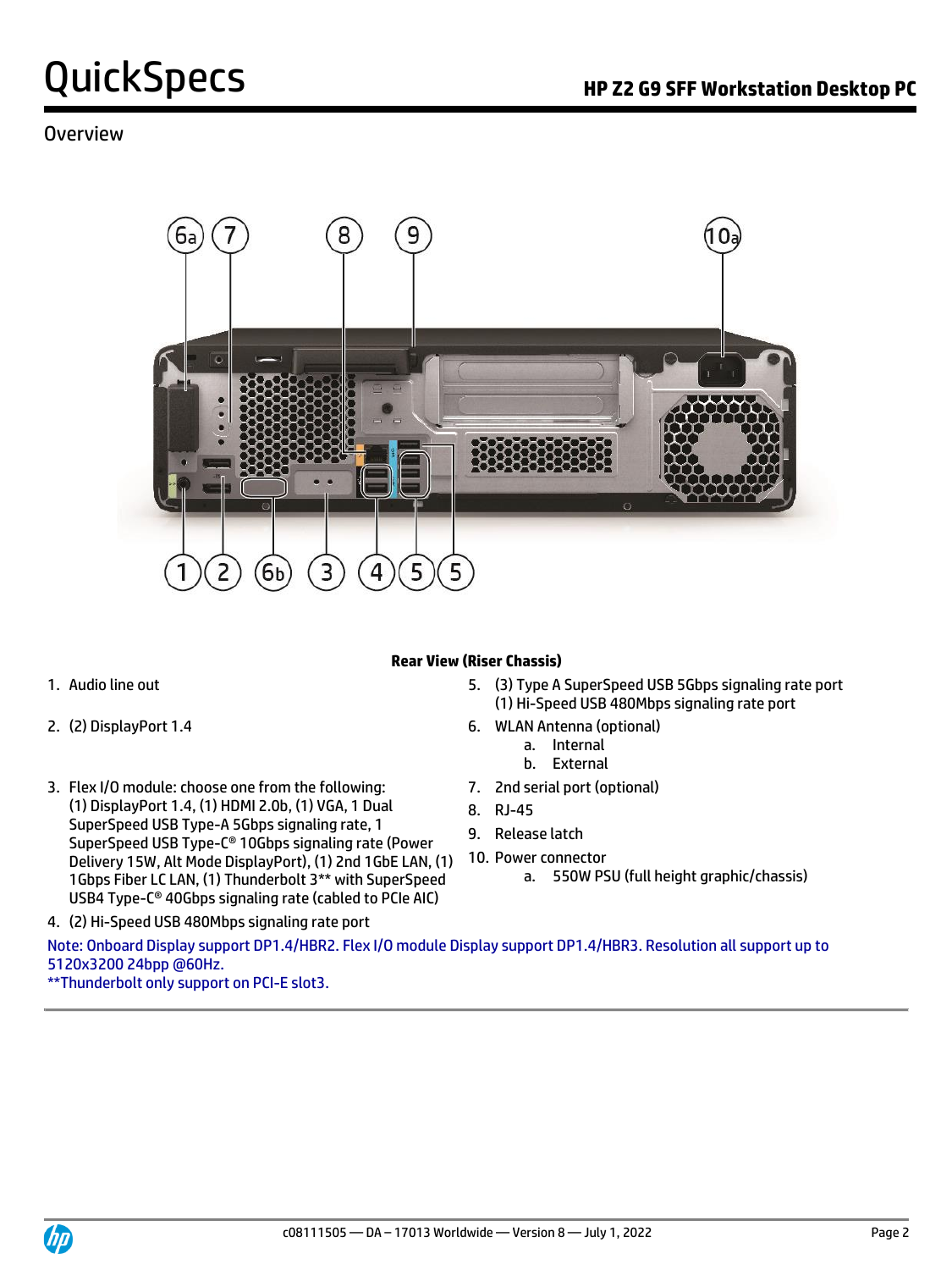## Overview

**Rear View (Riser Chassis)**

1. Audio line out
2. (2) DisplayPort 1.4
3. Flex I/O module: choose one from the following: (1) DisplayPort 1.4, (1) HDMI 2.0b, (1) VGA, 1 Dual SuperSpeed USB Type-A 5Gbps signaling rate, 1 SuperSpeed USB Type-C® 10Gbps signaling rate (Power Delivery 15W, Alt Mode DisplayPort), (1) 2nd 1GbE LAN, (1) 1Gbps Fiber LC LAN, (1) Thunderbolt 3** with SuperSpeed USB4 Type-C® 40Gbps signaling rate (cabled to PCIe AIC)
4. (2) Hi-Speed USB 480Mbps signaling rate port
5. (3) Type A SuperSpeed USB 5Gbps signaling rate port
   (1) Hi-Speed USB 480Mbps signaling rate port
6. WLAN Antenna (optional)
   a. Internal
   b. External
7. 2nd serial port (optional)
8. RJ-45
9. Release latch
10. Power connector
    a. 550W PSU (full height graphic/chassis)

Note: Onboard Display support DP1.4/HBR2. Flex I/O module Display support DP1.4/HBR3. Resolution all support up to 5120x3200 24bpp @60Hz.
**Thunderbolt only support on PCI-E slot3.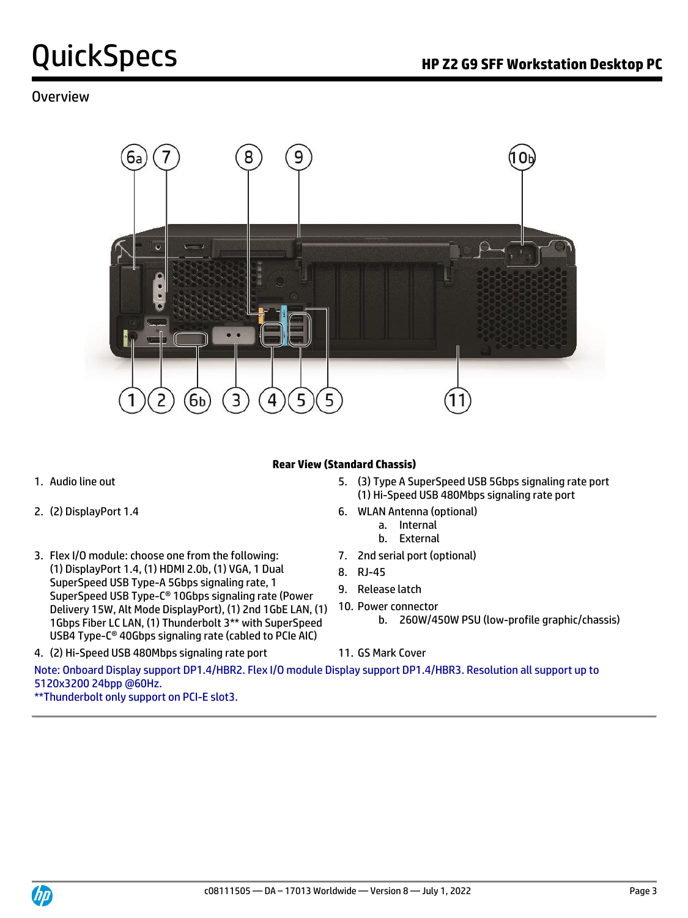## Overview

**Rear View (Standard Chassis)**

1. Audio line out
2. (2) DisplayPort 1.4
3. Flex I/O module: choose one from the following: (1) DisplayPort 1.4, (1) HDMI 2.0b, (1) VGA, 1 Dual SuperSpeed USB Type-A 5Gbps signaling rate, 1 SuperSpeed USB Type-C® 10Gbps signaling rate (Power Delivery 15W, Alt Mode DisplayPort), (1) 2nd 1GbE LAN, (1) 1Gbps Fiber LC LAN, (1) Thunderbolt 3** with SuperSpeed USB4 Type-C® 40Gbps signaling rate (cabled to PCIe AIC)
4. (2) Hi-Speed USB 480Mbps signaling rate port
5. (3) Type A SuperSpeed USB 5Gbps signaling rate port
   (1) Hi-Speed USB 480Mbps signaling rate port
6. WLAN Antenna (optional)
   a. Internal
   b. External
7. 2nd serial port (optional)
8. RJ-45
9. Release latch
10. Power connector
    b. 260W/450W PSU (low-profile graphic/chassis)
11. GS Mark Cover

Note: Onboard Display support DP1.4/HBR2. Flex I/O module Display support DP1.4/HBR3. Resolution all support up to 5120x3200 24bpp @60Hz.
**Thunderbolt only support on PCI-E slot3.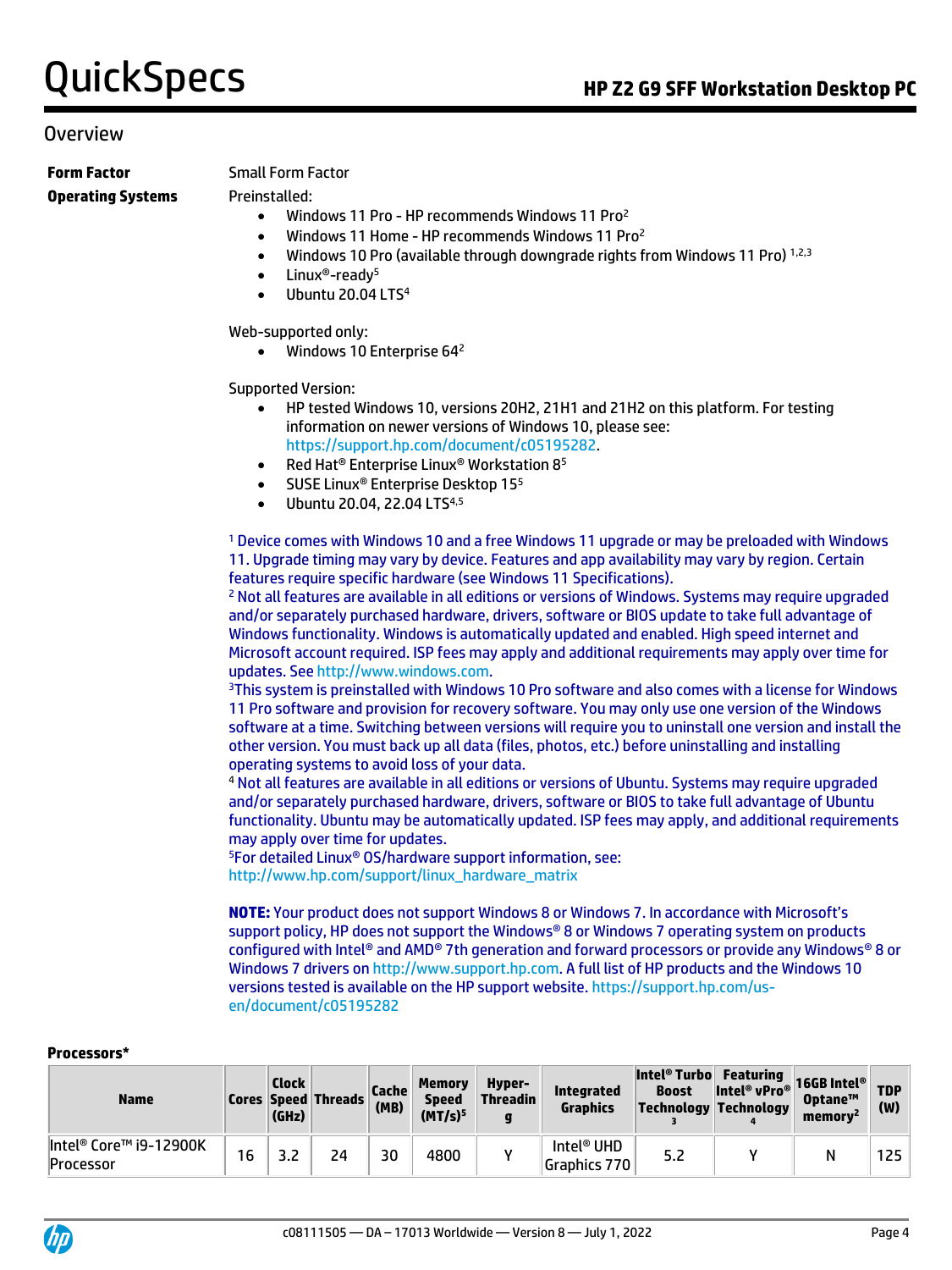## Overview

**Form Factor** Small Form Factor

**Operating Systems** Preinstalled:

- Windows 11 Pro - HP recommends Windows 11 Pro[2]
- Windows 11 Home - HP recommends Windows 11 Pro[2]
- Windows 10 Pro (available through downgrade rights from Windows 11 Pro) [1,2,3]
- Linux®-ready[5]
- Ubuntu 20.04 LTS[4]

Web-supported only:

- Windows 10 Enterprise 64[2]

Supported Version:

- HP tested Windows 10, versions 20H2, 21H1 and 21H2 on this platform. For testing information on newer versions of Windows 10, please see: https://support.hp.com/document/c05195282.
- Red Hat® Enterprise Linux® Workstation 8[5]
- SUSE Linux® Enterprise Desktop 15[5]
- Ubuntu 20.04, 22.04 LTS[4,5]

[1] Device comes with Windows 10 and a free Windows 11 upgrade or may be preloaded with Windows 11. Upgrade timing may vary by device. Features and app availability may vary by region. Certain features require specific hardware (see Windows 11 Specifications).
[2] Not all features are available in all editions or versions of Windows. Systems may require upgraded and/or separately purchased hardware, drivers, software or BIOS update to take full advantage of Windows functionality. Windows is automatically updated and enabled. High speed internet and Microsoft account required. ISP fees may apply and additional requirements may apply over time for updates. See http://www.windows.com.
[3] This system is preinstalled with Windows 10 Pro software and also comes with a license for Windows 11 Pro software and provision for recovery software. You may only use one version of the Windows software at a time. Switching between versions will require you to uninstall one version and install the other version. You must back up all data (files, photos, etc.) before uninstalling and installing operating systems to avoid loss of your data.
[4] Not all features are available in all editions or versions of Ubuntu. Systems may require upgraded and/or separately purchased hardware, drivers, software or BIOS to take full advantage of Ubuntu functionality. Ubuntu may be automatically updated. ISP fees may apply, and additional requirements may apply over time for updates.
[5] For detailed Linux® OS/hardware support information, see: http://www.hp.com/support/linux_hardware_matrix

**NOTE:** Your product does not support Windows 8 or Windows 7. In accordance with Microsoft's support policy, HP does not support the Windows® 8 or Windows 7 operating system on products configured with Intel® and AMD® 7th generation and forward processors or provide any Windows® 8 or Windows 7 drivers on http://www.support.hp.com. A full list of HP products and the Windows 10 versions tested is available on the HP support website. https://support.hp.com/us-en/document/c05195282

**Processors***

| Name | Cores | Clock Speed (GHz) | Threads | Cache (MB) | Memory Speed (MT/s)[5] | Hyper-Threading | Integrated Graphics | Intel® Turbo Boost Technology [3] | Featuring Intel® vPro® Technology [4] | 16GB Intel® Optane™ memory[2] | TDP (W) |
|---|---|---|---|---|---|---|---|---|---|---|---|
| Intel® Core™ i9-12900K Processor | 16 | 3.2 | 24 | 30 | 4800 | Y | Intel® UHD Graphics 770 | 5.2 | Y | N | 125 |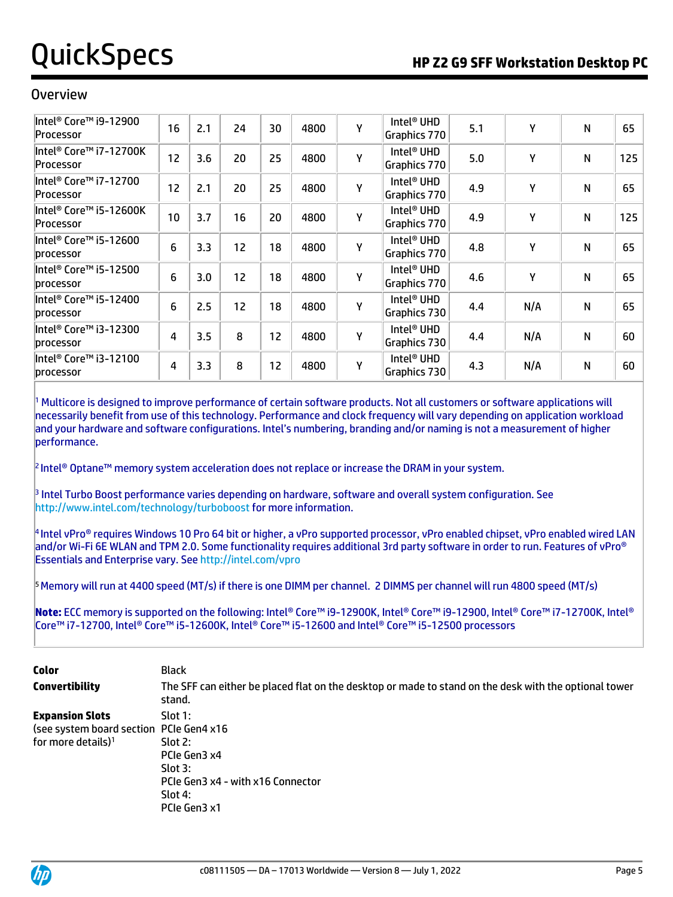## Overview

| | | | | | | | | | | | |
|---|---|---|---|---|---|---|---|---|---|---|---|
| Intel® Core™ i9-12900 Processor | 16 | 2.1 | 24 | 30 | 4800 | Y | Intel® UHD Graphics 770 | 5.1 | Y | N | 65 |
| Intel® Core™ i7-12700K Processor | 12 | 3.6 | 20 | 25 | 4800 | Y | Intel® UHD Graphics 770 | 5.0 | Y | N | 125 |
| Intel® Core™ i7-12700 Processor | 12 | 2.1 | 20 | 25 | 4800 | Y | Intel® UHD Graphics 770 | 4.9 | Y | N | 65 |
| Intel® Core™ i5-12600K Processor | 10 | 3.7 | 16 | 20 | 4800 | Y | Intel® UHD Graphics 770 | 4.9 | Y | N | 125 |
| Intel® Core™ i5-12600 processor | 6 | 3.3 | 12 | 18 | 4800 | Y | Intel® UHD Graphics 770 | 4.8 | Y | N | 65 |
| Intel® Core™ i5-12500 processor | 6 | 3.0 | 12 | 18 | 4800 | Y | Intel® UHD Graphics 770 | 4.6 | Y | N | 65 |
| Intel® Core™ i5-12400 processor | 6 | 2.5 | 12 | 18 | 4800 | Y | Intel® UHD Graphics 730 | 4.4 | N/A | N | 65 |
| Intel® Core™ i3-12300 processor | 4 | 3.5 | 8 | 12 | 4800 | Y | Intel® UHD Graphics 730 | 4.4 | N/A | N | 60 |
| Intel® Core™ i3-12100 processor | 4 | 3.3 | 8 | 12 | 4800 | Y | Intel® UHD Graphics 730 | 4.3 | N/A | N | 60 |

[1] Multicore is designed to improve performance of certain software products. Not all customers or software applications will necessarily benefit from use of this technology. Performance and clock frequency will vary depending on application workload and your hardware and software configurations. Intel's numbering, branding and/or naming is not a measurement of higher performance.

[2] Intel® Optane™ memory system acceleration does not replace or increase the DRAM in your system.

[3] Intel Turbo Boost performance varies depending on hardware, software and overall system configuration. See http://www.intel.com/technology/turboboost for more information.

[4] Intel vPro® requires Windows 10 Pro 64 bit or higher, a vPro supported processor, vPro enabled chipset, vPro enabled wired LAN and/or Wi-Fi 6E WLAN and TPM 2.0. Some functionality requires additional 3rd party software in order to run. Features of vPro® Essentials and Enterprise vary. See http://intel.com/vpro

[5] Memory will run at 4400 speed (MT/s) if there is one DIMM per channel. 2 DIMMS per channel will run 4800 speed (MT/s)

**Note:** ECC memory is supported on the following: Intel® Core™ i9-12900K, Intel® Core™ i9-12900, Intel® Core™ i7-12700K, Intel® Core™ i7-12700, Intel® Core™ i5-12600K, Intel® Core™ i5-12600 and Intel® Core™ i5-12500 processors

**Color**
Black

**Convertibility**
The SFF can either be placed flat on the desktop or made to stand on the desk with the optional tower stand.

**Expansion Slots**
(see system board section for more details)[1]

Slot 1:
PCIe Gen4 x16
Slot 2:
PCIe Gen3 x4
Slot 3:
PCIe Gen3 x4 - with x16 Connector
Slot 4:
PCIe Gen3 x1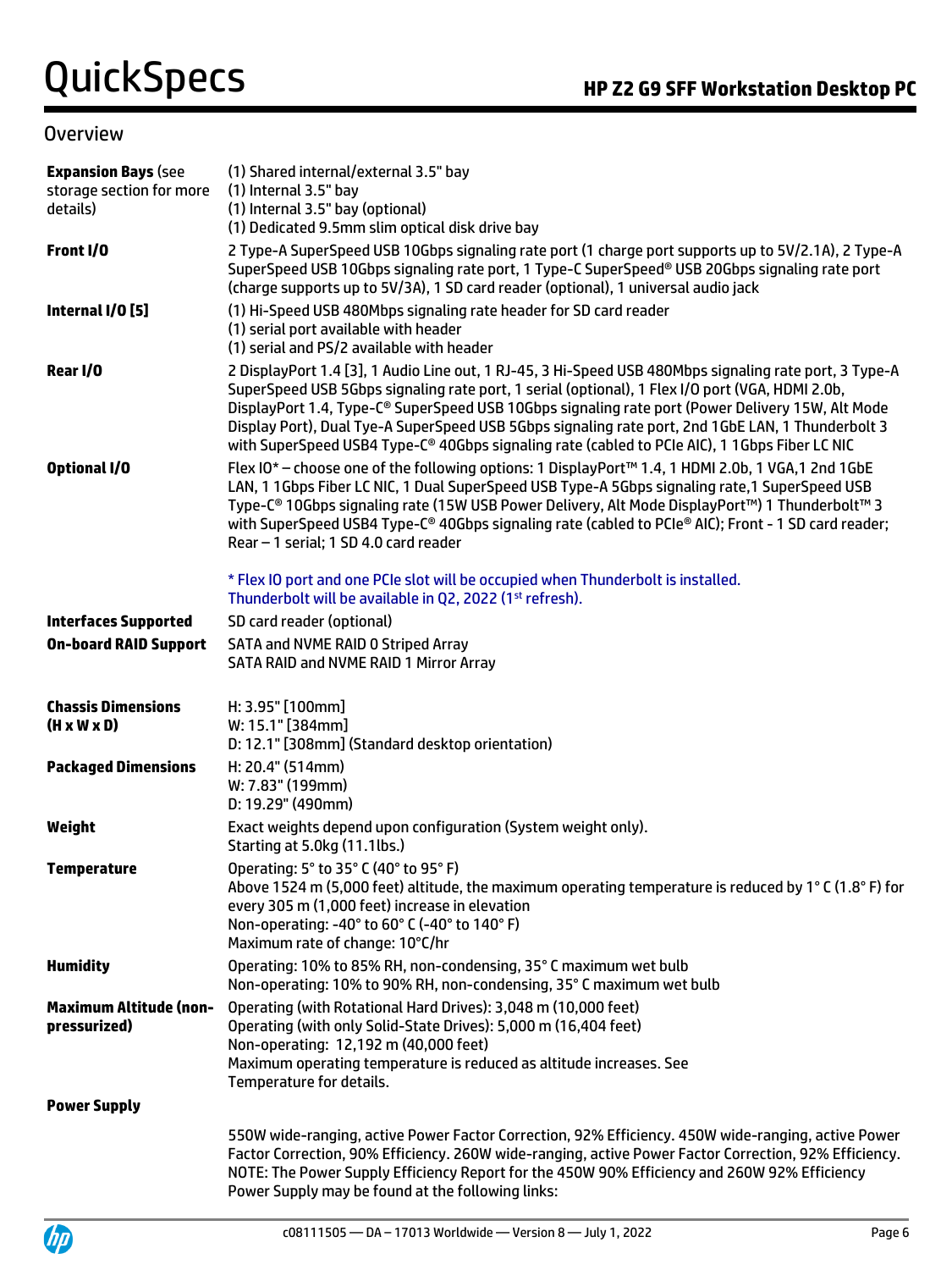## Overview

| | |
|---|---|
| **Expansion Bays** (see storage section for more details) | (1) Shared internal/external 3.5" bay<br>(1) Internal 3.5" bay<br>(1) Internal 3.5" bay (optional)<br>(1) Dedicated 9.5mm slim optical disk drive bay |
| **Front I/O** | 2 Type-A SuperSpeed USB 10Gbps signaling rate port (1 charge port supports up to 5V/2.1A), 2 Type-A SuperSpeed USB 10Gbps signaling rate port, 1 Type-C SuperSpeed® USB 20Gbps signaling rate port (charge supports up to 5V/3A), 1 SD card reader (optional), 1 universal audio jack |
| **Internal I/O [5]** | (1) Hi-Speed USB 480Mbps signaling rate header for SD card reader<br>(1) serial port available with header<br>(1) serial and PS/2 available with header |
| **Rear I/O** | 2 DisplayPort 1.4 [3], 1 Audio Line out, 1 RJ-45, 3 Hi-Speed USB 480Mbps signaling rate port, 3 Type-A SuperSpeed USB 5Gbps signaling rate port, 1 serial (optional), 1 Flex I/O port (VGA, HDMI 2.0b, DisplayPort 1.4, Type-C® SuperSpeed USB 10Gbps signaling rate port (Power Delivery 15W, Alt Mode Display Port), Dual Tye-A SuperSpeed USB 5Gbps signaling rate port, 2nd 1GbE LAN, 1 Thunderbolt 3 with SuperSpeed USB4 Type-C® 40Gbps signaling rate (cabled to PCIe AIC), 1 1Gbps Fiber LC NIC |
| **Optional I/O** | Flex IO* – choose one of the following options: 1 DisplayPort™ 1.4, 1 HDMI 2.0b, 1 VGA,1 2nd 1GbE LAN, 1 1Gbps Fiber LC NIC, 1 Dual SuperSpeed USB Type-A 5Gbps signaling rate,1 SuperSpeed USB Type-C® 10Gbps signaling rate (15W USB Power Delivery, Alt Mode DisplayPort™) 1 Thunderbolt™ 3 with SuperSpeed USB4 Type-C® 40Gbps signaling rate (cabled to PCIe® AIC); Rear – 1 serial; 1 SD 4.0 card reader; Front - 1 SD card reader;<br><br>* Flex IO port and one PCIe slot will be occupied when Thunderbolt is installed.<br>Thunderbolt will be available in Q2, 2022 (1st refresh). |
| **Interfaces Supported** | SD card reader (optional) |
| **On-board RAID Support** | SATA and NVME RAID 0 Striped Array<br>SATA RAID and NVME RAID 1 Mirror Array |
| **Chassis Dimensions (H x W x D)** | H: 3.95" [100mm]<br>W: 15.1" [384mm]<br>D: 12.1" [308mm] (Standard desktop orientation) |
| **Packaged Dimensions** | H: 20.4" (514mm)<br>W: 7.83" (199mm)<br>D: 19.29" (490mm) |
| **Weight** | Exact weights depend upon configuration (System weight only).<br>Starting at 5.0kg (11.1lbs.) |
| **Temperature** | Operating: 5° to 35° C (40° to 95° F)<br>Above 1524 m (5,000 feet) altitude, the maximum operating temperature is reduced by 1° C (1.8° F) for every 305 m (1,000 feet) increase in elevation<br>Non-operating: -40° to 60° C (-40° to 140° F)<br>Maximum rate of change: 10°C/hr |
| **Humidity** | Operating: 10% to 85% RH, non-condensing, 35° C maximum wet bulb<br>Non-operating: 10% to 90% RH, non-condensing, 35° C maximum wet bulb |
| **Maximum Altitude (non-pressurized)** | Operating (with Rotational Hard Drives): 3,048 m (10,000 feet)<br>Operating (with only Solid-State Drives): 5,000 m (16,404 feet)<br>Non-operating: 12,192 m (40,000 feet)<br>Maximum operating temperature is reduced as altitude increases. See Temperature for details. |
| **Power Supply** | 550W wide-ranging, active Power Factor Correction, 92% Efficiency. 450W wide-ranging, active Power Factor Correction, 90% Efficiency. 260W wide-ranging, active Power Factor Correction, 92% Efficiency.<br>NOTE: The Power Supply Efficiency Report for the 450W 90% Efficiency and 260W 92% Efficiency Power Supply may be found at the following links: |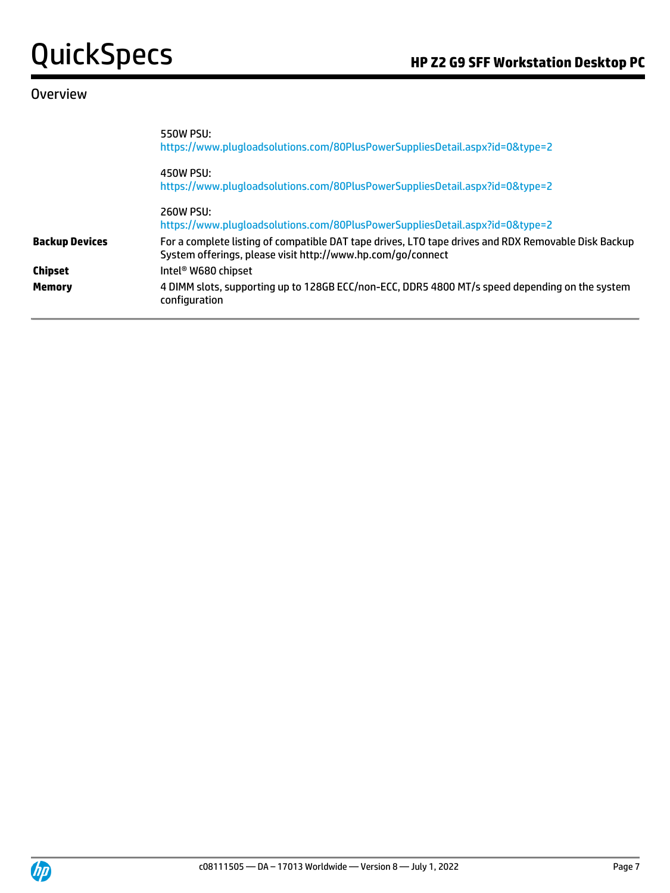## Overview

| | |
|---|---|
| | 550W PSU:<br>https://www.plugloadsolutions.com/80PlusPowerSuppliesDetail.aspx?id=0&type=2<br><br>450W PSU:<br>https://www.plugloadsolutions.com/80PlusPowerSuppliesDetail.aspx?id=0&type=2<br><br>260W PSU:<br>https://www.plugloadsolutions.com/80PlusPowerSuppliesDetail.aspx?id=0&type=2 |
| **Backup Devices** | For a complete listing of compatible DAT tape drives, LTO tape drives and RDX Removable Disk Backup System offerings, please visit http://www.hp.com/go/connect |
| **Chipset** | Intel® W680 chipset |
| **Memory** | 4 DIMM slots, supporting up to 128GB ECC/non-ECC, DDR5 4800 MT/s speed depending on the system configuration |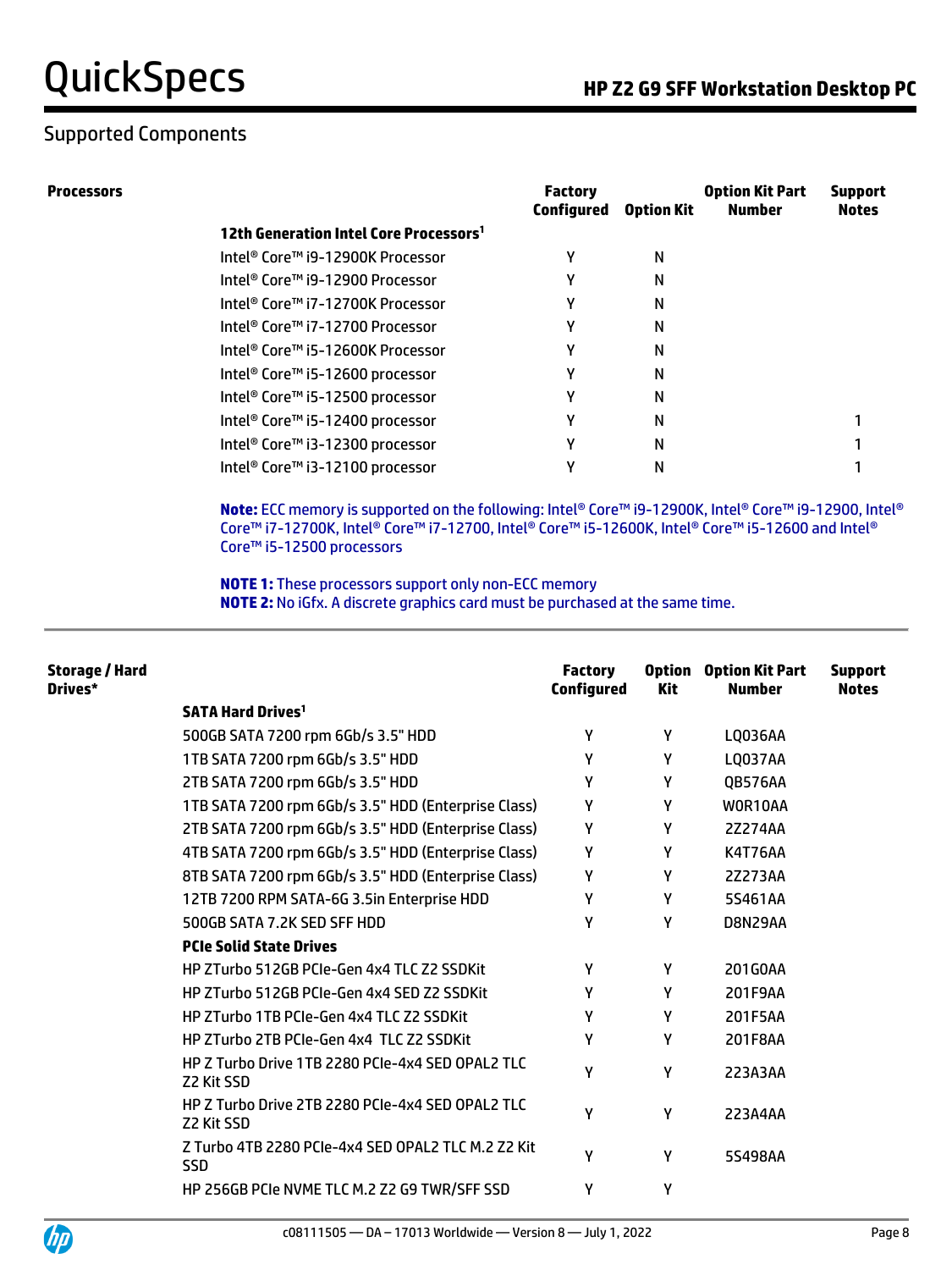## Supported Components

| Processors | | Factory Configured | Option Kit | Option Kit Part Number | Support Notes |
|---|---|---|---|---|---|
| | **12th Generation Intel Core Processors[1]** | | | | |
| | Intel® Core™ i9-12900K Processor | Y | N | | |
| | Intel® Core™ i9-12900 Processor | Y | N | | |
| | Intel® Core™ i7-12700K Processor | Y | N | | |
| | Intel® Core™ i7-12700 Processor | Y | N | | |
| | Intel® Core™ i5-12600K Processor | Y | N | | |
| | Intel® Core™ i5-12600 processor | Y | N | | |
| | Intel® Core™ i5-12500 processor | Y | N | | |
| | Intel® Core™ i5-12400 processor | Y | N | | 1 |
| | Intel® Core™ i3-12300 processor | Y | N | | 1 |
| | Intel® Core™ i3-12100 processor | Y | N | | 1 |

**Note:** ECC memory is supported on the following: Intel® Core™ i9-12900K, Intel® Core™ i9-12900, Intel® Core™ i7-12700K, Intel® Core™ i7-12700, Intel® Core™ i5-12600K, Intel® Core™ i5-12600 and Intel® Core™ i5-12500 processors

**NOTE 1:** These processors support only non-ECC memory
**NOTE 2:** No iGfx. A discrete graphics card must be purchased at the same time.

| Storage / Hard Drives* | | Factory Configured | Option Kit | Option Kit Part Number | Support Notes |
|---|---|---|---|---|---|
| | **SATA Hard Drives[1]** | | | | |
| | 500GB SATA 7200 rpm 6Gb/s 3.5" HDD | Y | Y | LQ036AA | |
| | 1TB SATA 7200 rpm 6Gb/s 3.5" HDD | Y | Y | LQ037AA | |
| | 2TB SATA 7200 rpm 6Gb/s 3.5" HDD | Y | Y | QB576AA | |
| | 1TB SATA 7200 rpm 6Gb/s 3.5" HDD (Enterprise Class) | Y | Y | W0R10AA | |
| | 2TB SATA 7200 rpm 6Gb/s 3.5" HDD (Enterprise Class) | Y | Y | 2Z274AA | |
| | 4TB SATA 7200 rpm 6Gb/s 3.5" HDD (Enterprise Class) | Y | Y | K4T76AA | |
| | 8TB SATA 7200 rpm 6Gb/s 3.5" HDD (Enterprise Class) | Y | Y | 2Z273AA | |
| | 12TB 7200 RPM SATA-6G 3.5in Enterprise HDD | Y | Y | 5S461AA | |
| | 500GB SATA 7.2K SED SFF HDD | Y | Y | D8N29AA | |
| | **PCIe Solid State Drives** | | | | |
| | HP ZTurbo 512GB PCIe-Gen 4x4 TLC Z2 SSDKit | Y | Y | 201G0AA | |
| | HP ZTurbo 512GB PCIe-Gen 4x4 SED Z2 SSDKit | Y | Y | 201F9AA | |
| | HP ZTurbo 1TB PCIe-Gen 4x4 TLC Z2 SSDKit | Y | Y | 201F5AA | |
| | HP ZTurbo 2TB PCIe-Gen 4x4 TLC Z2 SSDKit | Y | Y | 201F8AA | |
| | HP Z Turbo Drive 1TB 2280 PCIe-4x4 SED OPAL2 TLC Z2 Kit SSD | Y | Y | 223A3AA | |
| | HP Z Turbo Drive 2TB 2280 PCIe-4x4 SED OPAL2 TLC Z2 Kit SSD | Y | Y | 223A4AA | |
| | Z Turbo 4TB 2280 PCIe-4x4 SED OPAL2 TLC M.2 Z2 Kit SSD | Y | Y | 5S498AA | |
| | HP 256GB PCIe NVME TLC M.2 Z2 G9 TWR/SFF SSD | Y | Y | | |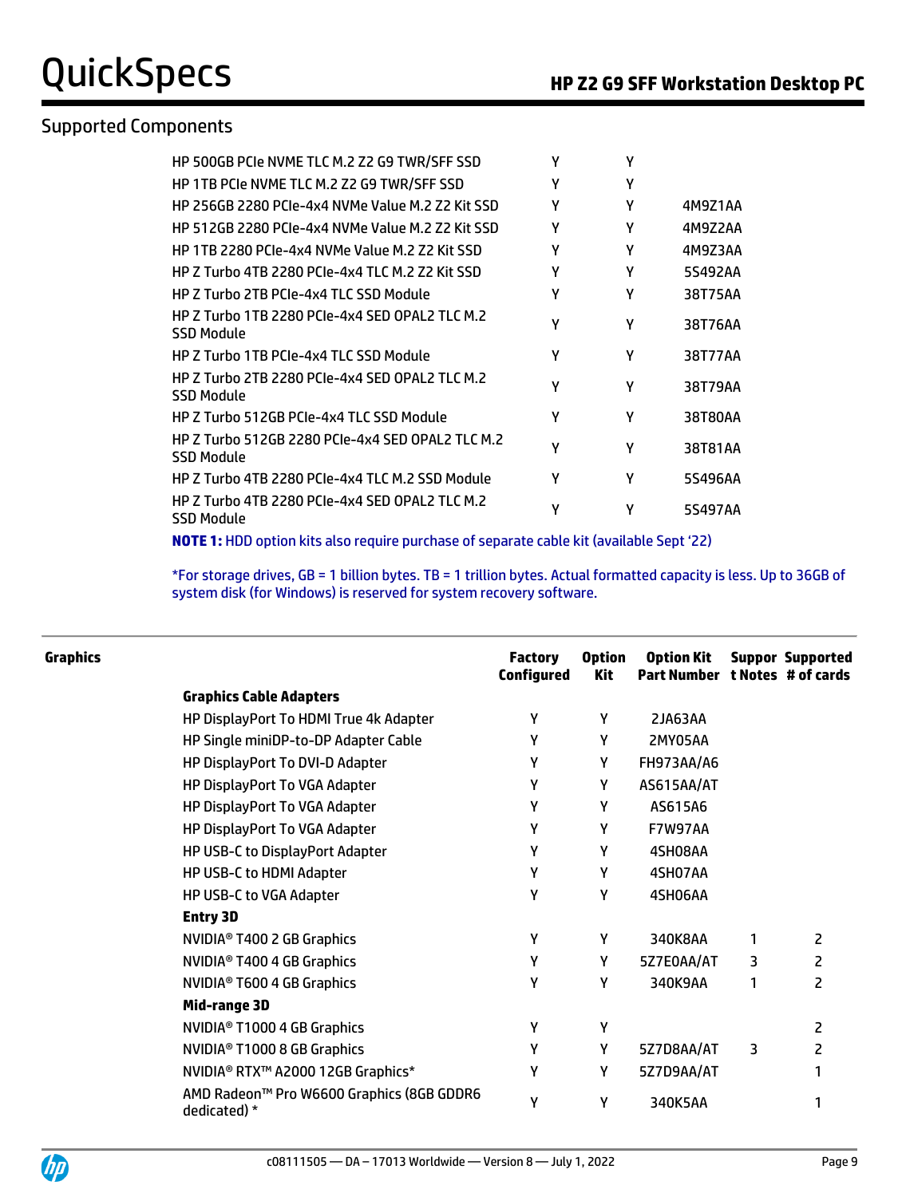## Supported Components

| | | | |
|---|---|---|---|
| HP 500GB PCIe NVME TLC M.2 Z2 G9 TWR/SFF SSD | Y | Y | |
| HP 1TB PCIe NVME TLC M.2 Z2 G9 TWR/SFF SSD | Y | Y | |
| HP 256GB 2280 PCIe-4x4 NVMe Value M.2 Z2 Kit SSD | Y | Y | 4M9Z1AA |
| HP 512GB 2280 PCIe-4x4 NVMe Value M.2 Z2 Kit SSD | Y | Y | 4M9Z2AA |
| HP 1TB 2280 PCIe-4x4 NVMe Value M.2 Z2 Kit SSD | Y | Y | 4M9Z3AA |
| HP Z Turbo 4TB 2280 PCIe-4x4 TLC M.2 Z2 Kit SSD | Y | Y | 5S492AA |
| HP Z Turbo 2TB PCIe-4x4 TLC SSD Module | Y | Y | 38T75AA |
| HP Z Turbo 1TB 2280 PCIe-4x4 SED OPAL2 TLC M.2 SSD Module | Y | Y | 38T76AA |
| HP Z Turbo 1TB PCIe-4x4 TLC SSD Module | Y | Y | 38T77AA |
| HP Z Turbo 2TB 2280 PCIe-4x4 SED OPAL2 TLC M.2 SSD Module | Y | Y | 38T79AA |
| HP Z Turbo 512GB PCIe-4x4 TLC SSD Module | Y | Y | 38T80AA |
| HP Z Turbo 512GB 2280 PCIe-4x4 SED OPAL2 TLC M.2 SSD Module | Y | Y | 38T81AA |
| HP Z Turbo 4TB 2280 PCIe-4x4 TLC M.2 SSD Module | Y | Y | 5S496AA |
| HP Z Turbo 4TB 2280 PCIe-4x4 SED OPAL2 TLC M.2 SSD Module | Y | Y | 5S497AA |

**NOTE 1:** HDD option kits also require purchase of separate cable kit (available Sept '22)

*For storage drives, GB = 1 billion bytes. TB = 1 trillion bytes. Actual formatted capacity is less. Up to 36GB of system disk (for Windows) is reserved for system recovery software.

## Graphics

| | Factory Configured | Option Kit | Option Kit Part Number | Support Notes | Supported # of cards |
|---|---|---|---|---|---|
| **Graphics Cable Adapters** | | | | | |
| HP DisplayPort To HDMI True 4k Adapter | Y | Y | 2JA63AA | | |
| HP Single miniDP-to-DP Adapter Cable | Y | Y | 2MY05AA | | |
| HP DisplayPort To DVI-D Adapter | Y | Y | FH973AA/A6 | | |
| HP DisplayPort To VGA Adapter | Y | Y | AS615AA/AT | | |
| HP DisplayPort To VGA Adapter | Y | Y | AS615A6 | | |
| HP DisplayPort To VGA Adapter | Y | Y | F7W97AA | | |
| HP USB-C to DisplayPort Adapter | Y | Y | 4SH08AA | | |
| HP USB-C to HDMI Adapter | Y | Y | 4SH07AA | | |
| HP USB-C to VGA Adapter | Y | Y | 4SH06AA | | |
| **Entry 3D** | | | | | |
| NVIDIA® T400 2 GB Graphics | Y | Y | 340K8AA | 1 | 2 |
| NVIDIA® T400 4 GB Graphics | Y | Y | 5Z7E0AA/AT | 3 | 2 |
| NVIDIA® T600 4 GB Graphics | Y | Y | 340K9AA | 1 | 2 |
| **Mid-range 3D** | | | | | |
| NVIDIA® T1000 4 GB Graphics | Y | Y | | | 2 |
| NVIDIA® T1000 8 GB Graphics | Y | Y | 5Z7D8AA/AT | 3 | 2 |
| NVIDIA® RTX™ A2000 12GB Graphics* | Y | Y | 5Z7D9AA/AT | | 1 |
| AMD Radeon™ Pro W6600 Graphics (8GB GDDR6 dedicated) * | Y | Y | 340K5AA | | 1 |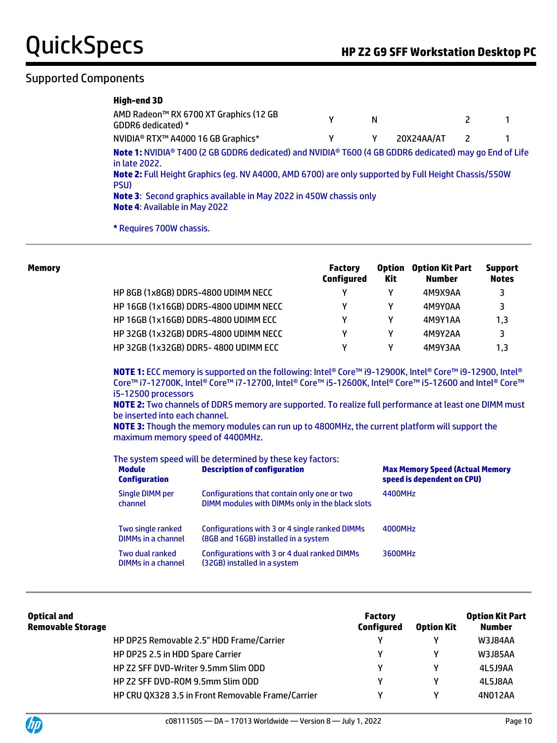## Supported Components

**High-end 3D**

| | | | | | |
|---|---|---|---|---|---|
| AMD Radeon™ RX 6700 XT Graphics (12 GB GDDR6 dedicated) * | Y | N | | 2 | 1 |
| NVIDIA® RTX™ A4000 16 GB Graphics* | Y | Y | 20X24AA/AT | 2 | 1 |

**Note 1:** NVIDIA® T400 (2 GB GDDR6 dedicated) and NVIDIA® T600 (4 GB GDDR6 dedicated) may go End of Life in late 2022.
**Note 2:** Full Height Graphics (eg. NV A4000, AMD 6700) are only supported by Full Height Chassis/550W PSU)
**Note 3**: Second graphics available in May 2022 in 450W chassis only
**Note 4**: Available in May 2022

**\*** Requires 700W chassis.

---

**Memory**

| | Factory Configured | Option Kit | Option Kit Part Number | Support Notes |
|---|---|---|---|---|
| HP 8GB (1x8GB) DDR5-4800 UDIMM NECC | Y | Y | 4M9X9AA | 3 |
| HP 16GB (1x16GB) DDR5-4800 UDIMM NECC | Y | Y | 4M9Y0AA | 3 |
| HP 16GB (1x16GB) DDR5-4800 UDIMM ECC | Y | Y | 4M9Y1AA | 1,3 |
| HP 32GB (1x32GB) DDR5-4800 UDIMM NECC | Y | Y | 4M9Y2AA | 3 |
| HP 32GB (1x32GB) DDR5- 4800 UDIMM ECC | Y | Y | 4M9Y3AA | 1,3 |

**NOTE 1:** ECC memory is supported on the following: Intel® Core™ i9-12900K, Intel® Core™ i9-12900, Intel® Core™ i7-12700K, Intel® Core™ i7-12700, Intel® Core™ i5-12600K, Intel® Core™ i5-12600 and Intel® Core™ i5-12500 processors
**NOTE 2:** Two channels of DDR5 memory are supported. To realize full performance at least one DIMM must be inserted into each channel.
**NOTE 3:** Though the memory modules can run up to 4800MHz, the current platform will support the maximum memory speed of 4400MHz.

The system speed will be determined by these key factors:

| Module Configuration | Description of configuration | Max Memory Speed (Actual Memory speed is dependent on CPU) |
|---|---|---|
| Single DIMM per channel | Configurations that contain only one or two DIMM modules with DIMMs only in the black slots | 4400MHz |
| Two single ranked DIMMs in a channel | Configurations with 3 or 4 single ranked DIMMs (8GB and 16GB) installed in a system | 4000MHz |
| Two dual ranked DIMMs in a channel | Configurations with 3 or 4 dual ranked DIMMs (32GB) installed in a system | 3600MHz |

---

**Optical and Removable Storage**

| | Factory Configured | Option Kit | Option Kit Part Number |
|---|---|---|---|
| HP DP25 Removable 2.5" HDD Frame/Carrier | Y | Y | W3J84AA |
| HP DP25 2.5 in HDD Spare Carrier | Y | Y | W3J85AA |
| HP Z2 SFF DVD-Writer 9.5mm Slim ODD | Y | Y | 4L5J9AA |
| HP Z2 SFF DVD-ROM 9.5mm Slim ODD | Y | Y | 4L5J8AA |
| HP CRU QX328 3.5 in Front Removable Frame/Carrier | Y | Y | 4N012AA |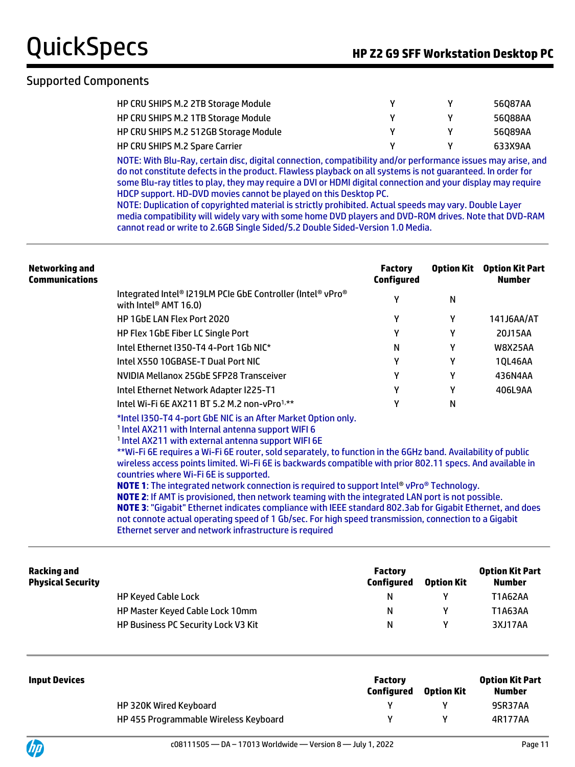## Supported Components

| | | | |
|---|---|---|---|
| HP CRU SHIPS M.2 2TB Storage Module | Y | Y | 56Q87AA |
| HP CRU SHIPS M.2 1TB Storage Module | Y | Y | 56Q88AA |
| HP CRU SHIPS M.2 512GB Storage Module | Y | Y | 56Q89AA |
| HP CRU SHIPS M.2 Spare Carrier | Y | Y | 633X9AA |

NOTE: With Blu-Ray, certain disc, digital connection, compatibility and/or performance issues may arise, and do not constitute defects in the product. Flawless playback on all systems is not guaranteed. In order for some Blu-ray titles to play, they may require a DVI or HDMI digital connection and your display may require HDCP support. HD-DVD movies cannot be played on this Desktop PC.
NOTE: Duplication of copyrighted material is strictly prohibited. Actual speeds may vary. Double Layer media compatibility will widely vary with some home DVD players and DVD-ROM drives. Note that DVD-RAM cannot read or write to 2.6GB Single Sided/5.2 Double Sided-Version 1.0 Media.

### Networking and Communications

| | Factory Configured | Option Kit | Option Kit Part Number |
|---|---|---|---|
| Integrated Intel® I219LM PCIe GbE Controller (Intel® vPro® with Intel® AMT 16.0) | Y | N | |
| HP 1GbE LAN Flex Port 2020 | Y | Y | 141J6AA/AT |
| HP Flex 1GbE Fiber LC Single Port | Y | Y | 20J15AA |
| Intel Ethernet I350-T4 4-Port 1Gb NIC* | N | Y | W8X25AA |
| Intel X550 10GBASE-T Dual Port NIC | Y | Y | 1QL46AA |
| NVIDIA Mellanox 25GbE SFP28 Transceiver | Y | Y | 436N4AA |
| Intel Ethernet Network Adapter I225-T1 | Y | Y | 406L9AA |
| Intel Wi-Fi 6E AX211 BT 5.2 M.2 non-vPro[1],** | Y | N | |

*Intel I350-T4 4-port GbE NIC is an After Market Option only.
[1] Intel AX211 with Internal antenna support WIFI 6
[1] Intel AX211 with external antenna support WIFI 6E
**Wi-Fi 6E requires a Wi-Fi 6E router, sold separately, to function in the 6GHz band. Availability of public wireless access points limited. Wi-Fi 6E is backwards compatible with prior 802.11 specs. And available in countries where Wi-Fi 6E is supported.
**NOTE 1**: The integrated network connection is required to support Intel® vPro® Technology.
**NOTE 2**: If AMT is provisioned, then network teaming with the integrated LAN port is not possible.
**NOTE 3**: "Gigabit" Ethernet indicates compliance with IEEE standard 802.3ab for Gigabit Ethernet, and does not connote actual operating speed of 1 Gb/sec. For high speed transmission, connection to a Gigabit Ethernet server and network infrastructure is required

### Racking and Physical Security

| | Factory Configured | Option Kit | Option Kit Part Number |
|---|---|---|---|
| HP Keyed Cable Lock | N | Y | T1A62AA |
| HP Master Keyed Cable Lock 10mm | N | Y | T1A63AA |
| HP Business PC Security Lock V3 Kit | N | Y | 3XJ17AA |

### Input Devices

| | Factory Configured | Option Kit | Option Kit Part Number |
|---|---|---|---|
| HP 320K Wired Keyboard | Y | Y | 9SR37AA |
| HP 455 Programmable Wireless Keyboard | Y | Y | 4R177AA |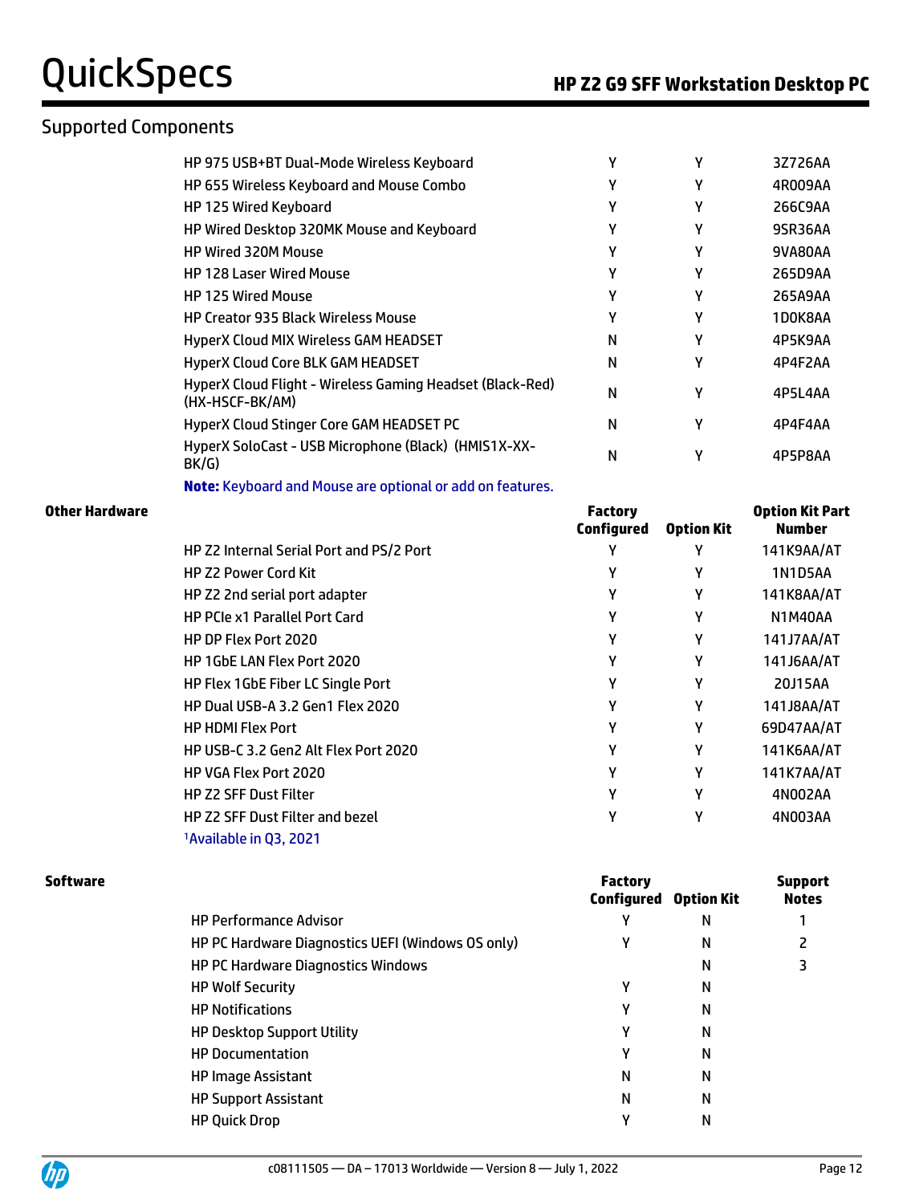## Supported Components

| | Factory Configured | Option Kit | Option Kit Part Number |
|---|---|---|---|
| HP 975 USB+BT Dual-Mode Wireless Keyboard | Y | Y | 3Z726AA |
| HP 655 Wireless Keyboard and Mouse Combo | Y | Y | 4R009AA |
| HP 125 Wired Keyboard | Y | Y | 266C9AA |
| HP Wired Desktop 320MK Mouse and Keyboard | Y | Y | 9SR36AA |
| HP Wired 320M Mouse | Y | Y | 9VA80AA |
| HP 128 Laser Wired Mouse | Y | Y | 265D9AA |
| HP 125 Wired Mouse | Y | Y | 265A9AA |
| HP Creator 935 Black Wireless Mouse | Y | Y | 1D0K8AA |
| HyperX Cloud MIX Wireless GAM HEADSET | N | Y | 4P5K9AA |
| HyperX Cloud Core BLK GAM HEADSET | N | Y | 4P4F2AA |
| HyperX Cloud Flight - Wireless Gaming Headset (Black-Red) (HX-HSCF-BK/AM) | N | Y | 4P5L4AA |
| HyperX Cloud Stinger Core GAM HEADSET PC | N | Y | 4P4F4AA |
| HyperX SoloCast - USB Microphone (Black) (HMIS1X-XX-BK/G) | N | Y | 4P5P8AA |

**Note:** Keyboard and Mouse are optional or add on features.

### Other Hardware

| | Factory Configured | Option Kit | Option Kit Part Number |
|---|---|---|---|
| HP Z2 Internal Serial Port and PS/2 Port | Y | Y | 141K9AA/AT |
| HP Z2 Power Cord Kit | Y | Y | 1N1D5AA |
| HP Z2 2nd serial port adapter | Y | Y | 141K8AA/AT |
| HP PCIe x1 Parallel Port Card | Y | Y | N1M40AA |
| HP DP Flex Port 2020 | Y | Y | 141J7AA/AT |
| HP 1GbE LAN Flex Port 2020 | Y | Y | 141J6AA/AT |
| HP Flex 1GbE Fiber LC Single Port | Y | Y | 20J15AA |
| HP Dual USB-A 3.2 Gen1 Flex 2020 | Y | Y | 141J8AA/AT |
| HP HDMI Flex Port | Y | Y | 69D47AA/AT |
| HP USB-C 3.2 Gen2 Alt Flex Port 2020 | Y | Y | 141K6AA/AT |
| HP VGA Flex Port 2020 | Y | Y | 141K7AA/AT |
| HP Z2 SFF Dust Filter | Y | Y | 4N002AA |
| HP Z2 SFF Dust Filter and bezel | Y | Y | 4N003AA |

[1]Available in Q3, 2021

### Software

| | Factory Configured | Option Kit | Support Notes |
|---|---|---|---|
| HP Performance Advisor | Y | N | 1 |
| HP PC Hardware Diagnostics UEFI (Windows OS only) | Y | N | 2 |
| HP PC Hardware Diagnostics Windows | | N | 3 |
| HP Wolf Security | Y | N | |
| HP Notifications | Y | N | |
| HP Desktop Support Utility | Y | N | |
| HP Documentation | Y | N | |
| HP Image Assistant | N | N | |
| HP Support Assistant | N | N | |
| HP Quick Drop | Y | N | |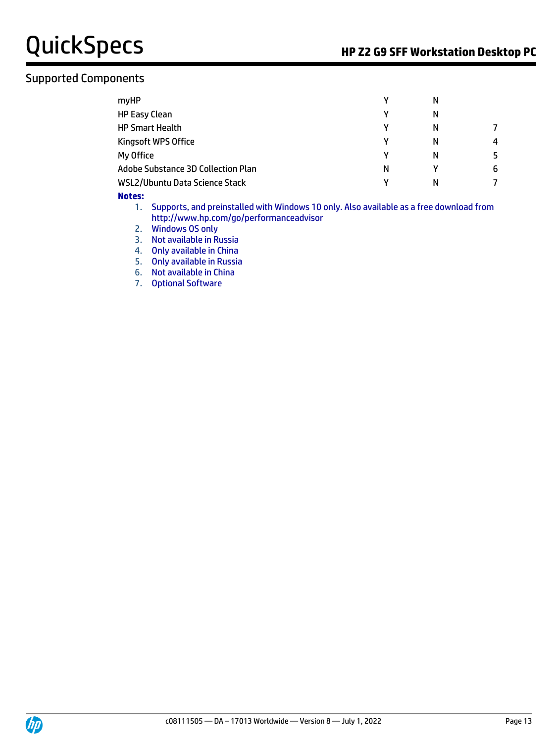## Supported Components

| | | | |
|---|---|---|---|
| myHP | Y | N | |
| HP Easy Clean | Y | N | |
| HP Smart Health | Y | N | 7 |
| Kingsoft WPS Office | Y | N | 4 |
| My Office | Y | N | 5 |
| Adobe Substance 3D Collection Plan | N | Y | 6 |
| WSL2/Ubuntu Data Science Stack | Y | N | 7 |

**Notes:**

1. Supports, and preinstalled with Windows 10 only. Also available as a free download from http://www.hp.com/go/performanceadvisor
2. Windows OS only
3. Not available in Russia
4. Only available in China
5. Only available in Russia
6. Not available in China
7. Optional Software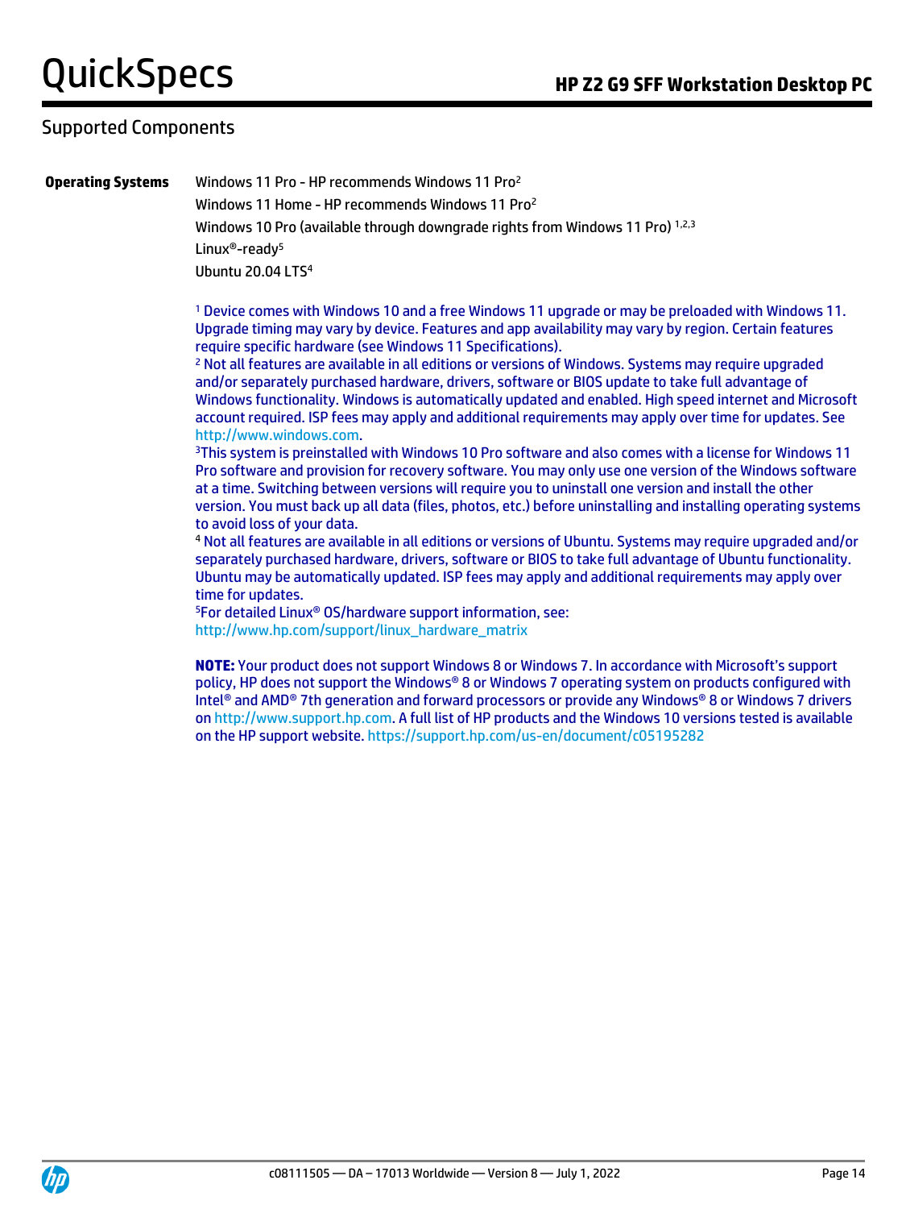## Supported Components

**Operating Systems**

Windows 11 Pro - HP recommends Windows 11 Pro[2]

Windows 11 Home - HP recommends Windows 11 Pro[2]

Windows 10 Pro (available through downgrade rights from Windows 11 Pro) [1,2,3]

Linux®-ready[5]

Ubuntu 20.04 LTS[4]

[1] Device comes with Windows 10 and a free Windows 11 upgrade or may be preloaded with Windows 11. Upgrade timing may vary by device. Features and app availability may vary by region. Certain features require specific hardware (see Windows 11 Specifications).

[2] Not all features are available in all editions or versions of Windows. Systems may require upgraded and/or separately purchased hardware, drivers, software or BIOS update to take full advantage of Windows functionality. Windows is automatically updated and enabled. High speed internet and Microsoft account required. ISP fees may apply and additional requirements may apply over time for updates. See http://www.windows.com.

[3] This system is preinstalled with Windows 10 Pro software and also comes with a license for Windows 11 Pro software and provision for recovery software. You may only use one version of the Windows software at a time. Switching between versions will require you to uninstall one version and install the other version. You must back up all data (files, photos, etc.) before uninstalling and installing operating systems to avoid loss of your data.

[4] Not all features are available in all editions or versions of Ubuntu. Systems may require upgraded and/or separately purchased hardware, drivers, software or BIOS to take full advantage of Ubuntu functionality. Ubuntu may be automatically updated. ISP fees may apply and additional requirements may apply over time for updates.

[5] For detailed Linux® OS/hardware support information, see: http://www.hp.com/support/linux_hardware_matrix

**NOTE:** Your product does not support Windows 8 or Windows 7. In accordance with Microsoft's support policy, HP does not support the Windows® 8 or Windows 7 operating system on products configured with Intel® and AMD® 7th generation and forward processors or provide any Windows® 8 or Windows 7 drivers on http://www.support.hp.com. A full list of HP products and the Windows 10 versions tested is available on the HP support website. https://support.hp.com/us-en/document/c05195282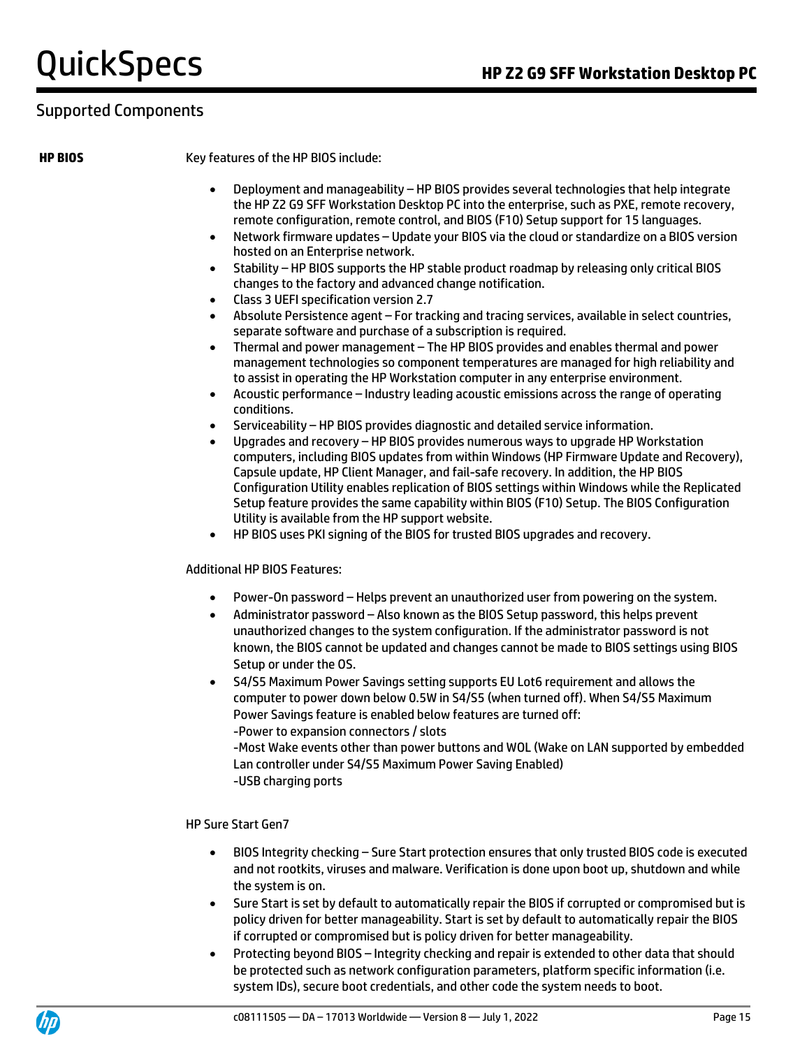## Supported Components

**HP BIOS**

Key features of the HP BIOS include:

- Deployment and manageability – HP BIOS provides several technologies that help integrate the HP Z2 G9 SFF Workstation Desktop PC into the enterprise, such as PXE, remote recovery, remote configuration, remote control, and BIOS (F10) Setup support for 15 languages.
- Network firmware updates – Update your BIOS via the cloud or standardize on a BIOS version hosted on an Enterprise network.
- Stability – HP BIOS supports the HP stable product roadmap by releasing only critical BIOS changes to the factory and advanced change notification.
- Class 3 UEFI specification version 2.7
- Absolute Persistence agent – For tracking and tracing services, available in select countries, separate software and purchase of a subscription is required.
- Thermal and power management – The HP BIOS provides and enables thermal and power management technologies so component temperatures are managed for high reliability and to assist in operating the HP Workstation computer in any enterprise environment.
- Acoustic performance – Industry leading acoustic emissions across the range of operating conditions.
- Serviceability – HP BIOS provides diagnostic and detailed service information.
- Upgrades and recovery – HP BIOS provides numerous ways to upgrade HP Workstation computers, including BIOS updates from within Windows (HP Firmware Update and Recovery), Capsule update, HP Client Manager, and fail-safe recovery. In addition, the HP BIOS Configuration Utility enables replication of BIOS settings within Windows while the Replicated Setup feature provides the same capability within BIOS (F10) Setup. The BIOS Configuration Utility is available from the HP support website.
- HP BIOS uses PKI signing of the BIOS for trusted BIOS upgrades and recovery.

Additional HP BIOS Features:

- Power-On password – Helps prevent an unauthorized user from powering on the system.
- Administrator password – Also known as the BIOS Setup password, this helps prevent unauthorized changes to the system configuration. If the administrator password is not known, the BIOS cannot be updated and changes cannot be made to BIOS settings using BIOS Setup or under the OS.
- S4/S5 Maximum Power Savings setting supports EU Lot6 requirement and allows the computer to power down below 0.5W in S4/S5 (when turned off). When S4/S5 Maximum Power Savings feature is enabled below features are turned off:
  -Power to expansion connectors / slots
  -Most Wake events other than power buttons and WOL (Wake on LAN supported by embedded Lan controller under S4/S5 Maximum Power Saving Enabled)
  -USB charging ports

HP Sure Start Gen7

- BIOS Integrity checking – Sure Start protection ensures that only trusted BIOS code is executed and not rootkits, viruses and malware. Verification is done upon boot up, shutdown and while the system is on.
- Sure Start is set by default to automatically repair the BIOS if corrupted or compromised but is policy driven for better manageability. Start is set by default to automatically repair the BIOS if corrupted or compromised but is policy driven for better manageability.
- Protecting beyond BIOS – Integrity checking and repair is extended to other data that should be protected such as network configuration parameters, platform specific information (i.e. system IDs), secure boot credentials, and other code the system needs to boot.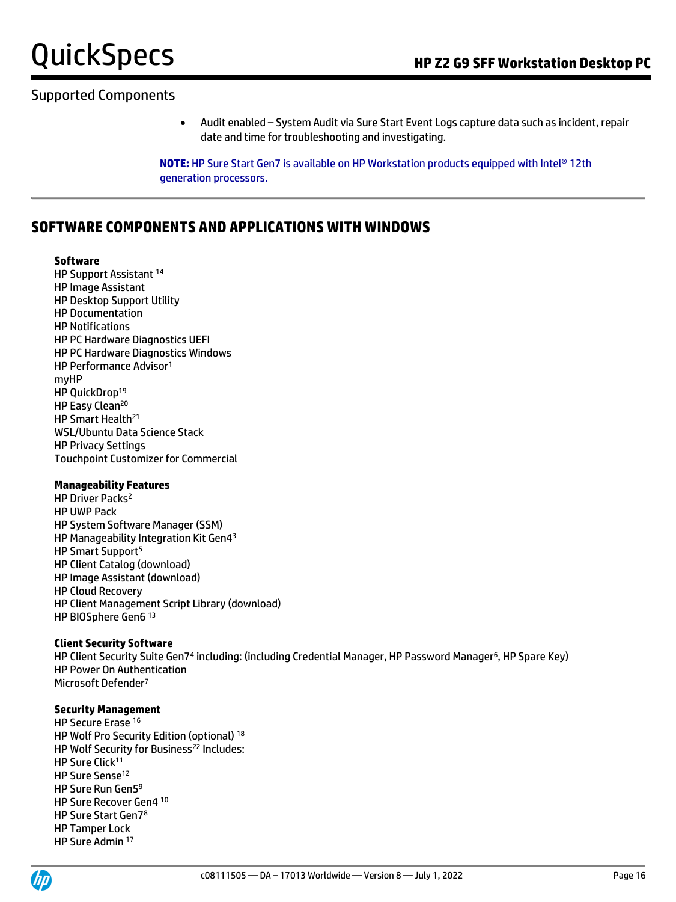## Supported Components

- Audit enabled – System Audit via Sure Start Event Logs capture data such as incident, repair date and time for troubleshooting and investigating.

**NOTE:** HP Sure Start Gen7 is available on HP Workstation products equipped with Intel® 12th generation processors.

## SOFTWARE COMPONENTS AND APPLICATIONS WITH WINDOWS

**Software**
HP Support Assistant [14]
HP Image Assistant
HP Desktop Support Utility
HP Documentation
HP Notifications
HP PC Hardware Diagnostics UEFI
HP PC Hardware Diagnostics Windows
HP Performance Advisor[1]
myHP
HP QuickDrop[19]
HP Easy Clean[20]
HP Smart Health[21]
WSL/Ubuntu Data Science Stack
HP Privacy Settings
Touchpoint Customizer for Commercial

**Manageability Features**
HP Driver Packs[2]
HP UWP Pack
HP System Software Manager (SSM)
HP Manageability Integration Kit Gen4[3]
HP Smart Support[5]
HP Client Catalog (download)
HP Image Assistant (download)
HP Cloud Recovery
HP Client Management Script Library (download)
HP BIOSphere Gen6 [13]

**Client Security Software**
HP Client Security Suite Gen7[4] including: (including Credential Manager, HP Password Manager[6], HP Spare Key)
HP Power On Authentication
Microsoft Defender[7]

**Security Management**
HP Secure Erase [16]
HP Wolf Pro Security Edition (optional) [18]
HP Wolf Security for Business[22] Includes:
HP Sure Click[11]
HP Sure Sense[12]
HP Sure Run Gen5[9]
HP Sure Recover Gen4 [10]
HP Sure Start Gen7[8]
HP Tamper Lock
HP Sure Admin [17]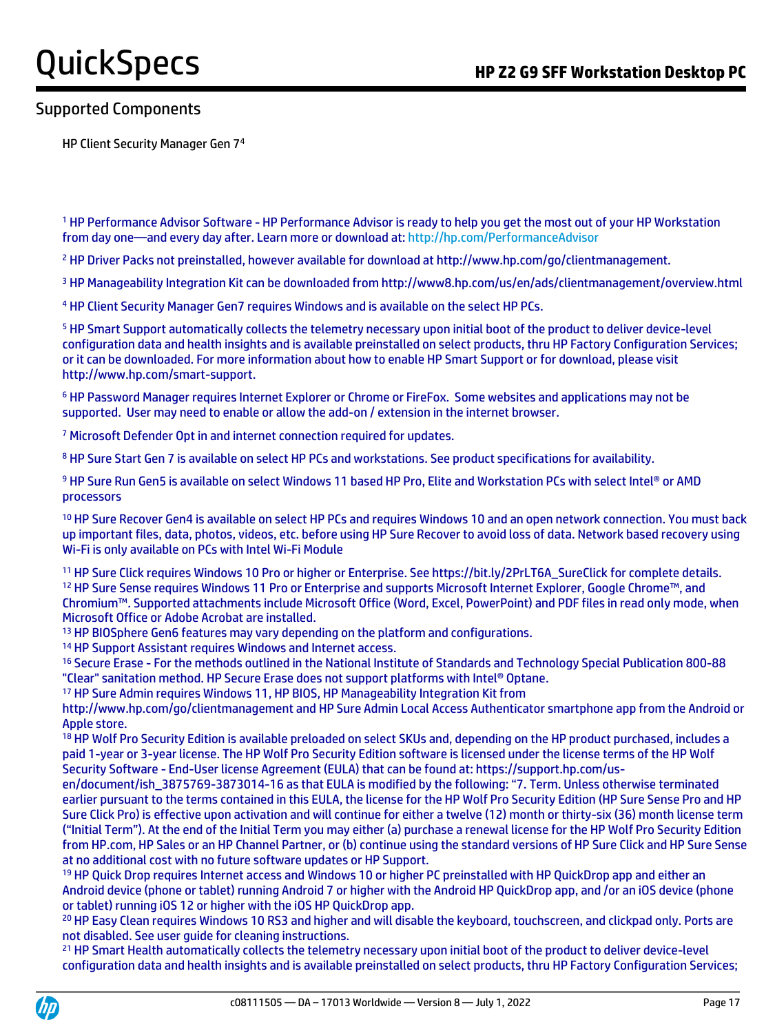## Supported Components

HP Client Security Manager Gen 7[4]

[1] HP Performance Advisor Software - HP Performance Advisor is ready to help you get the most out of your HP Workstation from day one—and every day after. Learn more or download at: http://hp.com/PerformanceAdvisor

[2] HP Driver Packs not preinstalled, however available for download at http://www.hp.com/go/clientmanagement.

[3] HP Manageability Integration Kit can be downloaded from http://www8.hp.com/us/en/ads/clientmanagement/overview.html

[4] HP Client Security Manager Gen7 requires Windows and is available on the select HP PCs.

[5] HP Smart Support automatically collects the telemetry necessary upon initial boot of the product to deliver device-level configuration data and health insights and is available preinstalled on select products, thru HP Factory Configuration Services; or it can be downloaded. For more information about how to enable HP Smart Support or for download, please visit http://www.hp.com/smart-support.

[6] HP Password Manager requires Internet Explorer or Chrome or FireFox. Some websites and applications may not be supported. User may need to enable or allow the add-on / extension in the internet browser.

[7] Microsoft Defender Opt in and internet connection required for updates.

[8] HP Sure Start Gen 7 is available on select HP PCs and workstations. See product specifications for availability.

[9] HP Sure Run Gen5 is available on select Windows 11 based HP Pro, Elite and Workstation PCs with select Intel® or AMD processors

[10] HP Sure Recover Gen4 is available on select HP PCs and requires Windows 10 and an open network connection. You must back up important files, data, photos, videos, etc. before using HP Sure Recover to avoid loss of data. Network based recovery using Wi-Fi is only available on PCs with Intel Wi-Fi Module

[11] HP Sure Click requires Windows 10 Pro or higher or Enterprise. See https://bit.ly/2PrLT6A_SureClick for complete details.

[12] HP Sure Sense requires Windows 11 Pro or Enterprise and supports Microsoft Internet Explorer, Google Chrome™, and Chromium™. Supported attachments include Microsoft Office (Word, Excel, PowerPoint) and PDF files in read only mode, when Microsoft Office or Adobe Acrobat are installed.

[13] HP BIOSphere Gen6 features may vary depending on the platform and configurations.

[14] HP Support Assistant requires Windows and Internet access.

[16] Secure Erase - For the methods outlined in the National Institute of Standards and Technology Special Publication 800-88 "Clear" sanitation method. HP Secure Erase does not support platforms with Intel® Optane.

[17] HP Sure Admin requires Windows 11, HP BIOS, HP Manageability Integration Kit from http://www.hp.com/go/clientmanagement and HP Sure Admin Local Access Authenticator smartphone app from the Android or Apple store.

[18] HP Wolf Pro Security Edition is available preloaded on select SKUs and, depending on the HP product purchased, includes a paid 1-year or 3-year license. The HP Wolf Pro Security Edition software is licensed under the license terms of the HP Wolf Security Software - End-User license Agreement (EULA) that can be found at: https://support.hp.com/us-en/document/ish_3875769-3873014-16 as that EULA is modified by the following: "7. Term. Unless otherwise terminated earlier pursuant to the terms contained in this EULA, the license for the HP Wolf Pro Security Edition (HP Sure Sense Pro and HP Sure Click Pro) is effective upon activation and will continue for either a twelve (12) month or thirty-six (36) month license term ("Initial Term"). At the end of the Initial Term you may either (a) purchase a renewal license for the HP Wolf Pro Security Edition from HP.com, HP Sales or an HP Channel Partner, or (b) continue using the standard versions of HP Sure Click and HP Sure Sense at no additional cost with no future software updates or HP Support.

[19] HP Quick Drop requires Internet access and Windows 10 or higher PC preinstalled with HP QuickDrop app and either an Android device (phone or tablet) running Android 7 or higher with the Android HP QuickDrop app, and /or an iOS device (phone or tablet) running iOS 12 or higher with the iOS HP QuickDrop app.

[20] HP Easy Clean requires Windows 10 RS3 and higher and will disable the keyboard, touchscreen, and clickpad only. Ports are not disabled. See user guide for cleaning instructions.

[21] HP Smart Health automatically collects the telemetry necessary upon initial boot of the product to deliver device-level configuration data and health insights and is available preinstalled on select products, thru HP Factory Configuration Services;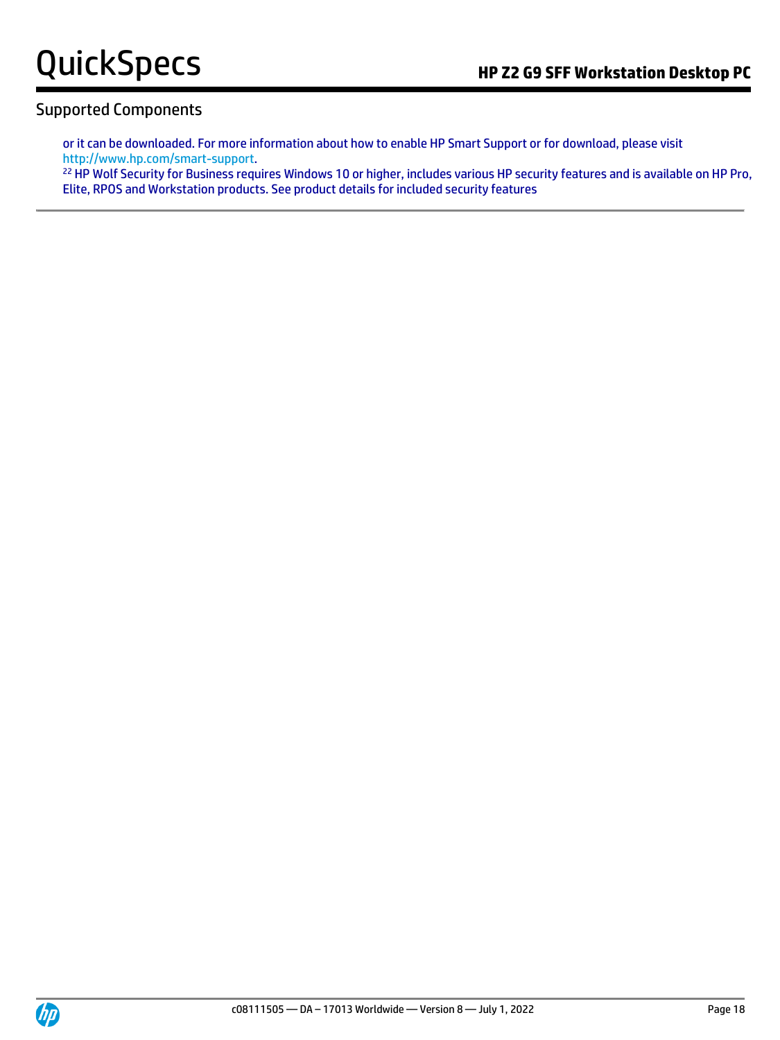## Supported Components

or it can be downloaded. For more information about how to enable HP Smart Support or for download, please visit http://www.hp.com/smart-support.

[22] HP Wolf Security for Business requires Windows 10 or higher, includes various HP security features and is available on HP Pro, Elite, RPOS and Workstation products. See product details for included security features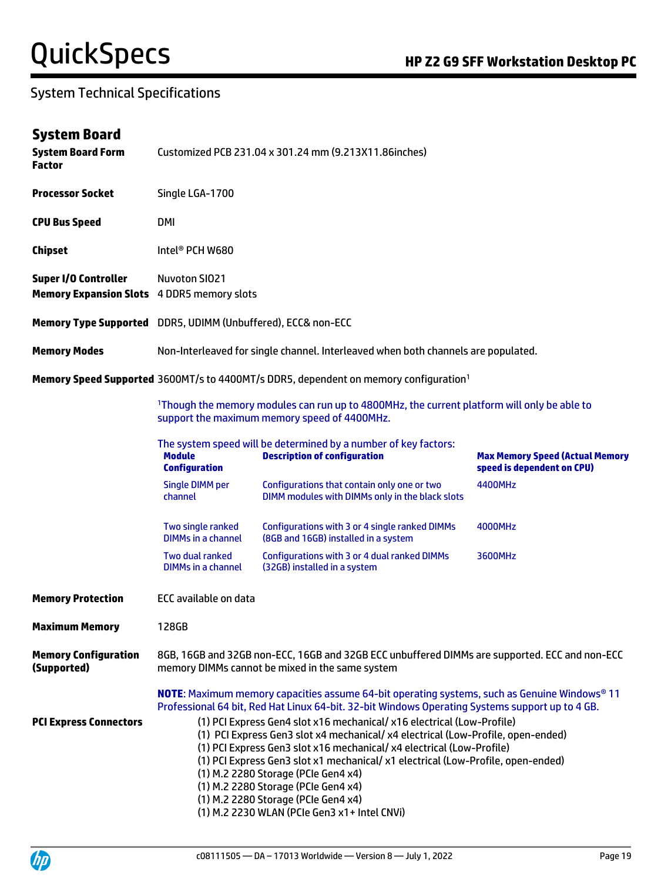## System Technical Specifications

### System Board

**System Board Form Factor** Customized PCB 231.04 x 301.24 mm (9.213X11.86inches)

**Processor Socket** Single LGA-1700

**CPU Bus Speed** DMI

**Chipset** Intel® PCH W680

**Super I/O Controller** Nuvoton SIO21

**Memory Expansion Slots** 4 DDR5 memory slots

**Memory Type Supported** DDR5, UDIMM (Unbuffered), ECC& non-ECC

**Memory Modes** Non-Interleaved for single channel. Interleaved when both channels are populated.

**Memory Speed Supported** 3600MT/s to 4400MT/s DDR5, dependent on memory configuration[1]

[1]Though the memory modules can run up to 4800MHz, the current platform will only be able to support the maximum memory speed of 4400MHz.

The system speed will be determined by a number of key factors:

| Module Configuration | Description of configuration | Max Memory Speed (Actual Memory speed is dependent on CPU) |
|---|---|---|
| Single DIMM per channel | Configurations that contain only one or two DIMM modules with DIMMs only in the black slots | 4400MHz |
| Two single ranked DIMMs in a channel | Configurations with 3 or 4 single ranked DIMMs (8GB and 16GB) installed in a system | 4000MHz |
| Two dual ranked DIMMs in a channel | Configurations with 3 or 4 dual ranked DIMMs (32GB) installed in a system | 3600MHz |

**Memory Protection** ECC available on data

**Maximum Memory** 128GB

**Memory Configuration (Supported)** 8GB, 16GB and 32GB non-ECC, 16GB and 32GB ECC unbuffered DIMMs are supported. ECC and non-ECC memory DIMMs cannot be mixed in the same system

**NOTE**: Maximum memory capacities assume 64-bit operating systems, such as Genuine Windows® 11 Professional 64 bit, Red Hat Linux 64-bit. 32-bit Windows Operating Systems support up to 4 GB.

**PCI Express Connectors**
- (1) PCI Express Gen4 slot x16 mechanical/ x16 electrical (Low-Profile)
- (1) PCI Express Gen3 slot x4 mechanical/ x4 electrical (Low-Profile, open-ended)
- (1) PCI Express Gen3 slot x16 mechanical/ x4 electrical (Low-Profile)
- (1) PCI Express Gen3 slot x1 mechanical/ x1 electrical (Low-Profile, open-ended)
- (1) M.2 2280 Storage (PCIe Gen4 x4)
- (1) M.2 2280 Storage (PCIe Gen4 x4)
- (1) M.2 2280 Storage (PCIe Gen4 x4)
- (1) M.2 2230 WLAN (PCIe Gen3 x1+ Intel CNVi)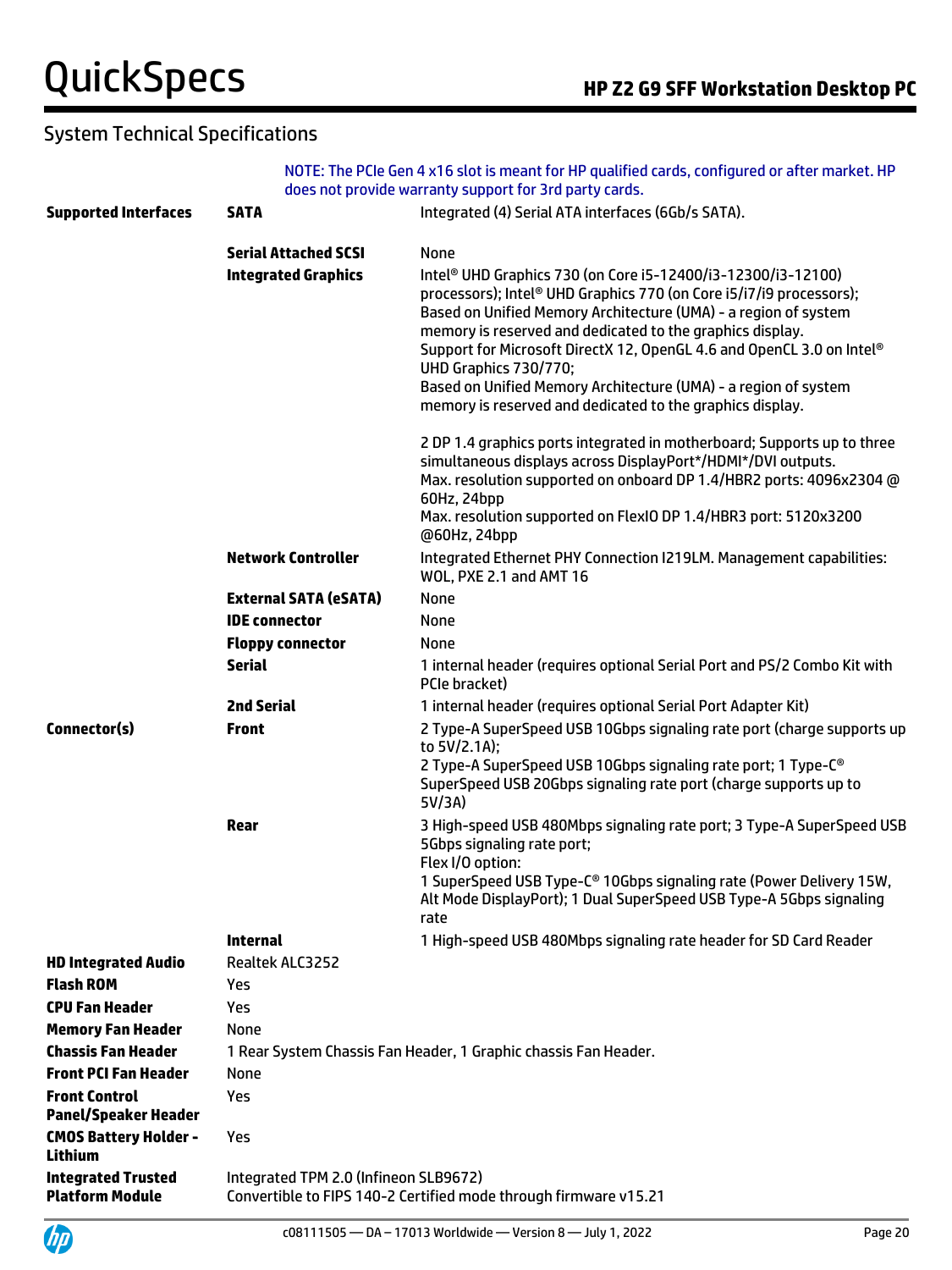## System Technical Specifications

| | | |
|---|---|---|
| | NOTE: The PCIe Gen 4 x16 slot is meant for HP qualified cards, configured or after market. HP does not provide warranty support for 3rd party cards. | |
| **Supported Interfaces** | **SATA** | Integrated (4) Serial ATA interfaces (6Gb/s SATA). |
| | **Serial Attached SCSI** | None |
| | **Integrated Graphics** | Intel® UHD Graphics 730 (on Core i5-12400/i3-12300/i3-12100) processors); Intel® UHD Graphics 770 (on Core i5/i7/i9 processors); Based on Unified Memory Architecture (UMA) - a region of system memory is reserved and dedicated to the graphics display.<br>Support for Microsoft DirectX 12, OpenGL 4.6 and OpenCL 3.0 on Intel® UHD Graphics 730/770;<br>Based on Unified Memory Architecture (UMA) - a region of system memory is reserved and dedicated to the graphics display.<br><br>2 DP 1.4 graphics ports integrated in motherboard; Supports up to three simultaneous displays across DisplayPort*/HDMI*/DVI outputs.<br>Max. resolution supported on onboard DP 1.4/HBR2 ports: 4096x2304 @ 60Hz, 24bpp<br>Max. resolution supported on FlexIO DP 1.4/HBR3 port: 5120x3200 @60Hz, 24bpp |
| | **Network Controller** | Integrated Ethernet PHY Connection I219LM. Management capabilities: WOL, PXE 2.1 and AMT 16 |
| | **External SATA (eSATA)** | None |
| | **IDE connector** | None |
| | **Floppy connector** | None |
| | **Serial** | 1 internal header (requires optional Serial Port and PS/2 Combo Kit with PCIe bracket) |
| | **2nd Serial** | 1 internal header (requires optional Serial Port Adapter Kit) |
| **Connector(s)** | **Front** | 2 Type-A SuperSpeed USB 10Gbps signaling rate port (charge supports up to 5V/2.1A);<br>2 Type-A SuperSpeed USB 10Gbps signaling rate port; 1 Type-C® SuperSpeed USB 20Gbps signaling rate port (charge supports up to 5V/3A) |
| | **Rear** | 3 High-speed USB 480Mbps signaling rate port; 3 Type-A SuperSpeed USB 5Gbps signaling rate port;<br>Flex I/O option:<br>1 SuperSpeed USB Type-C® 10Gbps signaling rate (Power Delivery 15W, Alt Mode DisplayPort); 1 Dual SuperSpeed USB Type-A 5Gbps signaling rate |
| | **Internal** | 1 High-speed USB 480Mbps signaling rate header for SD Card Reader |
| **HD Integrated Audio** | Realtek ALC3252 | |
| **Flash ROM** | Yes | |
| **CPU Fan Header** | Yes | |
| **Memory Fan Header** | None | |
| **Chassis Fan Header** | 1 Rear System Chassis Fan Header, 1 Graphic chassis Fan Header. | |
| **Front PCI Fan Header** | None | |
| **Front Control Panel/Speaker Header** | Yes | |
| **CMOS Battery Holder - Lithium** | Yes | |
| **Integrated Trusted Platform Module** | Integrated TPM 2.0 (Infineon SLB9672)<br>Convertible to FIPS 140-2 Certified mode through firmware v15.21 | |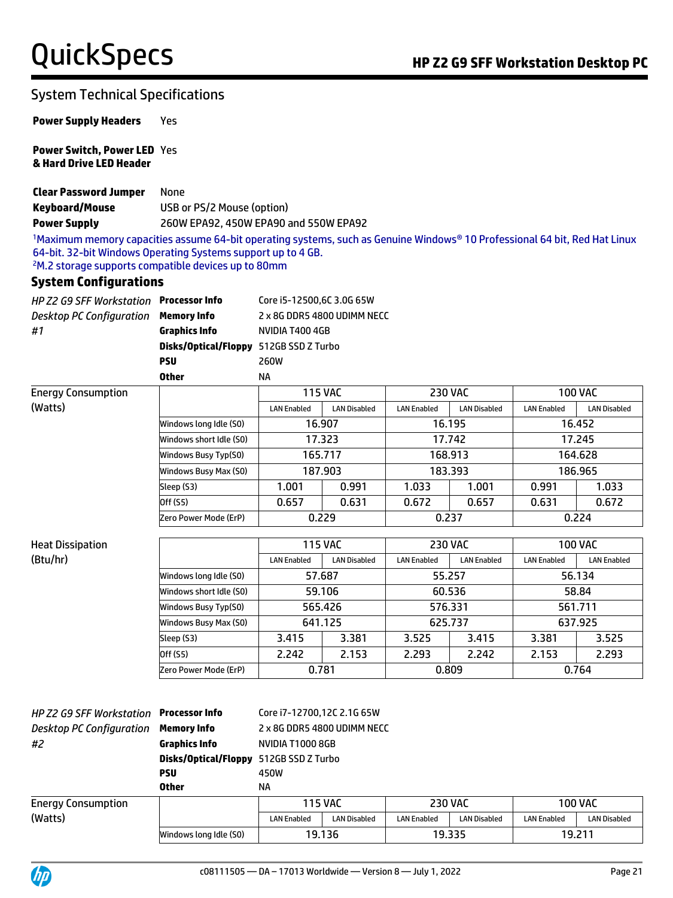## System Technical Specifications

| | |
|---|---|
| **Power Supply Headers** | Yes |
| **Power Switch, Power LED & Hard Drive LED Header** | Yes |
| **Clear Password Jumper** | None |
| **Keyboard/Mouse** | USB or PS/2 Mouse (option) |
| **Power Supply** | 260W EPA92, 450W EPA90 and 550W EPA92 |

[1]Maximum memory capacities assume 64-bit operating systems, such as Genuine Windows® 10 Professional 64 bit, Red Hat Linux 64-bit. 32-bit Windows Operating Systems support up to 4 GB.
[2]M.2 storage supports compatible devices up to 80mm

### System Configurations

*HP Z2 G9 SFF Workstation Desktop PC Configuration #1*

| | |
|---|---|
| **Processor Info** | Core i5-12500,6C 3.0G 65W |
| **Memory Info** | 2 x 8G DDR5 4800 UDIMM NECC |
| **Graphics Info** | NVIDIA T400 4GB |
| **Disks/Optical/Floppy** | 512GB SSD Z Turbo |
| **PSU** | 260W |
| **Other** | NA |

Energy Consumption (Watts)

| | 115 VAC | | 230 VAC | | 100 VAC | |
|---|---|---|---|---|---|---|
| | LAN Enabled | LAN Disabled | LAN Enabled | LAN Disabled | LAN Enabled | LAN Disabled |
| Windows long Idle (S0) | 16.907 | | 16.195 | | 16.452 | |
| Windows short Idle (S0) | 17.323 | | 17.742 | | 17.245 | |
| Windows Busy Typ(S0) | 165.717 | | 168.913 | | 164.628 | |
| Windows Busy Max (S0) | 187.903 | | 183.393 | | 186.965 | |
| Sleep (S3) | 1.001 | 0.991 | 1.033 | 1.001 | 0.991 | 1.033 |
| Off (S5) | 0.657 | 0.631 | 0.672 | 0.657 | 0.631 | 0.672 |
| Zero Power Mode (ErP) | 0.229 | | 0.237 | | 0.224 | |

Heat Dissipation (Btu/hr)

| | 115 VAC | | 230 VAC | | 100 VAC | |
|---|---|---|---|---|---|---|
| | LAN Enabled | LAN Disabled | LAN Enabled | LAN Enabled | LAN Enabled | LAN Enabled |
| Windows long Idle (S0) | 57.687 | | 55.257 | | 56.134 | |
| Windows short Idle (S0) | 59.106 | | 60.536 | | 58.84 | |
| Windows Busy Typ(S0) | 565.426 | | 576.331 | | 561.711 | |
| Windows Busy Max (S0) | 641.125 | | 625.737 | | 637.925 | |
| Sleep (S3) | 3.415 | 3.381 | 3.525 | 3.415 | 3.381 | 3.525 |
| Off (S5) | 2.242 | 2.153 | 2.293 | 2.242 | 2.153 | 2.293 |
| Zero Power Mode (ErP) | 0.781 | | 0.809 | | 0.764 | |

*HP Z2 G9 SFF Workstation Desktop PC Configuration #2*

| | |
|---|---|
| **Processor Info** | Core i7-12700,12C 2.1G 65W |
| **Memory Info** | 2 x 8G DDR5 4800 UDIMM NECC |
| **Graphics Info** | NVIDIA T1000 8GB |
| **Disks/Optical/Floppy** | 512GB SSD Z Turbo |
| **PSU** | 450W |
| **Other** | NA |

Energy Consumption (Watts)

| | 115 VAC | | 230 VAC | | 100 VAC | |
|---|---|---|---|---|---|---|
| | LAN Enabled | LAN Disabled | LAN Enabled | LAN Disabled | LAN Enabled | LAN Disabled |
| Windows long Idle (S0) | 19.136 | | 19.335 | | 19.211 | |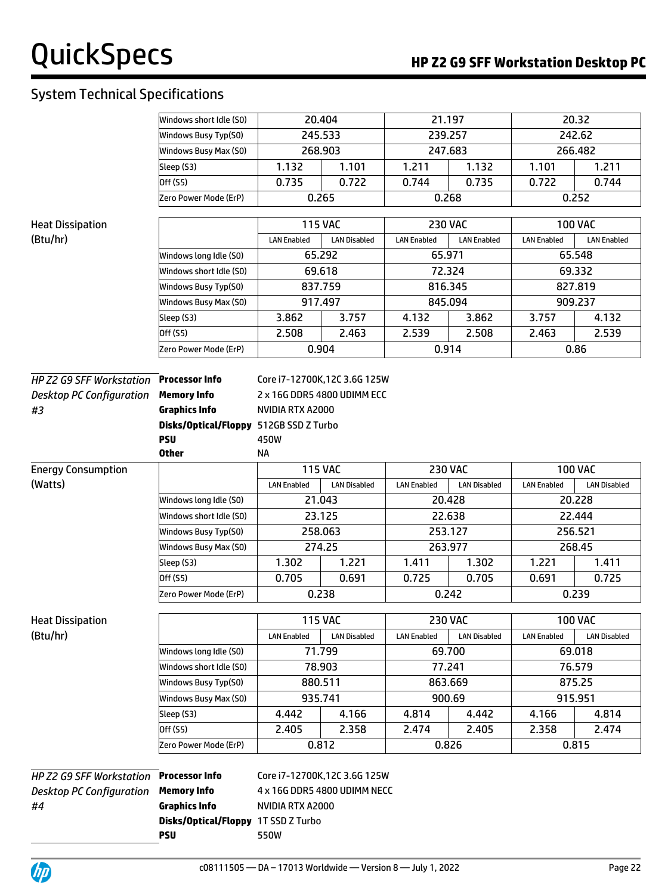## System Technical Specifications

| | | | | | | |
|---|---|---|---|---|---|---|
| Windows short Idle (S0) | 20.404 | | 21.197 | | 20.32 | |
| Windows Busy Typ(S0) | 245.533 | | 239.257 | | 242.62 | |
| Windows Busy Max (S0) | 268.903 | | 247.683 | | 266.482 | |
| Sleep (S3) | 1.132 | 1.101 | 1.211 | 1.132 | 1.101 | 1.211 |
| Off (S5) | 0.735 | 0.722 | 0.744 | 0.735 | 0.722 | 0.744 |
| Zero Power Mode (ErP) | 0.265 | | 0.268 | | 0.252 | |

**Heat Dissipation (Btu/hr)**

| | 115 VAC | | 230 VAC | | 100 VAC | |
|---|---|---|---|---|---|---|
| | LAN Enabled | LAN Disabled | LAN Enabled | LAN Enabled | LAN Enabled | LAN Enabled |
| Windows long Idle (S0) | 65.292 | | 65.971 | | 65.548 | |
| Windows short Idle (S0) | 69.618 | | 72.324 | | 69.332 | |
| Windows Busy Typ(S0) | 837.759 | | 816.345 | | 827.819 | |
| Windows Busy Max (S0) | 917.497 | | 845.094 | | 909.237 | |
| Sleep (S3) | 3.862 | 3.757 | 4.132 | 3.862 | 3.757 | 4.132 |
| Off (S5) | 2.508 | 2.463 | 2.539 | 2.508 | 2.463 | 2.539 |
| Zero Power Mode (ErP) | 0.904 | | 0.914 | | 0.86 | |

*HP Z2 G9 SFF Workstation Desktop PC Configuration #3*

| | |
|---|---|
| **Processor Info** | Core i7-12700K,12C 3.6G 125W |
| **Memory Info** | 2 x 16G DDR5 4800 UDIMM ECC |
| **Graphics Info** | NVIDIA RTX A2000 |
| **Disks/Optical/Floppy** | 512GB SSD Z Turbo |
| **PSU** | 450W |
| **Other** | NA |

**Energy Consumption (Watts)**

| | 115 VAC | | 230 VAC | | 100 VAC | |
|---|---|---|---|---|---|---|
| | LAN Enabled | LAN Disabled | LAN Enabled | LAN Disabled | LAN Enabled | LAN Disabled |
| Windows long Idle (S0) | 21.043 | | 20.428 | | 20.228 | |
| Windows short Idle (S0) | 23.125 | | 22.638 | | 22.444 | |
| Windows Busy Typ(S0) | 258.063 | | 253.127 | | 256.521 | |
| Windows Busy Max (S0) | 274.25 | | 263.977 | | 268.45 | |
| Sleep (S3) | 1.302 | 1.221 | 1.411 | 1.302 | 1.221 | 1.411 |
| Off (S5) | 0.705 | 0.691 | 0.725 | 0.705 | 0.691 | 0.725 |
| Zero Power Mode (ErP) | 0.238 | | 0.242 | | 0.239 | |

**Heat Dissipation (Btu/hr)**

| | 115 VAC | | 230 VAC | | 100 VAC | |
|---|---|---|---|---|---|---|
| | LAN Enabled | LAN Disabled | LAN Enabled | LAN Disabled | LAN Enabled | LAN Disabled |
| Windows long Idle (S0) | 71.799 | | 69.700 | | 69.018 | |
| Windows short Idle (S0) | 78.903 | | 77.241 | | 76.579 | |
| Windows Busy Typ(S0) | 880.511 | | 863.669 | | 875.25 | |
| Windows Busy Max (S0) | 935.741 | | 900.69 | | 915.951 | |
| Sleep (S3) | 4.442 | 4.166 | 4.814 | 4.442 | 4.166 | 4.814 |
| Off (S5) | 2.405 | 2.358 | 2.474 | 2.405 | 2.358 | 2.474 |
| Zero Power Mode (ErP) | 0.812 | | 0.826 | | 0.815 | |

*HP Z2 G9 SFF Workstation Desktop PC Configuration #4*

| | |
|---|---|
| **Processor Info** | Core i7-12700K,12C 3.6G 125W |
| **Memory Info** | 4 x 16G DDR5 4800 UDIMM NECC |
| **Graphics Info** | NVIDIA RTX A2000 |
| **Disks/Optical/Floppy** | 1T SSD Z Turbo |
| **PSU** | 550W |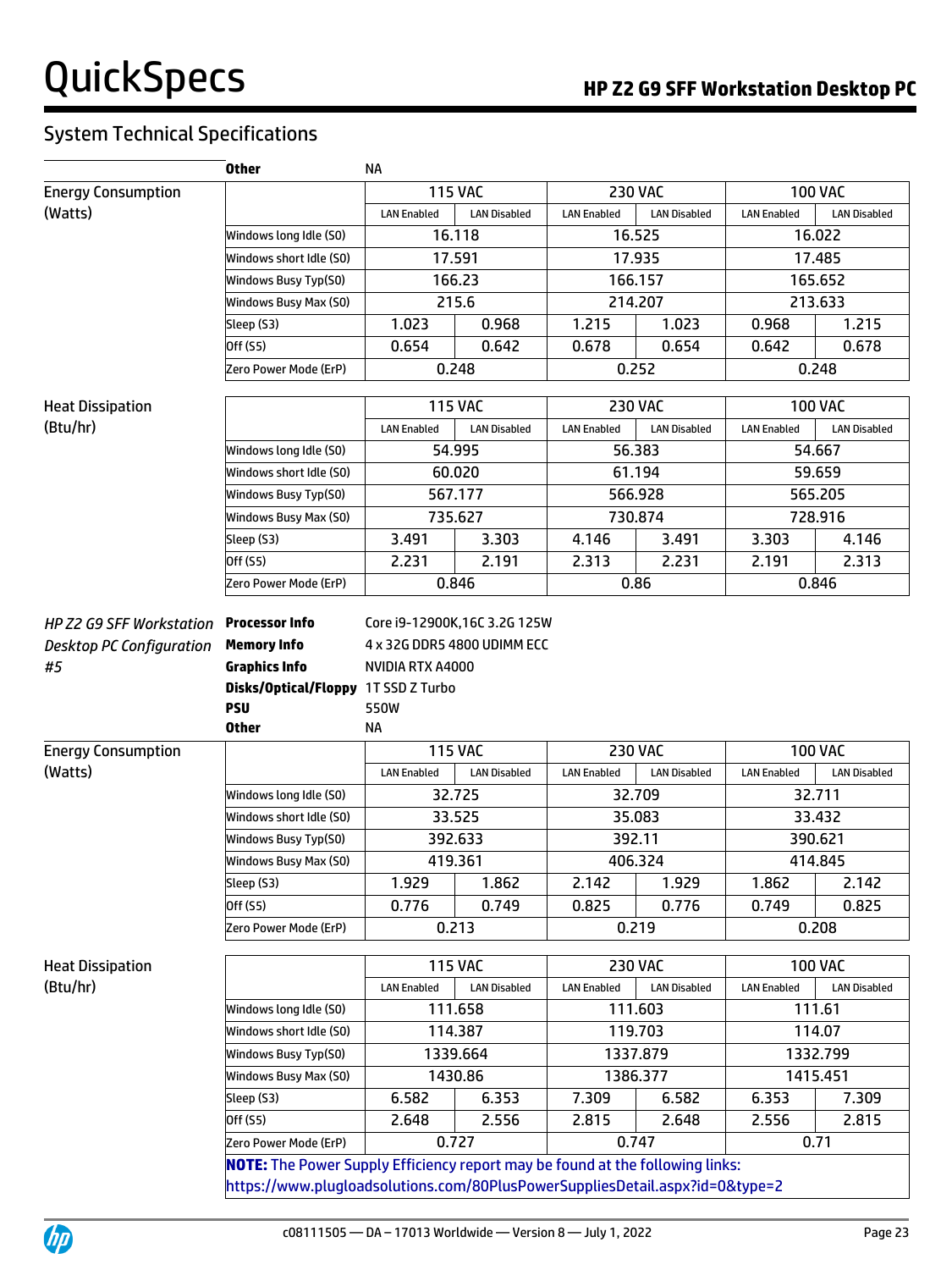## System Technical Specifications

| | | |
|---|---|---|
| | **Other** | NA |

**Energy Consumption (Watts)**

| | 115 VAC | | 230 VAC | | 100 VAC | |
|---|---|---|---|---|---|---|
| | LAN Enabled | LAN Disabled | LAN Enabled | LAN Disabled | LAN Enabled | LAN Disabled |
| Windows long Idle (S0) | 16.118 | | 16.525 | | 16.022 | |
| Windows short Idle (S0) | 17.591 | | 17.935 | | 17.485 | |
| Windows Busy Typ(S0) | 166.23 | | 166.157 | | 165.652 | |
| Windows Busy Max (S0) | 215.6 | | 214.207 | | 213.633 | |
| Sleep (S3) | 1.023 | 0.968 | 1.215 | 1.023 | 0.968 | 1.215 |
| Off (S5) | 0.654 | 0.642 | 0.678 | 0.654 | 0.642 | 0.678 |
| Zero Power Mode (ErP) | 0.248 | | 0.252 | | 0.248 | |

**Heat Dissipation (Btu/hr)**

| | 115 VAC | | 230 VAC | | 100 VAC | |
|---|---|---|---|---|---|---|
| | LAN Enabled | LAN Disabled | LAN Enabled | LAN Disabled | LAN Enabled | LAN Disabled |
| Windows long Idle (S0) | 54.995 | | 56.383 | | 54.667 | |
| Windows short Idle (S0) | 60.020 | | 61.194 | | 59.659 | |
| Windows Busy Typ(S0) | 567.177 | | 566.928 | | 565.205 | |
| Windows Busy Max (S0) | 735.627 | | 730.874 | | 728.916 | |
| Sleep (S3) | 3.491 | 3.303 | 4.146 | 3.491 | 3.303 | 4.146 |
| Off (S5) | 2.231 | 2.191 | 2.313 | 2.231 | 2.191 | 2.313 |
| Zero Power Mode (ErP) | 0.846 | | 0.86 | | 0.846 | |

*HP Z2 G9 SFF Workstation Desktop PC Configuration #5*

| | |
|---|---|
| **Processor Info** | Core i9-12900K,16C 3.2G 125W |
| **Memory Info** | 4 x 32G DDR5 4800 UDIMM ECC |
| **Graphics Info** | NVIDIA RTX A4000 |
| **Disks/Optical/Floppy** | 1T SSD Z Turbo |
| **PSU** | 550W |
| **Other** | NA |

**Energy Consumption (Watts)**

| | 115 VAC | | 230 VAC | | 100 VAC | |
|---|---|---|---|---|---|---|
| | LAN Enabled | LAN Disabled | LAN Enabled | LAN Disabled | LAN Enabled | LAN Disabled |
| Windows long Idle (S0) | 32.725 | | 32.709 | | 32.711 | |
| Windows short Idle (S0) | 33.525 | | 35.083 | | 33.432 | |
| Windows Busy Typ(S0) | 392.633 | | 392.11 | | 390.621 | |
| Windows Busy Max (S0) | 419.361 | | 406.324 | | 414.845 | |
| Sleep (S3) | 1.929 | 1.862 | 2.142 | 1.929 | 1.862 | 2.142 |
| Off (S5) | 0.776 | 0.749 | 0.825 | 0.776 | 0.749 | 0.825 |
| Zero Power Mode (ErP) | 0.213 | | 0.219 | | 0.208 | |

**Heat Dissipation (Btu/hr)**

| | 115 VAC | | 230 VAC | | 100 VAC | |
|---|---|---|---|---|---|---|
| | LAN Enabled | LAN Disabled | LAN Enabled | LAN Disabled | LAN Enabled | LAN Disabled |
| Windows long Idle (S0) | 111.658 | | 111.603 | | 111.61 | |
| Windows short Idle (S0) | 114.387 | | 119.703 | | 114.07 | |
| Windows Busy Typ(S0) | 1339.664 | | 1337.879 | | 1332.799 | |
| Windows Busy Max (S0) | 1430.86 | | 1386.377 | | 1415.451 | |
| Sleep (S3) | 6.582 | 6.353 | 7.309 | 6.582 | 6.353 | 7.309 |
| Off (S5) | 2.648 | 2.556 | 2.815 | 2.648 | 2.556 | 2.815 |
| Zero Power Mode (ErP) | 0.727 | | 0.747 | | 0.71 | |

**NOTE:** The Power Supply Efficiency report may be found at the following links:
https://www.plugloadsolutions.com/80PlusPowerSuppliesDetail.aspx?id=0&type=2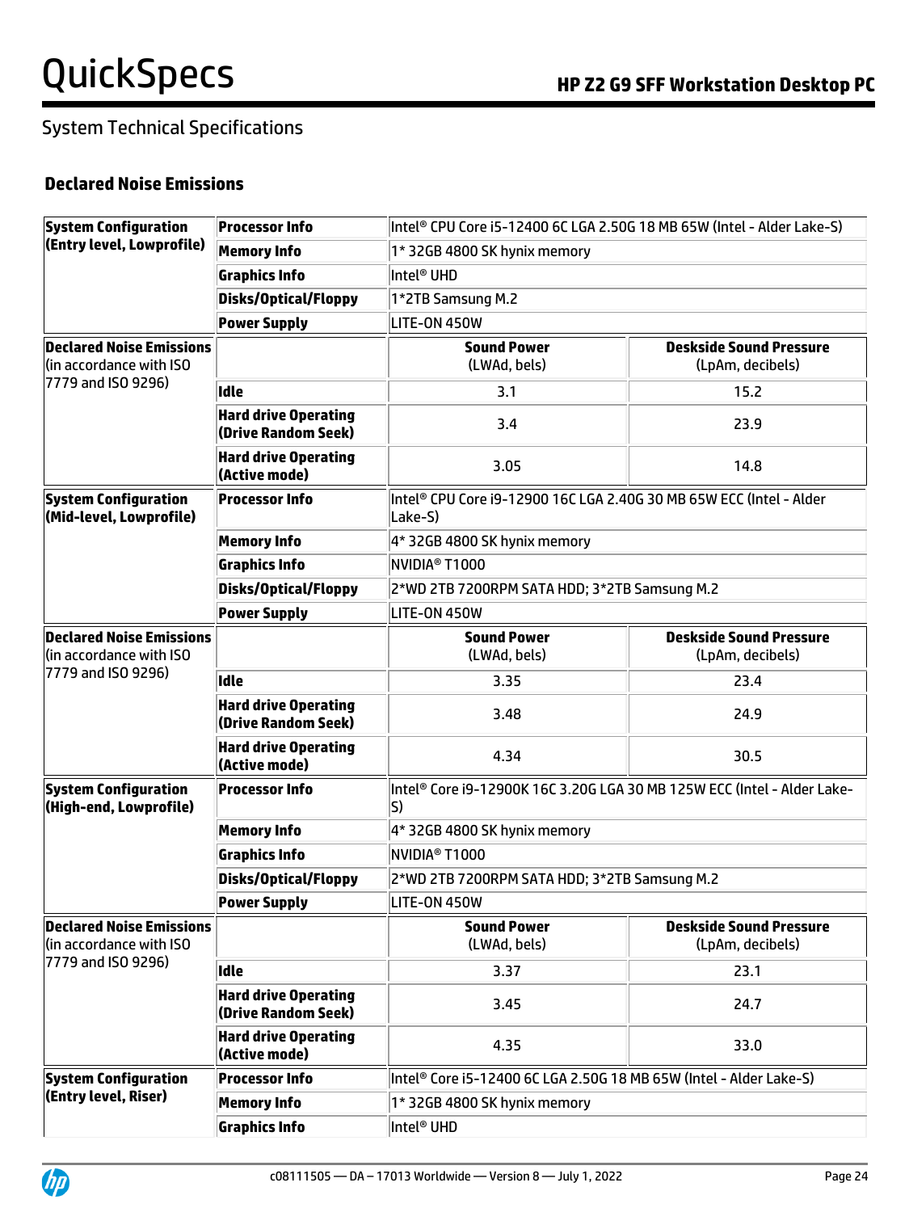## System Technical Specifications

### Declared Noise Emissions

| System Configuration (Entry level, Lowprofile) | Processor Info | Intel® CPU Core i5-12400 6C LGA 2.50G 18 MB 65W (Intel - Alder Lake-S) | |
|---|---|---|---|
| | Memory Info | 1* 32GB 4800 SK hynix memory | |
| | Graphics Info | Intel® UHD | |
| | Disks/Optical/Floppy | 1*2TB Samsung M.2 | |
| | Power Supply | LITE-ON 450W | |
| **Declared Noise Emissions** (in accordance with ISO 7779 and ISO 9296) | | **Sound Power** (LWAd, bels) | **Deskside Sound Pressure** (LpAm, decibels) |
| | **Idle** | 3.1 | 15.2 |
| | **Hard drive Operating (Drive Random Seek)** | 3.4 | 23.9 |
| | **Hard drive Operating (Active mode)** | 3.05 | 14.8 |
| **System Configuration (Mid-level, Lowprofile)** | **Processor Info** | Intel® CPU Core i9-12900 16C LGA 2.40G 30 MB 65W ECC (Intel - Alder Lake-S) | |
| | **Memory Info** | 4* 32GB 4800 SK hynix memory | |
| | **Graphics Info** | NVIDIA® T1000 | |
| | **Disks/Optical/Floppy** | 2*WD 2TB 7200RPM SATA HDD; 3*2TB Samsung M.2 | |
| | **Power Supply** | LITE-ON 450W | |
| **Declared Noise Emissions** (in accordance with ISO 7779 and ISO 9296) | | **Sound Power** (LWAd, bels) | **Deskside Sound Pressure** (LpAm, decibels) |
| | **Idle** | 3.35 | 23.4 |
| | **Hard drive Operating (Drive Random Seek)** | 3.48 | 24.9 |
| | **Hard drive Operating (Active mode)** | 4.34 | 30.5 |
| **System Configuration (High-end, Lowprofile)** | **Processor Info** | Intel® Core i9-12900K 16C 3.20G LGA 30 MB 125W ECC (Intel - Alder Lake-S) | |
| | **Memory Info** | 4* 32GB 4800 SK hynix memory | |
| | **Graphics Info** | NVIDIA® T1000 | |
| | **Disks/Optical/Floppy** | 2*WD 2TB 7200RPM SATA HDD; 3*2TB Samsung M.2 | |
| | **Power Supply** | LITE-ON 450W | |
| **Declared Noise Emissions** (in accordance with ISO 7779 and ISO 9296) | | **Sound Power** (LWAd, bels) | **Deskside Sound Pressure** (LpAm, decibels) |
| | **Idle** | 3.37 | 23.1 |
| | **Hard drive Operating (Drive Random Seek)** | 3.45 | 24.7 |
| | **Hard drive Operating (Active mode)** | 4.35 | 33.0 |
| **System Configuration (Entry level, Riser)** | **Processor Info** | Intel® Core i5-12400 6C LGA 2.50G 18 MB 65W (Intel - Alder Lake-S) | |
| | **Memory Info** | 1* 32GB 4800 SK hynix memory | |
| | **Graphics Info** | Intel® UHD | |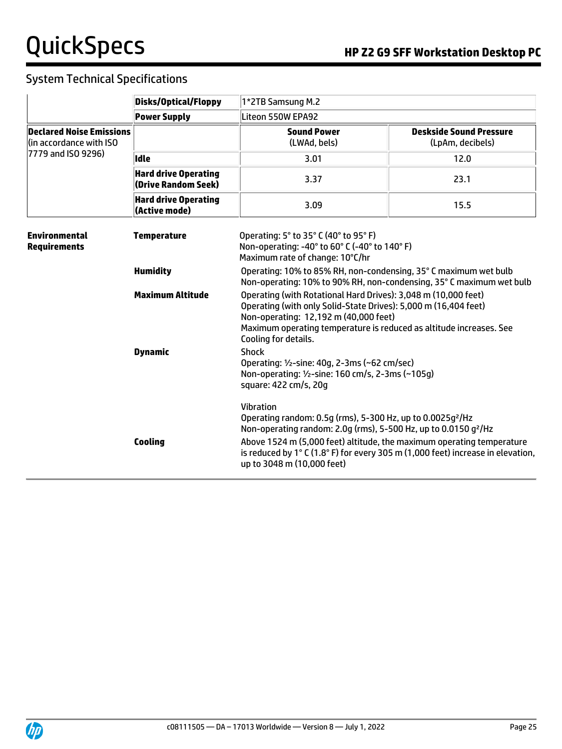## System Technical Specifications

| | | | |
|---|---|---|---|
| | **Disks/Optical/Floppy** | 1*2TB Samsung M.2 | |
| | **Power Supply** | Liteon 550W EPA92 | |
| **Declared Noise Emissions** (in accordance with ISO 7779 and ISO 9296) | | **Sound Power** (LWAd, bels) | **Deskside Sound Pressure** (LpAm, decibels) |
| | **Idle** | 3.01 | 12.0 |
| | **Hard drive Operating (Drive Random Seek)** | 3.37 | 23.1 |
| | **Hard drive Operating (Active mode)** | 3.09 | 15.5 |

| | | |
|---|---|---|
| **Environmental Requirements** | **Temperature** | Operating: 5° to 35° C (40° to 95° F)<br>Non-operating: -40° to 60° C (-40° to 140° F)<br>Maximum rate of change: 10°C/hr |
| | **Humidity** | Operating: 10% to 85% RH, non-condensing, 35° C maximum wet bulb<br>Non-operating: 10% to 90% RH, non-condensing, 35° C maximum wet bulb |
| | **Maximum Altitude** | Operating (with Rotational Hard Drives): 3,048 m (10,000 feet)<br>Operating (with only Solid-State Drives): 5,000 m (16,404 feet)<br>Non-operating: 12,192 m (40,000 feet)<br>Maximum operating temperature is reduced as altitude increases. See Cooling for details. |
| | **Dynamic** | Shock<br>Operating: ½-sine: 40g, 2-3ms (~62 cm/sec)<br>Non-operating: ½-sine: 160 cm/s, 2-3ms (~105g)<br>square: 422 cm/s, 20g<br><br>Vibration<br>Operating random: 0.5g (rms), 5-300 Hz, up to $0.0025g^2/Hz$<br>Non-operating random: 2.0g (rms), 5-500 Hz, up to $0.0150\ g^2/Hz$ |
| | **Cooling** | Above 1524 m (5,000 feet) altitude, the maximum operating temperature is reduced by 1° C (1.8° F) for every 305 m (1,000 feet) increase in elevation, up to 3048 m (10,000 feet) |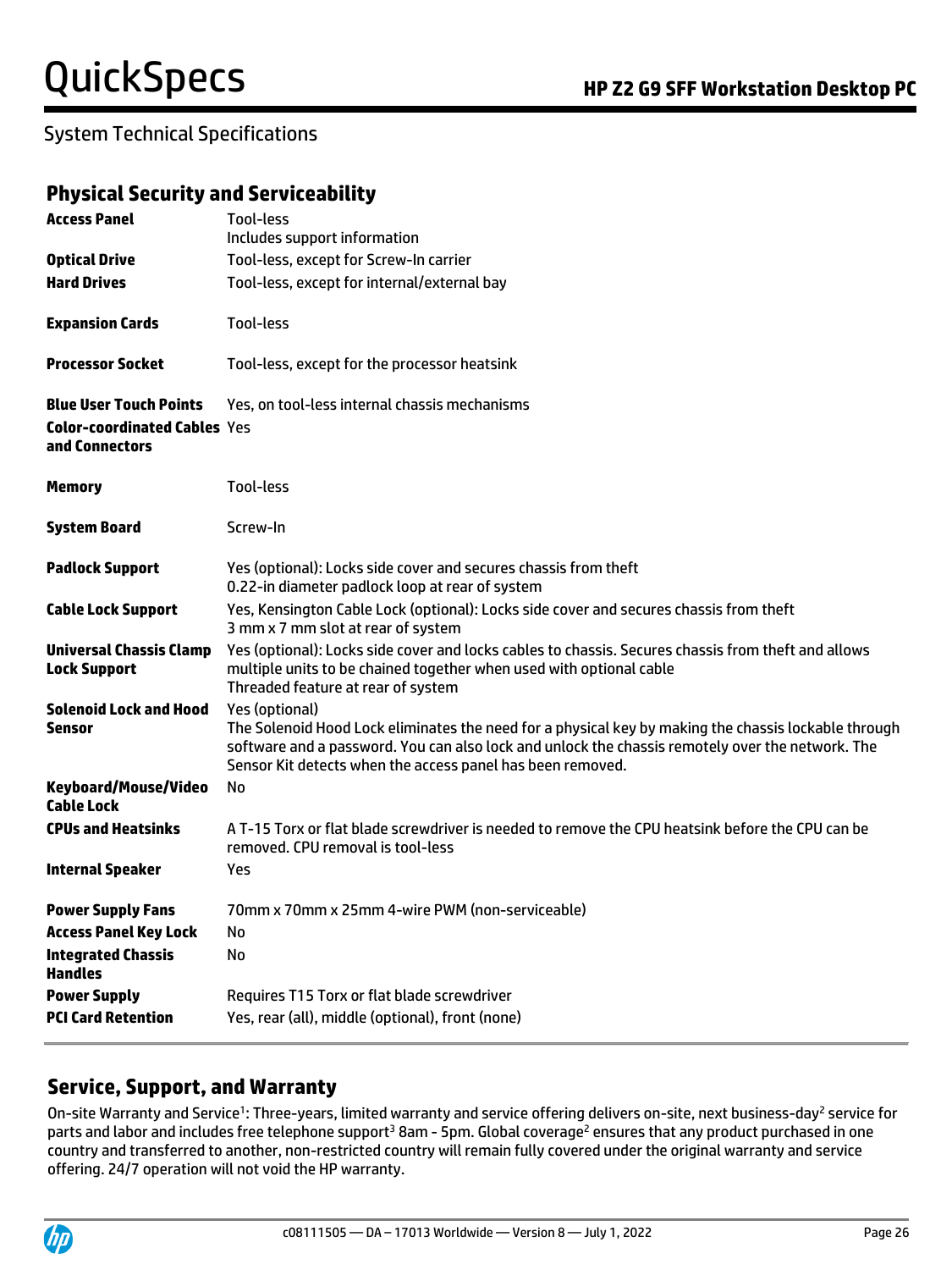System Technical Specifications

## Physical Security and Serviceability

| | |
|---|---|
| **Access Panel** | Tool-less<br>Includes support information |
| **Optical Drive** | Tool-less, except for Screw-In carrier |
| **Hard Drives** | Tool-less, except for internal/external bay |
| **Expansion Cards** | Tool-less |
| **Processor Socket** | Tool-less, except for the processor heatsink |
| **Blue User Touch Points** | Yes, on tool-less internal chassis mechanisms |
| **Color-coordinated Cables and Connectors** | Yes |
| **Memory** | Tool-less |
| **System Board** | Screw-In |
| **Padlock Support** | Yes (optional): Locks side cover and secures chassis from theft<br>0.22-in diameter padlock loop at rear of system |
| **Cable Lock Support** | Yes, Kensington Cable Lock (optional): Locks side cover and secures chassis from theft<br>3 mm x 7 mm slot at rear of system |
| **Universal Chassis Clamp Lock Support** | Yes (optional): Locks side cover and locks cables to chassis. Secures chassis from theft and allows multiple units to be chained together when used with optional cable<br>Threaded feature at rear of system |
| **Solenoid Lock and Hood Sensor** | Yes (optional)<br>The Solenoid Hood Lock eliminates the need for a physical key by making the chassis lockable through software and a password. You can also lock and unlock the chassis remotely over the network. The Sensor Kit detects when the access panel has been removed. |
| **Keyboard/Mouse/Video Cable Lock** | No |
| **CPUs and Heatsinks** | A T-15 Torx or flat blade screwdriver is needed to remove the CPU heatsink before the CPU can be removed. CPU removal is tool-less |
| **Internal Speaker** | Yes |
| **Power Supply Fans** | 70mm x 70mm x 25mm 4-wire PWM (non-serviceable) |
| **Access Panel Key Lock** | No |
| **Integrated Chassis Handles** | No |
| **Power Supply** | Requires T15 Torx or flat blade screwdriver |
| **PCI Card Retention** | Yes, rear (all), middle (optional), front (none) |

## Service, Support, and Warranty

On-site Warranty and Service[1]: Three-years, limited warranty and service offering delivers on-site, next business-day[2] service for parts and labor and includes free telephone support[3] 8am - 5pm. Global coverage[2] ensures that any product purchased in one country and transferred to another, non-restricted country will remain fully covered under the original warranty and service offering. 24/7 operation will not void the HP warranty.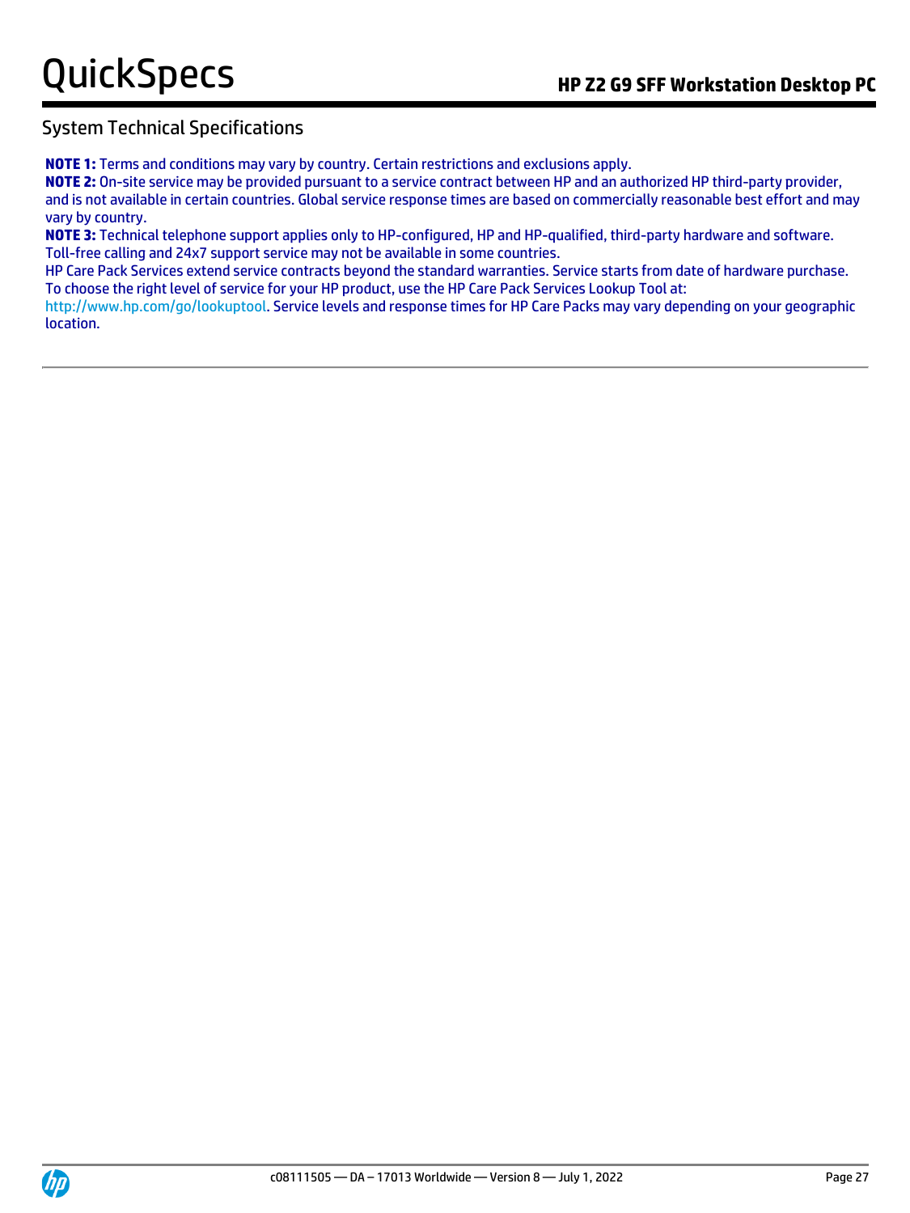## System Technical Specifications

**NOTE 1:** Terms and conditions may vary by country. Certain restrictions and exclusions apply.
**NOTE 2:** On-site service may be provided pursuant to a service contract between HP and an authorized HP third-party provider, and is not available in certain countries. Global service response times are based on commercially reasonable best effort and may vary by country.
**NOTE 3:** Technical telephone support applies only to HP-configured, HP and HP-qualified, third-party hardware and software. Toll-free calling and 24x7 support service may not be available in some countries.
HP Care Pack Services extend service contracts beyond the standard warranties. Service starts from date of hardware purchase. To choose the right level of service for your HP product, use the HP Care Pack Services Lookup Tool at: http://www.hp.com/go/lookuptool. Service levels and response times for HP Care Packs may vary depending on your geographic location.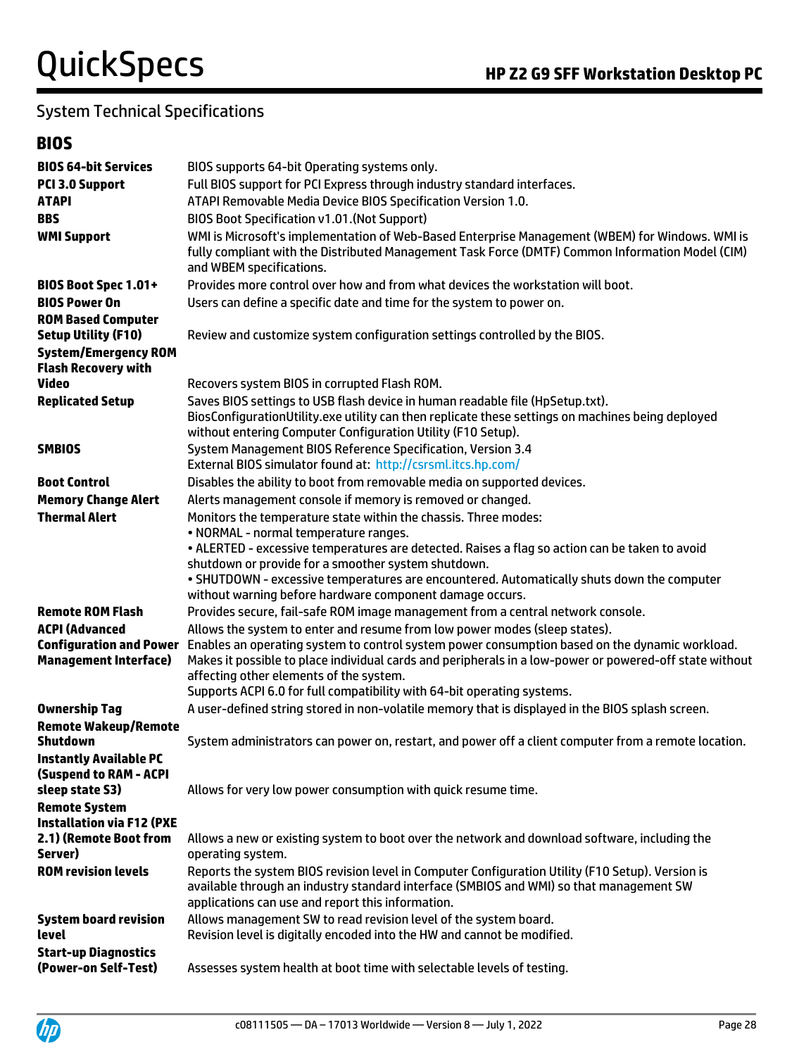## System Technical Specifications

### BIOS

| | |
|---|---|
| **BIOS 64-bit Services** | BIOS supports 64-bit Operating systems only. |
| **PCI 3.0 Support** | Full BIOS support for PCI Express through industry standard interfaces. |
| **ATAPI** | ATAPI Removable Media Device BIOS Specification Version 1.0. |
| **BBS** | BIOS Boot Specification v1.01.(Not Support) |
| **WMI Support** | WMI is Microsoft's implementation of Web-Based Enterprise Management (WBEM) for Windows. WMI is fully compliant with the Distributed Management Task Force (DMTF) Common Information Model (CIM) and WBEM specifications. |
| **BIOS Boot Spec 1.01+** | Provides more control over how and from what devices the workstation will boot. |
| **BIOS Power On** | Users can define a specific date and time for the system to power on. |
| **ROM Based Computer Setup Utility (F10)** | Review and customize system configuration settings controlled by the BIOS. |
| **System/Emergency ROM Flash Recovery with Video** | Recovers system BIOS in corrupted Flash ROM. |
| **Replicated Setup** | Saves BIOS settings to USB flash device in human readable file (HpSetup.txt). BiosConfigurationUtility.exe utility can then replicate these settings on machines being deployed without entering Computer Configuration Utility (F10 Setup). |
| **SMBIOS** | System Management BIOS Reference Specification, Version 3.4<br>External BIOS simulator found at: http://csrsml.itcs.hp.com/ |
| **Boot Control** | Disables the ability to boot from removable media on supported devices. |
| **Memory Change Alert** | Alerts management console if memory is removed or changed. |
| **Thermal Alert** | Monitors the temperature state within the chassis. Three modes:<br>• NORMAL - normal temperature ranges.<br>• ALERTED - excessive temperatures are detected. Raises a flag so action can be taken to avoid shutdown or provide for a smoother system shutdown.<br>• SHUTDOWN - excessive temperatures are encountered. Automatically shuts down the computer without warning before hardware component damage occurs. |
| **Remote ROM Flash** | Provides secure, fail-safe ROM image management from a central network console. |
| **ACPI (Advanced Configuration and Power Management Interface)** | Allows the system to enter and resume from low power modes (sleep states).<br>Enables an operating system to control system power consumption based on the dynamic workload.<br>Makes it possible to place individual cards and peripherals in a low-power or powered-off state without affecting other elements of the system.<br>Supports ACPI 6.0 for full compatibility with 64-bit operating systems. |
| **Ownership Tag** | A user-defined string stored in non-volatile memory that is displayed in the BIOS splash screen. |
| **Remote Wakeup/Remote Shutdown** | System administrators can power on, restart, and power off a client computer from a remote location. |
| **Instantly Available PC (Suspend to RAM - ACPI sleep state S3)** | Allows for very low power consumption with quick resume time. |
| **Remote System Installation via F12 (PXE 2.1) (Remote Boot from Server)** | Allows a new or existing system to boot over the network and download software, including the operating system. |
| **ROM revision levels** | Reports the system BIOS revision level in Computer Configuration Utility (F10 Setup). Version is available through an industry standard interface (SMBIOS and WMI) so that management SW applications can use and report this information. |
| **System board revision level** | Allows management SW to read revision level of the system board.<br>Revision level is digitally encoded into the HW and cannot be modified. |
| **Start-up Diagnostics (Power-on Self-Test)** | Assesses system health at boot time with selectable levels of testing. |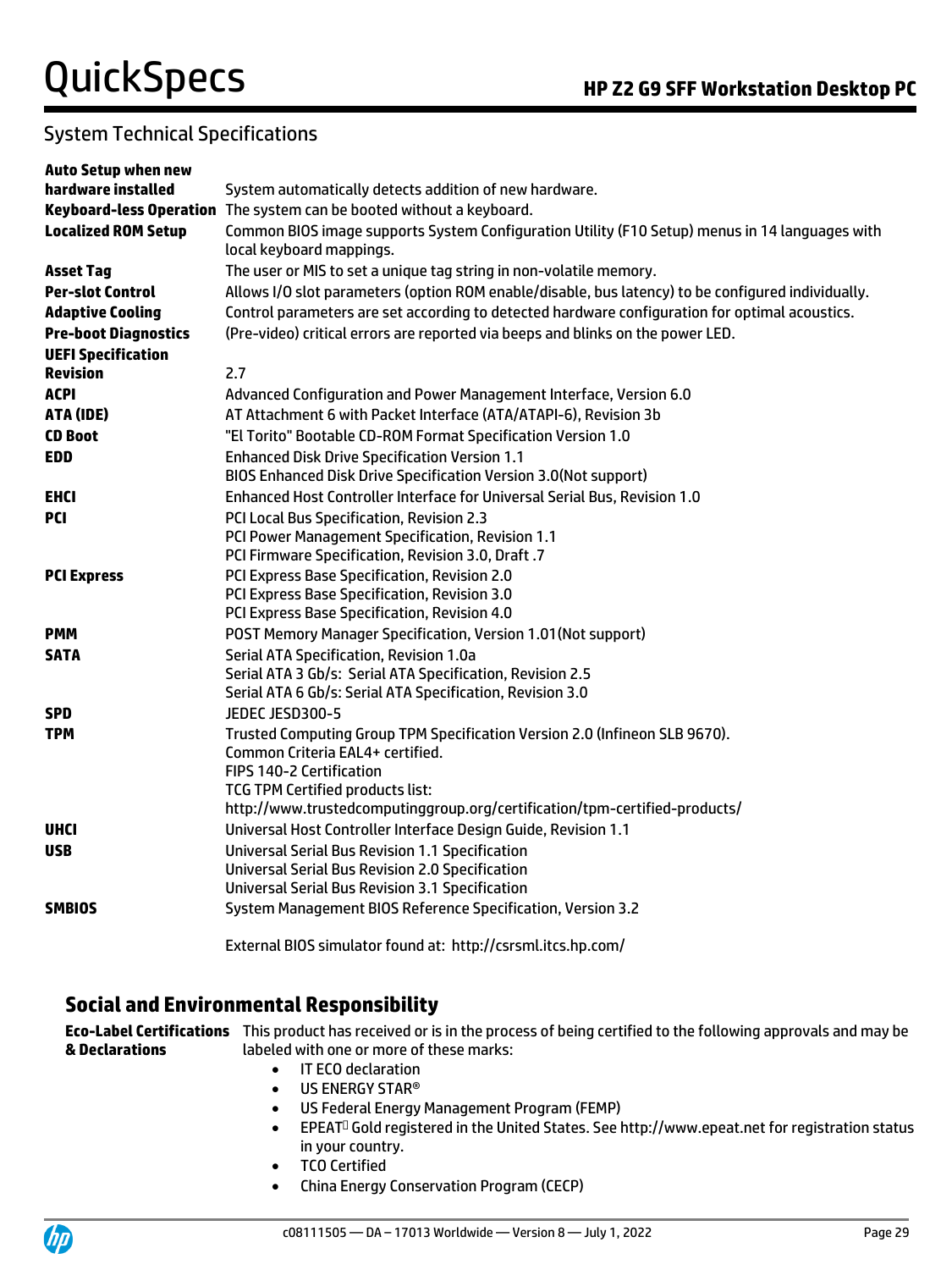## System Technical Specifications

| | |
|---|---|
| **Auto Setup when new hardware installed** | System automatically detects addition of new hardware. |
| **Keyboard-less Operation** | The system can be booted without a keyboard. |
| **Localized ROM Setup** | Common BIOS image supports System Configuration Utility (F10 Setup) menus in 14 languages with local keyboard mappings. |
| **Asset Tag** | The user or MIS to set a unique tag string in non-volatile memory. |
| **Per-slot Control** | Allows I/O slot parameters (option ROM enable/disable, bus latency) to be configured individually. |
| **Adaptive Cooling** | Control parameters are set according to detected hardware configuration for optimal acoustics. |
| **Pre-boot Diagnostics** | (Pre-video) critical errors are reported via beeps and blinks on the power LED. |
| **UEFI Specification Revision** | 2.7 |
| **ACPI** | Advanced Configuration and Power Management Interface, Version 6.0 |
| **ATA (IDE)** | AT Attachment 6 with Packet Interface (ATA/ATAPI-6), Revision 3b |
| **CD Boot** | "El Torito" Bootable CD-ROM Format Specification Version 1.0 |
| **EDD** | Enhanced Disk Drive Specification Version 1.1<br>BIOS Enhanced Disk Drive Specification Version 3.0(Not support) |
| **EHCI** | Enhanced Host Controller Interface for Universal Serial Bus, Revision 1.0 |
| **PCI** | PCI Local Bus Specification, Revision 2.3<br>PCI Power Management Specification, Revision 1.1<br>PCI Firmware Specification, Revision 3.0, Draft .7 |
| **PCI Express** | PCI Express Base Specification, Revision 2.0<br>PCI Express Base Specification, Revision 3.0<br>PCI Express Base Specification, Revision 4.0 |
| **PMM** | POST Memory Manager Specification, Version 1.01(Not support) |
| **SATA** | Serial ATA Specification, Revision 1.0a<br>Serial ATA 3 Gb/s: Serial ATA Specification, Revision 2.5<br>Serial ATA 6 Gb/s: Serial ATA Specification, Revision 3.0 |
| **SPD** | JEDEC JESD300-5 |
| **TPM** | Trusted Computing Group TPM Specification Version 2.0 (Infineon SLB 9670).<br>Common Criteria EAL4+ certified.<br>FIPS 140-2 Certification<br>TCG TPM Certified products list:<br>http://www.trustedcomputinggroup.org/certification/tpm-certified-products/ |
| **UHCI** | Universal Host Controller Interface Design Guide, Revision 1.1 |
| **USB** | Universal Serial Bus Revision 1.1 Specification<br>Universal Serial Bus Revision 2.0 Specification<br>Universal Serial Bus Revision 3.1 Specification |
| **SMBIOS** | System Management BIOS Reference Specification, Version 3.2 |

External BIOS simulator found at: http://csrsml.itcs.hp.com/

## Social and Environmental Responsibility

**Eco-Label Certifications & Declarations**

This product has received or is in the process of being certified to the following approvals and may be labeled with one or more of these marks:

- IT ECO declaration
- US ENERGY STAR®
- US Federal Energy Management Program (FEMP)
- EPEAT® Gold registered in the United States. See http://www.epeat.net for registration status in your country.
- TCO Certified
- China Energy Conservation Program (CECP)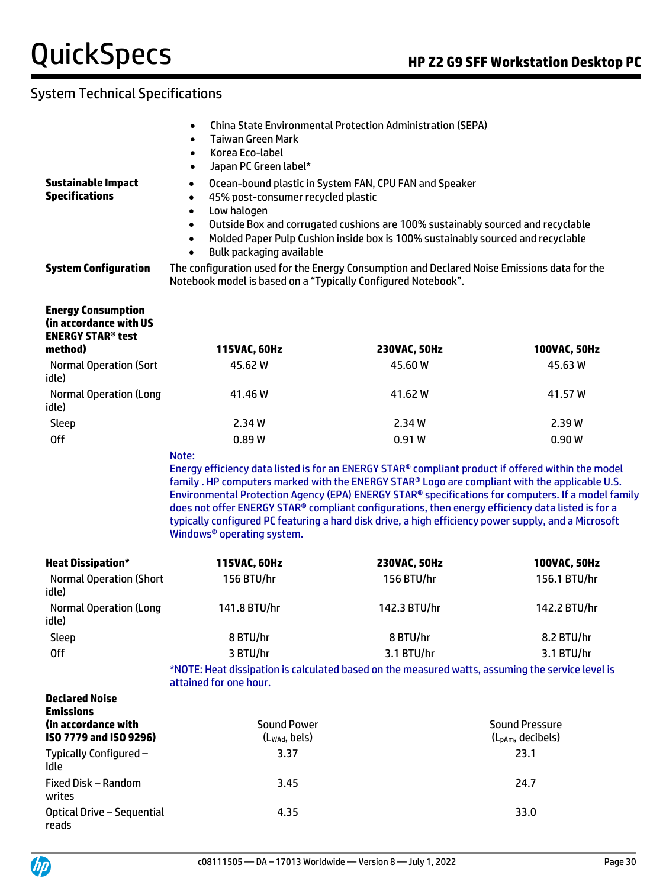## System Technical Specifications

- China State Environmental Protection Administration (SEPA)
- Taiwan Green Mark
- Korea Eco-label
- Japan PC Green label*

**Sustainable Impact Specifications**

- Ocean-bound plastic in System FAN, CPU FAN and Speaker
- 45% post-consumer recycled plastic
- Low halogen
- Outside Box and corrugated cushions are 100% sustainably sourced and recyclable
- Molded Paper Pulp Cushion inside box is 100% sustainably sourced and recyclable
- Bulk packaging available

**System Configuration**

The configuration used for the Energy Consumption and Declared Noise Emissions data for the Notebook model is based on a "Typically Configured Notebook".

| **Energy Consumption (in accordance with US ENERGY STAR® test method)** | **115VAC, 60Hz** | **230VAC, 50Hz** | **100VAC, 50Hz** |
|---|---|---|---|
| Normal Operation (Sort idle) | 45.62 W | 45.60 W | 45.63 W |
| Normal Operation (Long idle) | 41.46 W | 41.62 W | 41.57 W |
| Sleep | 2.34 W | 2.34 W | 2.39 W |
| Off | 0.89 W | 0.91 W | 0.90 W |

Note:
Energy efficiency data listed is for an ENERGY STAR® compliant product if offered within the model family . HP computers marked with the ENERGY STAR® Logo are compliant with the applicable U.S. Environmental Protection Agency (EPA) ENERGY STAR® specifications for computers. If a model family does not offer ENERGY STAR® compliant configurations, then energy efficiency data listed is for a typically configured PC featuring a hard disk drive, a high efficiency power supply, and a Microsoft Windows® operating system.

| **Heat Dissipation*** | **115VAC, 60Hz** | **230VAC, 50Hz** | **100VAC, 50Hz** |
|---|---|---|---|
| Normal Operation (Short idle) | 156 BTU/hr | 156 BTU/hr | 156.1 BTU/hr |
| Normal Operation (Long idle) | 141.8 BTU/hr | 142.3 BTU/hr | 142.2 BTU/hr |
| Sleep | 8 BTU/hr | 8 BTU/hr | 8.2 BTU/hr |
| Off | 3 BTU/hr | 3.1 BTU/hr | 3.1 BTU/hr |

*NOTE: Heat dissipation is calculated based on the measured watts, assuming the service level is attained for one hour.

| **Declared Noise Emissions (in accordance with ISO 7779 and ISO 9296)** | Sound Power ($L_{WAd}$, bels) | Sound Pressure ($L_{pAm}$, decibels) |
|---|---|---|
| Typically Configured – Idle | 3.37 | 23.1 |
| Fixed Disk – Random writes | 3.45 | 24.7 |
| Optical Drive – Sequential reads | 4.35 | 33.0 |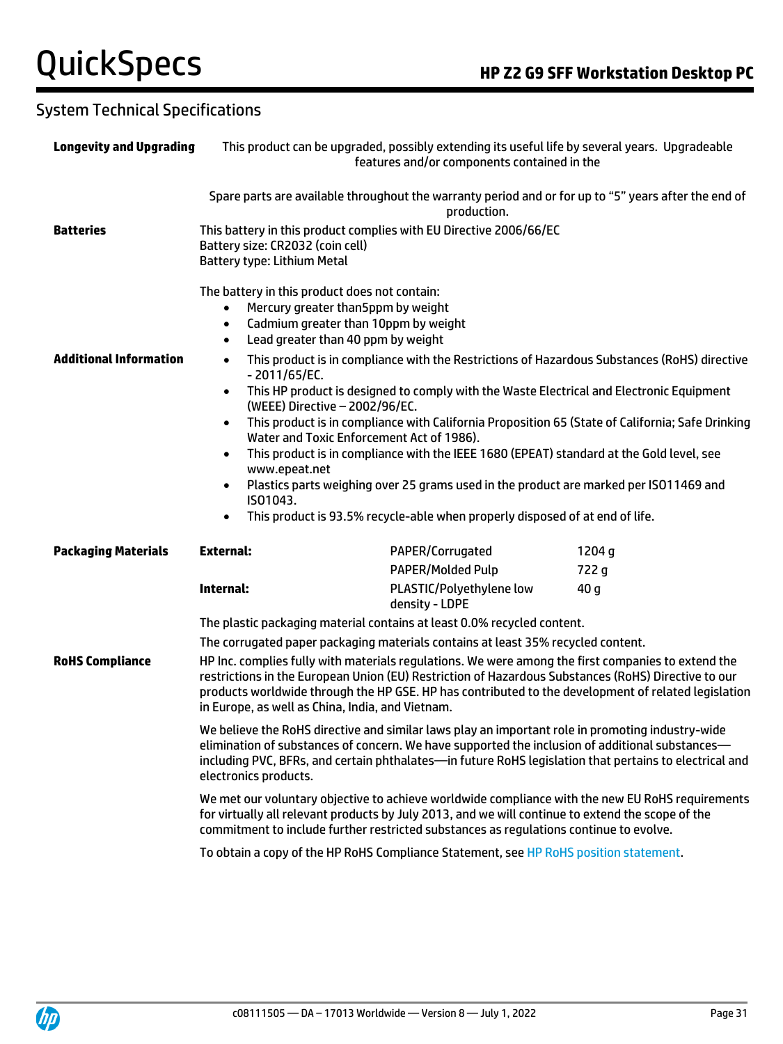## System Technical Specifications

**Longevity and Upgrading**

This product can be upgraded, possibly extending its useful life by several years. Upgradeable features and/or components contained in the

Spare parts are available throughout the warranty period and or for up to "5" years after the end of production.

**Batteries**

This battery in this product complies with EU Directive 2006/66/EC
Battery size: CR2032 (coin cell)
Battery type: Lithium Metal

The battery in this product does not contain:

- Mercury greater than5ppm by weight
- Cadmium greater than 10ppm by weight
- Lead greater than 40 ppm by weight

**Additional Information**

- This product is in compliance with the Restrictions of Hazardous Substances (RoHS) directive - 2011/65/EC.
- This HP product is designed to comply with the Waste Electrical and Electronic Equipment (WEEE) Directive – 2002/96/EC.
- This product is in compliance with California Proposition 65 (State of California; Safe Drinking Water and Toxic Enforcement Act of 1986).
- This product is in compliance with the IEEE 1680 (EPEAT) standard at the Gold level, see www.epeat.net
- Plastics parts weighing over 25 grams used in the product are marked per ISO11469 and ISO1043.
- This product is 93.5% recycle-able when properly disposed of at end of life.

**Packaging Materials**

| | | |
|---|---|---|
| **External:** | PAPER/Corrugated | 1204 g |
| | PAPER/Molded Pulp | 722 g |
| **Internal:** | PLASTIC/Polyethylene low density - LDPE | 40 g |

The plastic packaging material contains at least 0.0% recycled content.

The corrugated paper packaging materials contains at least 35% recycled content.

**RoHS Compliance**

HP Inc. complies fully with materials regulations. We were among the first companies to extend the restrictions in the European Union (EU) Restriction of Hazardous Substances (RoHS) Directive to our products worldwide through the HP GSE. HP has contributed to the development of related legislation in Europe, as well as China, India, and Vietnam.

We believe the RoHS directive and similar laws play an important role in promoting industry-wide elimination of substances of concern. We have supported the inclusion of additional substances—including PVC, BFRs, and certain phthalates—in future RoHS legislation that pertains to electrical and electronics products.

We met our voluntary objective to achieve worldwide compliance with the new EU RoHS requirements for virtually all relevant products by July 2013, and we will continue to extend the scope of the commitment to include further restricted substances as regulations continue to evolve.

To obtain a copy of the HP RoHS Compliance Statement, see HP RoHS position statement.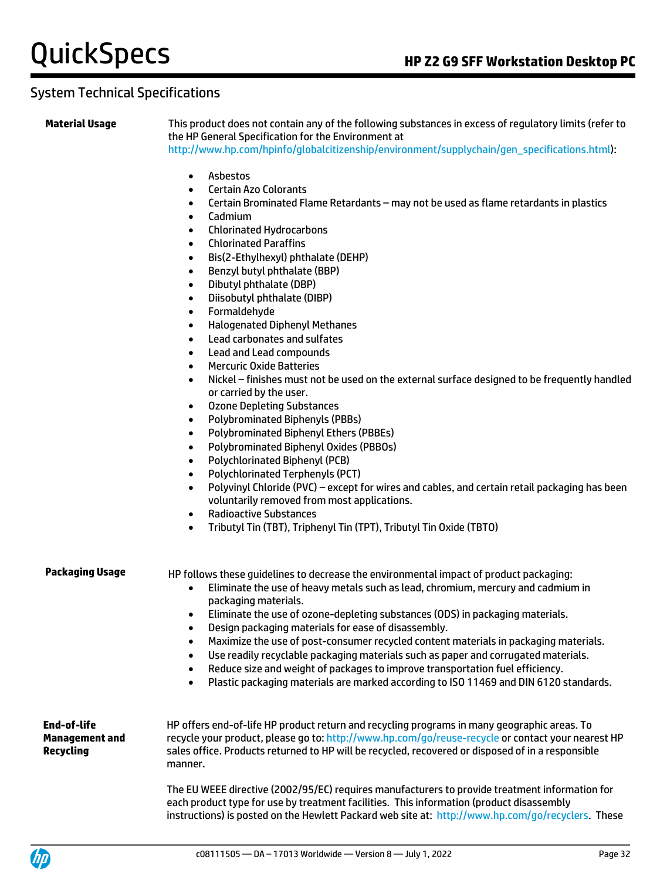## System Technical Specifications

**Material Usage**

This product does not contain any of the following substances in excess of regulatory limits (refer to the HP General Specification for the Environment at http://www.hp.com/hpinfo/globalcitizenship/environment/supplychain/gen_specifications.html):

- Asbestos
- Certain Azo Colorants
- Certain Brominated Flame Retardants – may not be used as flame retardants in plastics
- Cadmium
- Chlorinated Hydrocarbons
- Chlorinated Paraffins
- Bis(2-Ethylhexyl) phthalate (DEHP)
- Benzyl butyl phthalate (BBP)
- Dibutyl phthalate (DBP)
- Diisobutyl phthalate (DIBP)
- Formaldehyde
- Halogenated Diphenyl Methanes
- Lead carbonates and sulfates
- Lead and Lead compounds
- Mercuric Oxide Batteries
- Nickel – finishes must not be used on the external surface designed to be frequently handled or carried by the user.
- Ozone Depleting Substances
- Polybrominated Biphenyls (PBBs)
- Polybrominated Biphenyl Ethers (PBBEs)
- Polybrominated Biphenyl Oxides (PBBOs)
- Polychlorinated Biphenyl (PCB)
- Polychlorinated Terphenyls (PCT)
- Polyvinyl Chloride (PVC) – except for wires and cables, and certain retail packaging has been voluntarily removed from most applications.
- Radioactive Substances
- Tributyl Tin (TBT), Triphenyl Tin (TPT), Tributyl Tin Oxide (TBTO)

**Packaging Usage**

HP follows these guidelines to decrease the environmental impact of product packaging:

- Eliminate the use of heavy metals such as lead, chromium, mercury and cadmium in packaging materials.
- Eliminate the use of ozone-depleting substances (ODS) in packaging materials.
- Design packaging materials for ease of disassembly.
- Maximize the use of post-consumer recycled content materials in packaging materials.
- Use readily recyclable packaging materials such as paper and corrugated materials.
- Reduce size and weight of packages to improve transportation fuel efficiency.
- Plastic packaging materials are marked according to ISO 11469 and DIN 6120 standards.

**End-of-life Management and Recycling**

HP offers end-of-life HP product return and recycling programs in many geographic areas. To recycle your product, please go to: http://www.hp.com/go/reuse-recycle or contact your nearest HP sales office. Products returned to HP will be recycled, recovered or disposed of in a responsible manner.

The EU WEEE directive (2002/95/EC) requires manufacturers to provide treatment information for each product type for use by treatment facilities. This information (product disassembly instructions) is posted on the Hewlett Packard web site at: http://www.hp.com/go/recyclers. These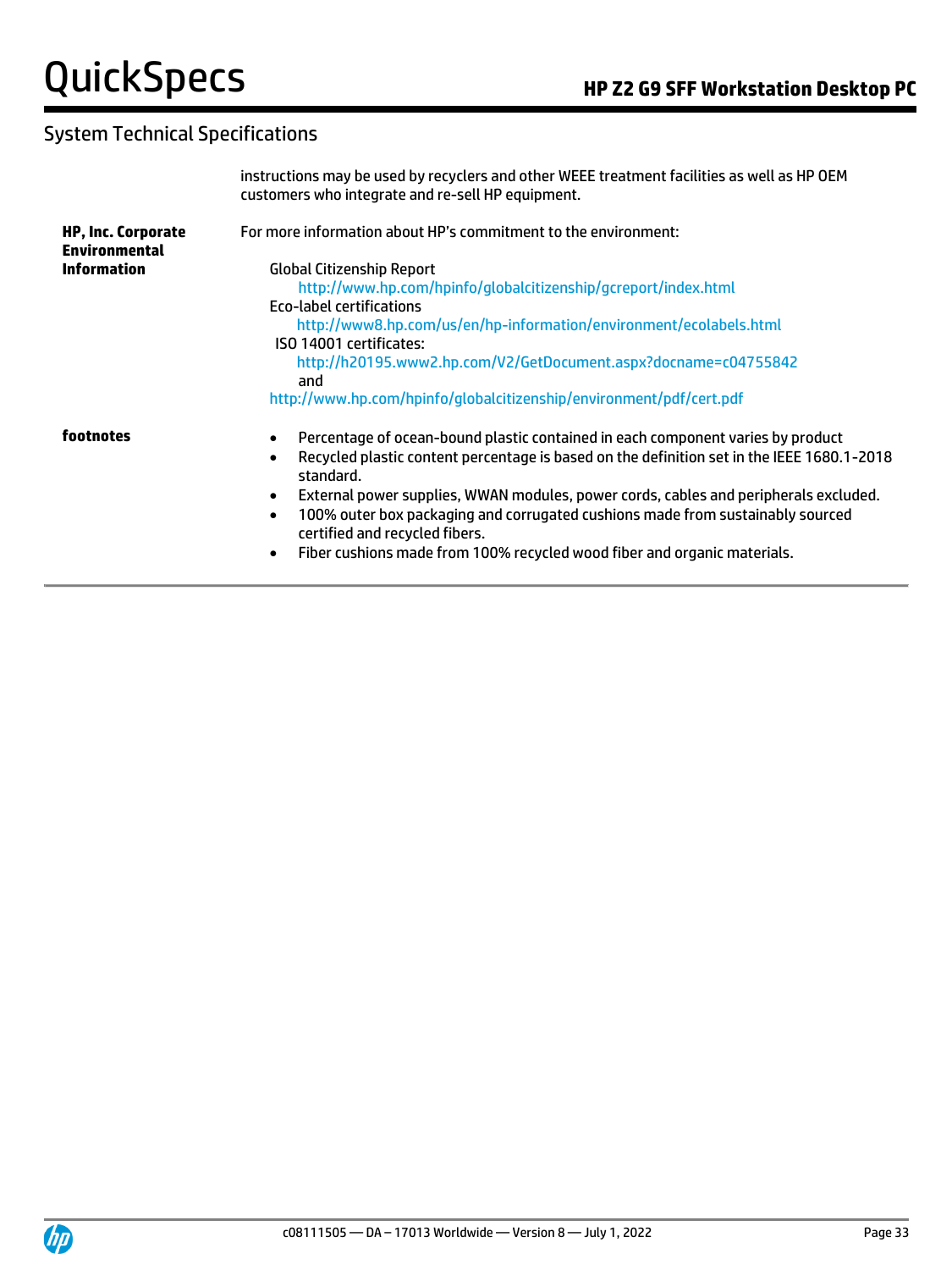## System Technical Specifications

| | |
|---|---|
| | instructions may be used by recyclers and other WEEE treatment facilities as well as HP OEM customers who integrate and re-sell HP equipment. |
| **HP, Inc. Corporate Environmental Information** | For more information about HP's commitment to the environment:<br><br>Global Citizenship Report<br>http://www.hp.com/hpinfo/globalcitizenship/gcreport/index.html<br>Eco-label certifications<br>http://www8.hp.com/us/en/hp-information/environment/ecolabels.html<br>ISO 14001 certificates:<br>http://h20195.www2.hp.com/V2/GetDocument.aspx?docname=c04755842<br>and<br>http://www.hp.com/hpinfo/globalcitizenship/environment/pdf/cert.pdf |
| **footnotes** | • Percentage of ocean-bound plastic contained in each component varies by product<br>• Recycled plastic content percentage is based on the definition set in the IEEE 1680.1-2018 standard.<br>• External power supplies, WWAN modules, power cords, cables and peripherals excluded.<br>• 100% outer box packaging and corrugated cushions made from sustainably sourced certified and recycled fibers.<br>• Fiber cushions made from 100% recycled wood fiber and organic materials. |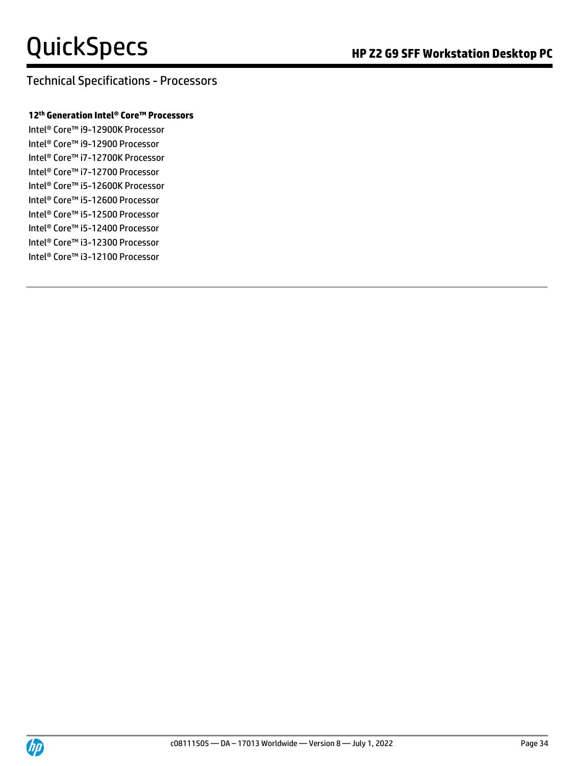## Technical Specifications - Processors

**12th Generation Intel® Core™ Processors**

Intel® Core™ i9-12900K Processor
Intel® Core™ i9-12900 Processor
Intel® Core™ i7-12700K Processor
Intel® Core™ i7-12700 Processor
Intel® Core™ i5-12600K Processor
Intel® Core™ i5-12600 Processor
Intel® Core™ i5-12500 Processor
Intel® Core™ i5-12400 Processor
Intel® Core™ i3-12300 Processor
Intel® Core™ i3-12100 Processor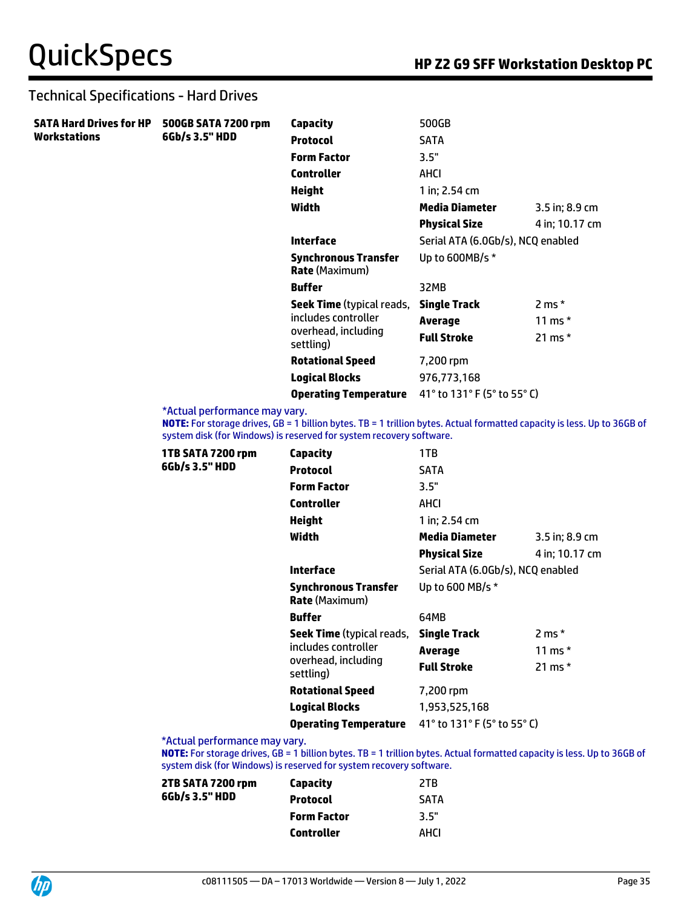## Technical Specifications - Hard Drives

**SATA Hard Drives for HP Workstations**

**500GB SATA 7200 rpm 6Gb/s 3.5" HDD**

| | | |
|---|---|---|
| **Capacity** | 500GB | |
| **Protocol** | SATA | |
| **Form Factor** | 3.5" | |
| **Controller** | AHCI | |
| **Height** | 1 in; 2.54 cm | |
| **Width** | **Media Diameter** | 3.5 in; 8.9 cm |
| | **Physical Size** | 4 in; 10.17 cm |
| **Interface** | Serial ATA (6.0Gb/s), NCQ enabled | |
| **Synchronous Transfer Rate** (Maximum) | Up to 600MB/s * | |
| **Buffer** | 32MB | |
| **Seek Time** (typical reads, includes controller overhead, including settling) | **Single Track** | 2 ms * |
| | **Average** | 11 ms * |
| | **Full Stroke** | 21 ms * |
| **Rotational Speed** | 7,200 rpm | |
| **Logical Blocks** | 976,773,168 | |
| **Operating Temperature** | 41° to 131° F (5° to 55° C) | |

*Actual performance may vary.

**NOTE:** For storage drives, GB = 1 billion bytes. TB = 1 trillion bytes. Actual formatted capacity is less. Up to 36GB of system disk (for Windows) is reserved for system recovery software.

**1TB SATA 7200 rpm 6Gb/s 3.5" HDD**

| | | |
|---|---|---|
| **Capacity** | 1TB | |
| **Protocol** | SATA | |
| **Form Factor** | 3.5" | |
| **Controller** | AHCI | |
| **Height** | 1 in; 2.54 cm | |
| **Width** | **Media Diameter** | 3.5 in; 8.9 cm |
| | **Physical Size** | 4 in; 10.17 cm |
| **Interface** | Serial ATA (6.0Gb/s), NCQ enabled | |
| **Synchronous Transfer Rate** (Maximum) | Up to 600 MB/s * | |
| **Buffer** | 64MB | |
| **Seek Time** (typical reads, includes controller overhead, including settling) | **Single Track** | 2 ms * |
| | **Average** | 11 ms * |
| | **Full Stroke** | 21 ms * |
| **Rotational Speed** | 7,200 rpm | |
| **Logical Blocks** | 1,953,525,168 | |
| **Operating Temperature** | 41° to 131° F (5° to 55° C) | |

*Actual performance may vary.

**NOTE:** For storage drives, GB = 1 billion bytes. TB = 1 trillion bytes. Actual formatted capacity is less. Up to 36GB of system disk (for Windows) is reserved for system recovery software.

**2TB SATA 7200 rpm 6Gb/s 3.5" HDD**

| | |
|---|---|
| **Capacity** | 2TB |
| **Protocol** | SATA |
| **Form Factor** | 3.5" |
| **Controller** | AHCI |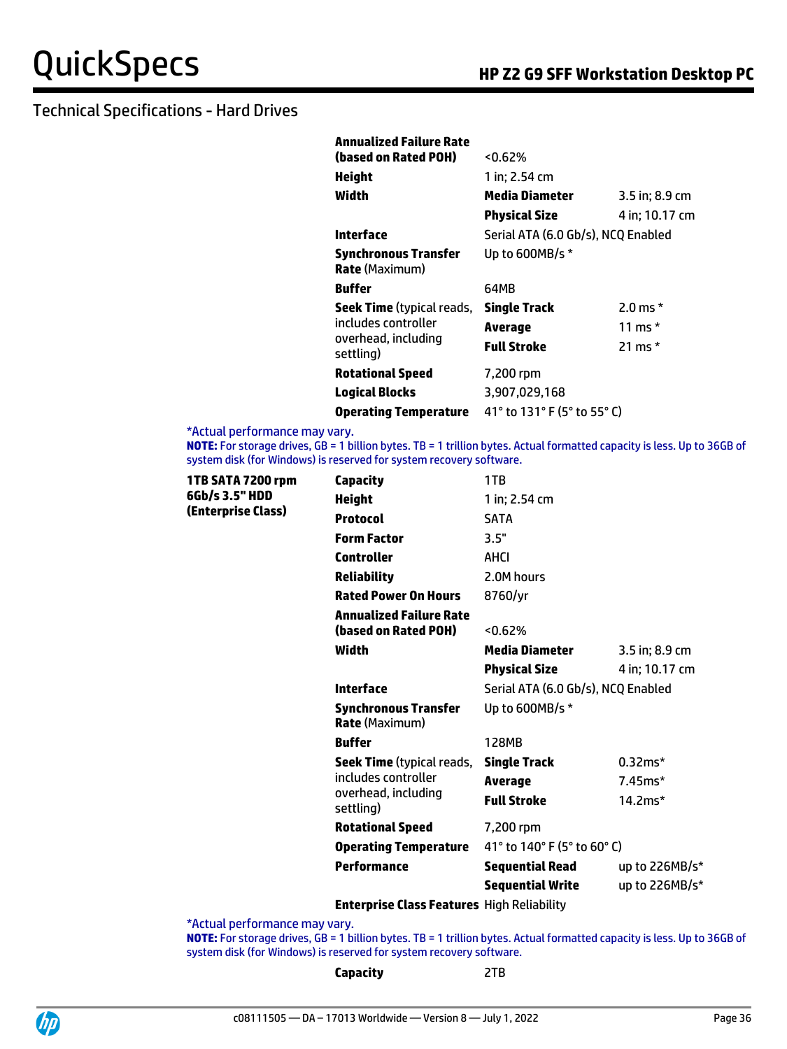## Technical Specifications - Hard Drives

| | | | |
|---|---|---|---|
| | **Annualized Failure Rate (based on Rated POH)** | <0.62% | |
| | **Height** | 1 in; 2.54 cm | |
| | **Width** | **Media Diameter** | 3.5 in; 8.9 cm |
| | | **Physical Size** | 4 in; 10.17 cm |
| | **Interface** | Serial ATA (6.0 Gb/s), NCQ Enabled | |
| | **Synchronous Transfer Rate** (Maximum) | Up to 600MB/s * | |
| | **Buffer** | 64MB | |
| | **Seek Time** (typical reads, includes controller overhead, including settling) | **Single Track** | 2.0 ms * |
| | | **Average** | 11 ms * |
| | | **Full Stroke** | 21 ms * |
| | **Rotational Speed** | 7,200 rpm | |
| | **Logical Blocks** | 3,907,029,168 | |
| | **Operating Temperature** | 41° to 131° F (5° to 55° C) | |

*Actual performance may vary.
**NOTE:** For storage drives, GB = 1 billion bytes. TB = 1 trillion bytes. Actual formatted capacity is less. Up to 36GB of system disk (for Windows) is reserved for system recovery software.

| | | | |
|---|---|---|---|
| **1TB SATA 7200 rpm 6Gb/s 3.5" HDD (Enterprise Class)** | **Capacity** | 1TB | |
| | **Height** | 1 in; 2.54 cm | |
| | **Protocol** | SATA | |
| | **Form Factor** | 3.5" | |
| | **Controller** | AHCI | |
| | **Reliability** | 2.0M hours | |
| | **Rated Power On Hours** | 8760/yr | |
| | **Annualized Failure Rate (based on Rated POH)** | <0.62% | |
| | **Width** | **Media Diameter** | 3.5 in; 8.9 cm |
| | | **Physical Size** | 4 in; 10.17 cm |
| | **Interface** | Serial ATA (6.0 Gb/s), NCQ Enabled | |
| | **Synchronous Transfer Rate** (Maximum) | Up to 600MB/s * | |
| | **Buffer** | 128MB | |
| | **Seek Time** (typical reads, includes controller overhead, including settling) | **Single Track** | 0.32ms* |
| | | **Average** | 7.45ms* |
| | | **Full Stroke** | 14.2ms* |
| | **Rotational Speed** | 7,200 rpm | |
| | **Operating Temperature** | 41° to 140° F (5° to 60° C) | |
| | **Performance** | **Sequential Read** | up to 226MB/s* |
| | | **Sequential Write** | up to 226MB/s* |
| | **Enterprise Class Features** | High Reliability | |

*Actual performance may vary.
**NOTE:** For storage drives, GB = 1 billion bytes. TB = 1 trillion bytes. Actual formatted capacity is less. Up to 36GB of system disk (for Windows) is reserved for system recovery software.

| | | |
|---|---|---|
| | **Capacity** | 2TB |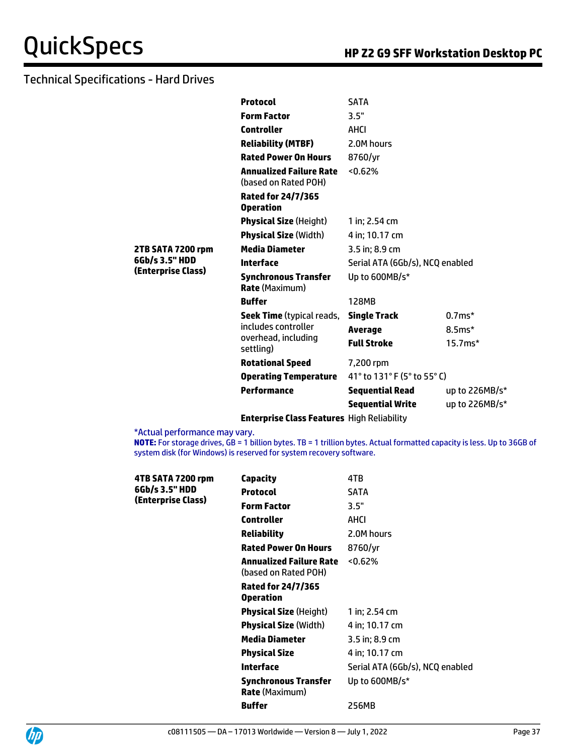## Technical Specifications - Hard Drives

| | | | |
|---|---|---|---|
| **2TB SATA 7200 rpm 6Gb/s 3.5" HDD (Enterprise Class)** | **Protocol** | SATA | |
| | **Form Factor** | 3.5" | |
| | **Controller** | AHCI | |
| | **Reliability (MTBF)** | 2.0M hours | |
| | **Rated Power On Hours** | 8760/yr | |
| | **Annualized Failure Rate** (based on Rated POH) | <0.62% | |
| | **Rated for 24/7/365 Operation** | | |
| | **Physical Size** (Height) | 1 in; 2.54 cm | |
| | **Physical Size** (Width) | 4 in; 10.17 cm | |
| | **Media Diameter** | 3.5 in; 8.9 cm | |
| | **Interface** | Serial ATA (6Gb/s), NCQ enabled | |
| | **Synchronous Transfer Rate** (Maximum) | Up to 600MB/s* | |
| | **Buffer** | 128MB | |
| | **Seek Time** (typical reads, includes controller overhead, including settling) | **Single Track** | 0.7ms* |
| | | **Average** | 8.5ms* |
| | | **Full Stroke** | 15.7ms* |
| | **Rotational Speed** | 7,200 rpm | |
| | **Operating Temperature** | 41° to 131° F (5° to 55° C) | |
| | **Performance** | **Sequential Read** | up to 226MB/s* |
| | | **Sequential Write** | up to 226MB/s* |
| | **Enterprise Class Features** | High Reliability | |

*Actual performance may vary.

**NOTE:** For storage drives, GB = 1 billion bytes. TB = 1 trillion bytes. Actual formatted capacity is less. Up to 36GB of system disk (for Windows) is reserved for system recovery software.

| | | |
|---|---|---|
| **4TB SATA 7200 rpm 6Gb/s 3.5" HDD (Enterprise Class)** | **Capacity** | 4TB |
| | **Protocol** | SATA |
| | **Form Factor** | 3.5" |
| | **Controller** | AHCI |
| | **Reliability** | 2.0M hours |
| | **Rated Power On Hours** | 8760/yr |
| | **Annualized Failure Rate** (based on Rated POH) | <0.62% |
| | **Rated for 24/7/365 Operation** | |
| | **Physical Size** (Height) | 1 in; 2.54 cm |
| | **Physical Size** (Width) | 4 in; 10.17 cm |
| | **Media Diameter** | 3.5 in; 8.9 cm |
| | **Physical Size** | 4 in; 10.17 cm |
| | **Interface** | Serial ATA (6Gb/s), NCQ enabled |
| | **Synchronous Transfer Rate** (Maximum) | Up to 600MB/s* |
| | **Buffer** | 256MB |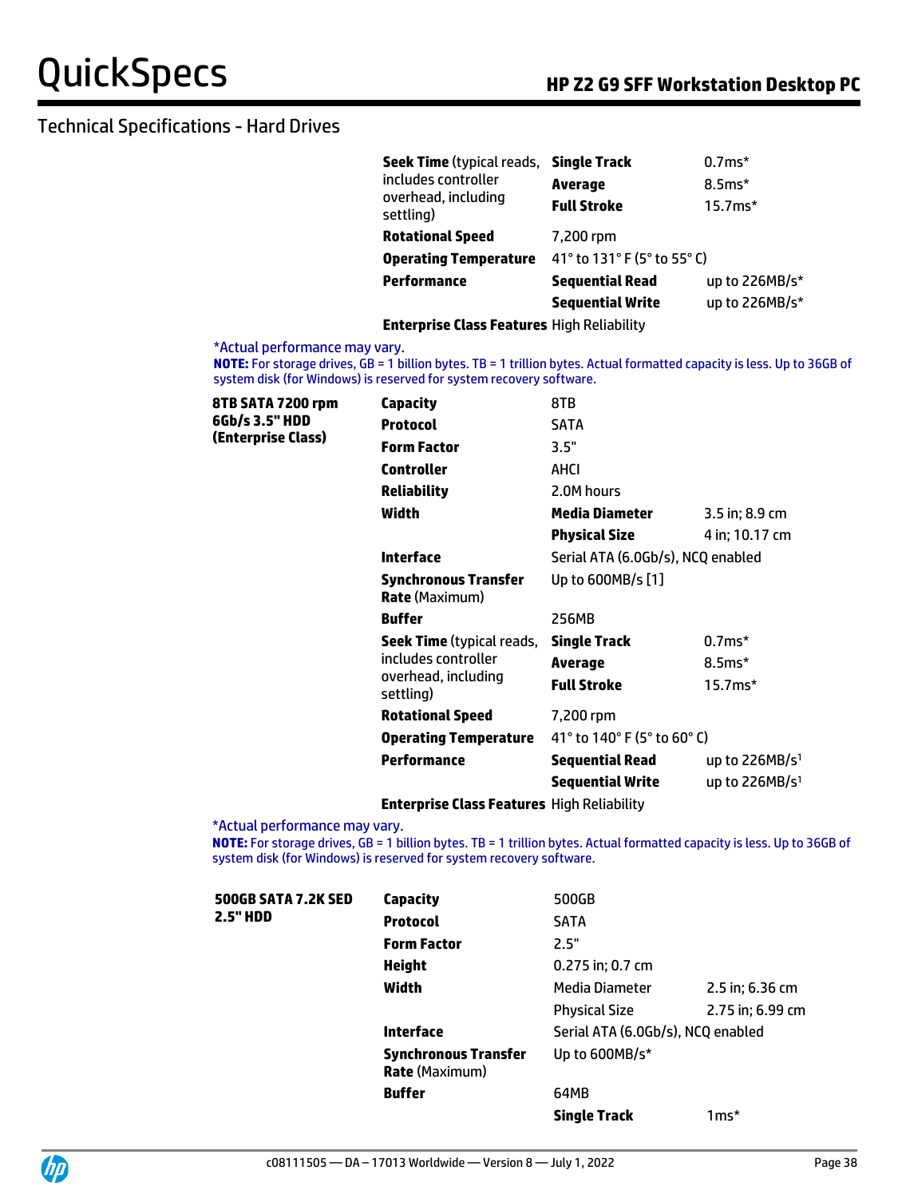## Technical Specifications - Hard Drives

| | | | |
|---|---|---|---|
| | **Seek Time** (typical reads, includes controller overhead, including settling) | **Single Track** | 0.7ms* |
| | | **Average** | 8.5ms* |
| | | **Full Stroke** | 15.7ms* |
| | **Rotational Speed** | 7,200 rpm | |
| | **Operating Temperature** | 41° to 131° F (5° to 55° C) | |
| | **Performance** | **Sequential Read** | up to 226MB/s* |
| | | **Sequential Write** | up to 226MB/s* |
| | **Enterprise Class Features** | High Reliability | |

*Actual performance may vary.

**NOTE:** For storage drives, GB = 1 billion bytes. TB = 1 trillion bytes. Actual formatted capacity is less. Up to 36GB of system disk (for Windows) is reserved for system recovery software.

| | | | |
|---|---|---|---|
| **8TB SATA 7200 rpm 6Gb/s 3.5" HDD (Enterprise Class)** | **Capacity** | 8TB | |
| | **Protocol** | SATA | |
| | **Form Factor** | 3.5" | |
| | **Controller** | AHCI | |
| | **Reliability** | 2.0M hours | |
| | **Width** | **Media Diameter** | 3.5 in; 8.9 cm |
| | | **Physical Size** | 4 in; 10.17 cm |
| | **Interface** | Serial ATA (6.0Gb/s), NCQ enabled | |
| | **Synchronous Transfer Rate** (Maximum) | Up to 600MB/s [1] | |
| | **Buffer** | 256MB | |
| | **Seek Time** (typical reads, includes controller overhead, including settling) | **Single Track** | 0.7ms* |
| | | **Average** | 8.5ms* |
| | | **Full Stroke** | 15.7ms* |
| | **Rotational Speed** | 7,200 rpm | |
| | **Operating Temperature** | 41° to 140° F (5° to 60° C) | |
| | **Performance** | **Sequential Read** | up to 226MB/s[1] |
| | | **Sequential Write** | up to 226MB/s[1] |
| | **Enterprise Class Features** | High Reliability | |

*Actual performance may vary.

**NOTE:** For storage drives, GB = 1 billion bytes. TB = 1 trillion bytes. Actual formatted capacity is less. Up to 36GB of system disk (for Windows) is reserved for system recovery software.

| | | | |
|---|---|---|---|
| **500GB SATA 7.2K SED 2.5" HDD** | **Capacity** | 500GB | |
| | **Protocol** | SATA | |
| | **Form Factor** | 2.5" | |
| | **Height** | 0.275 in; 0.7 cm | |
| | **Width** | Media Diameter | 2.5 in; 6.36 cm |
| | | Physical Size | 2.75 in; 6.99 cm |
| | **Interface** | Serial ATA (6.0Gb/s), NCQ enabled | |
| | **Synchronous Transfer Rate** (Maximum) | Up to 600MB/s* | |
| | **Buffer** | 64MB | |
| | | **Single Track** | 1ms* |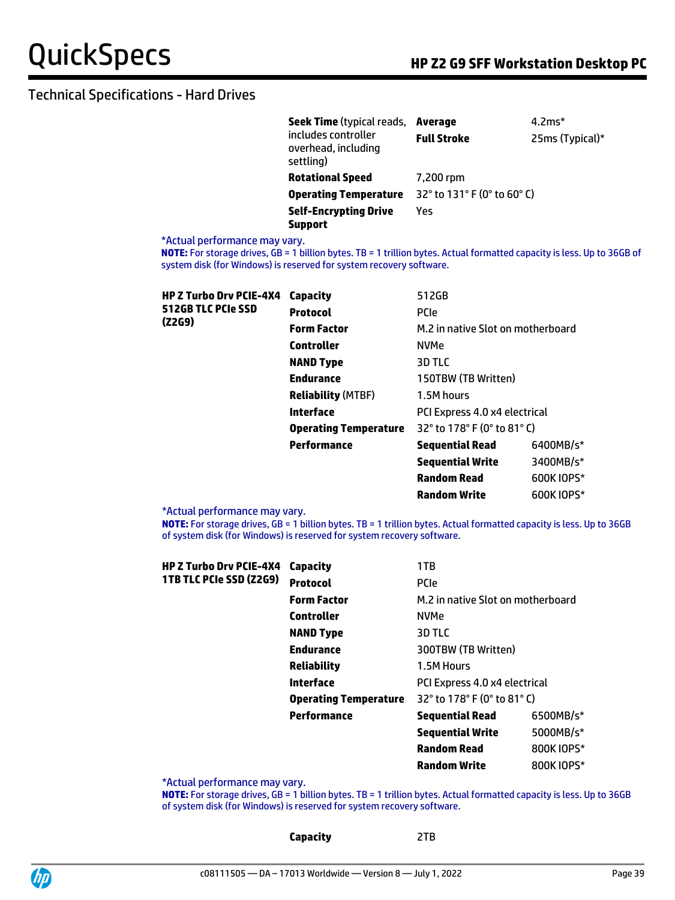## Technical Specifications - Hard Drives

| | | | |
|---|---|---|---|
| | **Seek Time** (typical reads, includes controller overhead, including settling) | **Average** | 4.2ms* |
| | | **Full Stroke** | 25ms (Typical)* |
| | **Rotational Speed** | 7,200 rpm | |
| | **Operating Temperature** | 32° to 131° F (0° to 60° C) | |
| | **Self-Encrypting Drive Support** | Yes | |

*Actual performance may vary.

**NOTE:** For storage drives, GB = 1 billion bytes. TB = 1 trillion bytes. Actual formatted capacity is less. Up to 36GB of system disk (for Windows) is reserved for system recovery software.

| | | | |
|---|---|---|---|
| **HP Z Turbo Drv PCIE-4X4 512GB TLC PCIe SSD (Z2G9)** | **Capacity** | 512GB | |
| | **Protocol** | PCIe | |
| | **Form Factor** | M.2 in native Slot on motherboard | |
| | **Controller** | NVMe | |
| | **NAND Type** | 3D TLC | |
| | **Endurance** | 150TBW (TB Written) | |
| | **Reliability** (MTBF) | 1.5M hours | |
| | **Interface** | PCI Express 4.0 x4 electrical | |
| | **Operating Temperature** | 32° to 178° F (0° to 81° C) | |
| | **Performance** | **Sequential Read** | 6400MB/s* |
| | | **Sequential Write** | 3400MB/s* |
| | | **Random Read** | 600K IOPS* |
| | | **Random Write** | 600K IOPS* |

*Actual performance may vary.

**NOTE:** For storage drives, GB = 1 billion bytes. TB = 1 trillion bytes. Actual formatted capacity is less. Up to 36GB of system disk (for Windows) is reserved for system recovery software.

| | | | |
|---|---|---|---|
| **HP Z Turbo Drv PCIE-4X4 1TB TLC PCIe SSD (Z2G9)** | **Capacity** | 1TB | |
| | **Protocol** | PCIe | |
| | **Form Factor** | M.2 in native Slot on motherboard | |
| | **Controller** | NVMe | |
| | **NAND Type** | 3D TLC | |
| | **Endurance** | 300TBW (TB Written) | |
| | **Reliability** | 1.5M Hours | |
| | **Interface** | PCI Express 4.0 x4 electrical | |
| | **Operating Temperature** | 32° to 178° F (0° to 81° C) | |
| | **Performance** | **Sequential Read** | 6500MB/s* |
| | | **Sequential Write** | 5000MB/s* |
| | | **Random Read** | 800K IOPS* |
| | | **Random Write** | 800K IOPS* |

*Actual performance may vary.

**NOTE:** For storage drives, GB = 1 billion bytes. TB = 1 trillion bytes. Actual formatted capacity is less. Up to 36GB of system disk (for Windows) is reserved for system recovery software.

| | | |
|---|---|---|
| | **Capacity** | 2TB |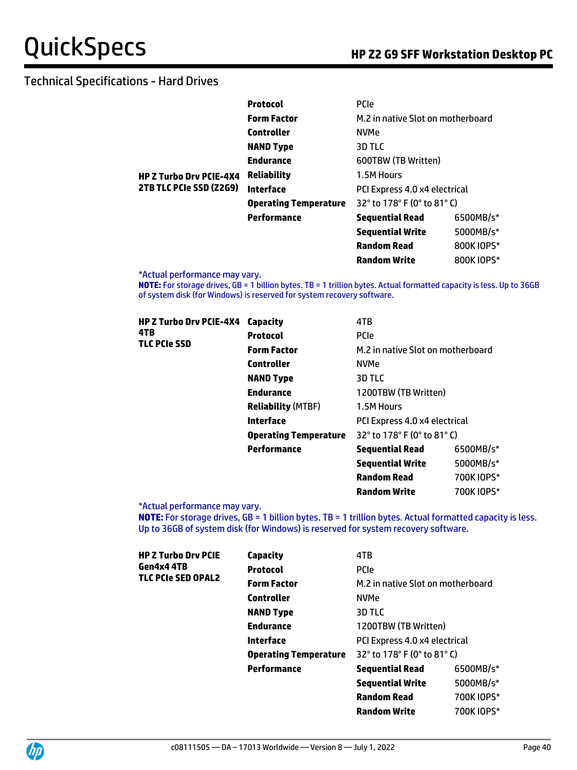## Technical Specifications - Hard Drives

| | | | |
|---|---|---|---|
| **HP Z Turbo Drv PCIE-4X4 2TB TLC PCIe SSD (Z2G9)** | **Protocol** | PCIe | |
| | **Form Factor** | M.2 in native Slot on motherboard | |
| | **Controller** | NVMe | |
| | **NAND Type** | 3D TLC | |
| | **Endurance** | 600TBW (TB Written) | |
| | **Reliability** | 1.5M Hours | |
| | **Interface** | PCI Express 4.0 x4 electrical | |
| | **Operating Temperature** | 32° to 178° F (0° to 81° C) | |
| | **Performance** | **Sequential Read** | 6500MB/s* |
| | | **Sequential Write** | 5000MB/s* |
| | | **Random Read** | 800K IOPS* |
| | | **Random Write** | 800K IOPS* |

*Actual performance may vary.
**NOTE:** For storage drives, GB = 1 billion bytes. TB = 1 trillion bytes. Actual formatted capacity is less. Up to 36GB of system disk (for Windows) is reserved for system recovery software.

| | | | |
|---|---|---|---|
| **HP Z Turbo Drv PCIE-4X4 4TB TLC PCIe SSD** | **Capacity** | 4TB | |
| | **Protocol** | PCIe | |
| | **Form Factor** | M.2 in native Slot on motherboard | |
| | **Controller** | NVMe | |
| | **NAND Type** | 3D TLC | |
| | **Endurance** | 1200TBW (TB Written) | |
| | **Reliability** (MTBF) | 1.5M Hours | |
| | **Interface** | PCI Express 4.0 x4 electrical | |
| | **Operating Temperature** | 32° to 178° F (0° to 81° C) | |
| | **Performance** | **Sequential Read** | 6500MB/s* |
| | | **Sequential Write** | 5000MB/s* |
| | | **Random Read** | 700K IOPS* |
| | | **Random Write** | 700K IOPS* |

*Actual performance may vary.
**NOTE:** For storage drives, GB = 1 billion bytes. TB = 1 trillion bytes. Actual formatted capacity is less. Up to 36GB of system disk (for Windows) is reserved for system recovery software.

| | | | |
|---|---|---|---|
| **HP Z Turbo Drv PCIE Gen4x4 4TB TLC PCIe SED OPAL2** | **Capacity** | 4TB | |
| | **Protocol** | PCIe | |
| | **Form Factor** | M.2 in native Slot on motherboard | |
| | **Controller** | NVMe | |
| | **NAND Type** | 3D TLC | |
| | **Endurance** | 1200TBW (TB Written) | |
| | **Interface** | PCI Express 4.0 x4 electrical | |
| | **Operating Temperature** | 32° to 178° F (0° to 81° C) | |
| | **Performance** | **Sequential Read** | 6500MB/s* |
| | | **Sequential Write** | 5000MB/s* |
| | | **Random Read** | 700K IOPS* |
| | | **Random Write** | 700K IOPS* |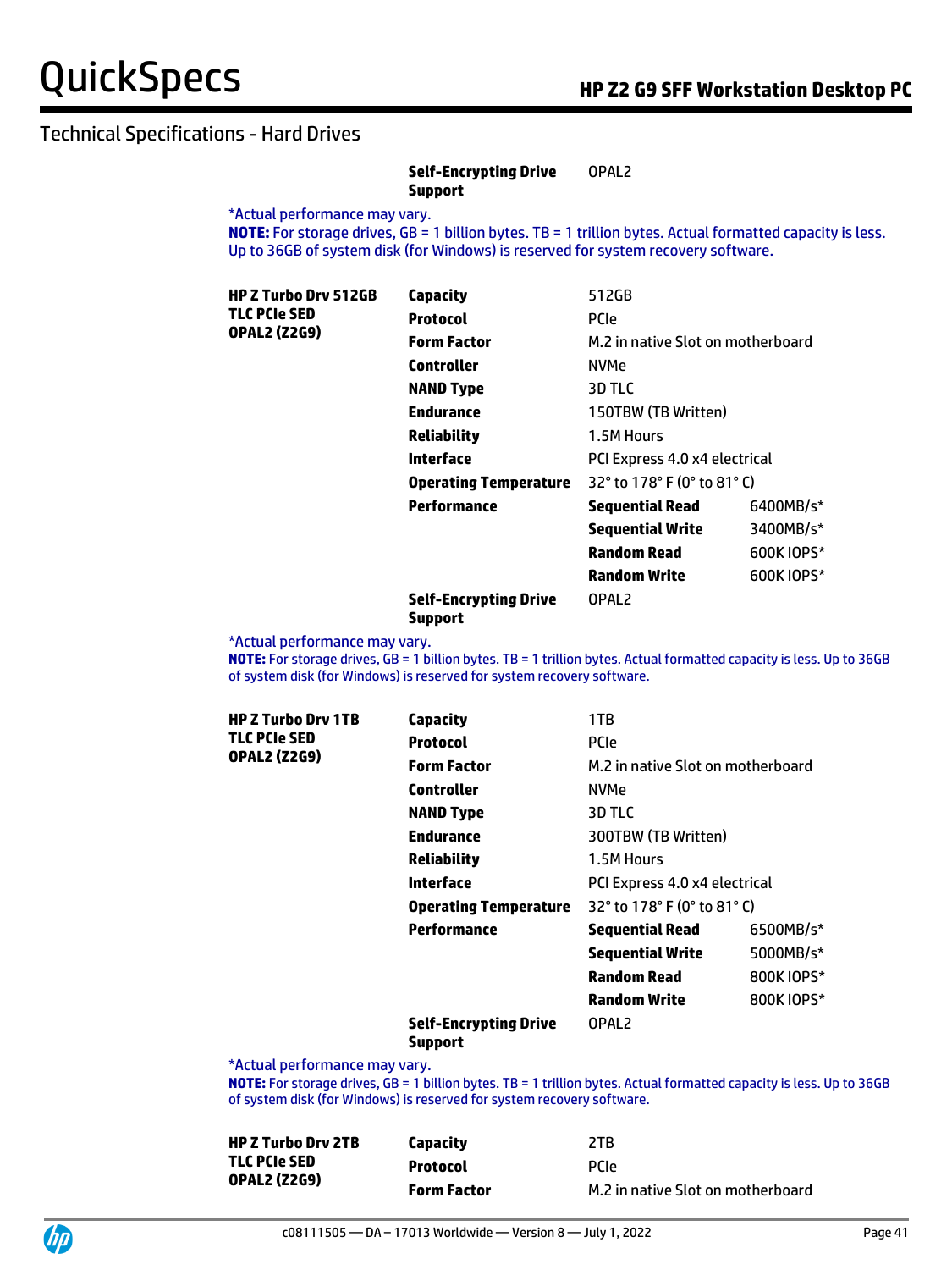## Technical Specifications - Hard Drives

| | | | |
|---|---|---|---|
| | **Self-Encrypting Drive Support** | OPAL2 | |

*Actual performance may vary.
**NOTE:** For storage drives, GB = 1 billion bytes. TB = 1 trillion bytes. Actual formatted capacity is less. Up to 36GB of system disk (for Windows) is reserved for system recovery software.

| | | | |
|---|---|---|---|
| **HP Z Turbo Drv 512GB TLC PCIe SED OPAL2 (Z2G9)** | **Capacity** | 512GB | |
| | **Protocol** | PCIe | |
| | **Form Factor** | M.2 in native Slot on motherboard | |
| | **Controller** | NVMe | |
| | **NAND Type** | 3D TLC | |
| | **Endurance** | 150TBW (TB Written) | |
| | **Reliability** | 1.5M Hours | |
| | **Interface** | PCI Express 4.0 x4 electrical | |
| | **Operating Temperature** | 32° to 178° F (0° to 81° C) | |
| | **Performance** | **Sequential Read** | 6400MB/s* |
| | | **Sequential Write** | 3400MB/s* |
| | | **Random Read** | 600K IOPS* |
| | | **Random Write** | 600K IOPS* |
| | **Self-Encrypting Drive Support** | OPAL2 | |

*Actual performance may vary.
**NOTE:** For storage drives, GB = 1 billion bytes. TB = 1 trillion bytes. Actual formatted capacity is less. Up to 36GB of system disk (for Windows) is reserved for system recovery software.

| | | | |
|---|---|---|---|
| **HP Z Turbo Drv 1TB TLC PCIe SED OPAL2 (Z2G9)** | **Capacity** | 1TB | |
| | **Protocol** | PCIe | |
| | **Form Factor** | M.2 in native Slot on motherboard | |
| | **Controller** | NVMe | |
| | **NAND Type** | 3D TLC | |
| | **Endurance** | 300TBW (TB Written) | |
| | **Reliability** | 1.5M Hours | |
| | **Interface** | PCI Express 4.0 x4 electrical | |
| | **Operating Temperature** | 32° to 178° F (0° to 81° C) | |
| | **Performance** | **Sequential Read** | 6500MB/s* |
| | | **Sequential Write** | 5000MB/s* |
| | | **Random Read** | 800K IOPS* |
| | | **Random Write** | 800K IOPS* |
| | **Self-Encrypting Drive Support** | OPAL2 | |

*Actual performance may vary.
**NOTE:** For storage drives, GB = 1 billion bytes. TB = 1 trillion bytes. Actual formatted capacity is less. Up to 36GB of system disk (for Windows) is reserved for system recovery software.

| | | |
|---|---|---|
| **HP Z Turbo Drv 2TB TLC PCIe SED OPAL2 (Z2G9)** | **Capacity** | 2TB |
| | **Protocol** | PCIe |
| | **Form Factor** | M.2 in native Slot on motherboard |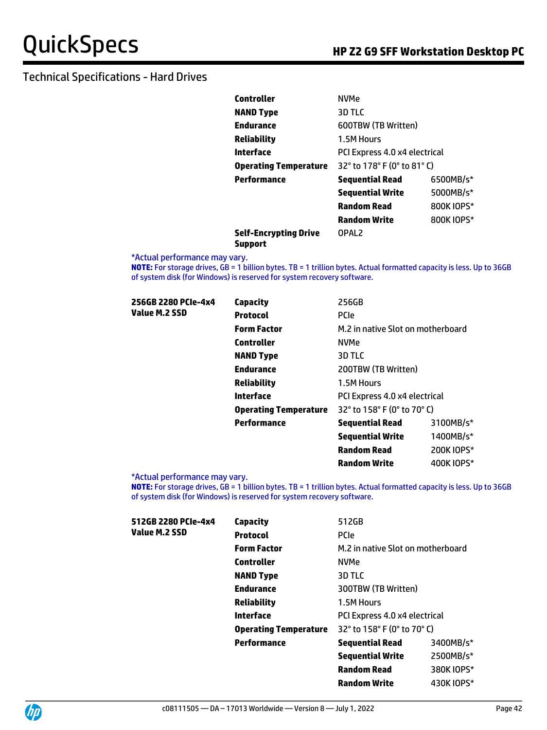## Technical Specifications - Hard Drives

| | | | |
|---|---|---|---|
| | **Controller** | NVMe | |
| | **NAND Type** | 3D TLC | |
| | **Endurance** | 600TBW (TB Written) | |
| | **Reliability** | 1.5M Hours | |
| | **Interface** | PCI Express 4.0 x4 electrical | |
| | **Operating Temperature** | 32° to 178° F (0° to 81° C) | |
| | **Performance** | **Sequential Read** | 6500MB/s* |
| | | **Sequential Write** | 5000MB/s* |
| | | **Random Read** | 800K IOPS* |
| | | **Random Write** | 800K IOPS* |
| | **Self-Encrypting Drive Support** | OPAL2 | |

*Actual performance may vary.

**NOTE:** For storage drives, GB = 1 billion bytes. TB = 1 trillion bytes. Actual formatted capacity is less. Up to 36GB of system disk (for Windows) is reserved for system recovery software.

| | | | |
|---|---|---|---|
| **256GB 2280 PCIe-4x4 Value M.2 SSD** | **Capacity** | 256GB | |
| | **Protocol** | PCIe | |
| | **Form Factor** | M.2 in native Slot on motherboard | |
| | **Controller** | NVMe | |
| | **NAND Type** | 3D TLC | |
| | **Endurance** | 200TBW (TB Written) | |
| | **Reliability** | 1.5M Hours | |
| | **Interface** | PCI Express 4.0 x4 electrical | |
| | **Operating Temperature** | 32° to 158° F (0° to 70° C) | |
| | **Performance** | **Sequential Read** | 3100MB/s* |
| | | **Sequential Write** | 1400MB/s* |
| | | **Random Read** | 200K IOPS* |
| | | **Random Write** | 400K IOPS* |

*Actual performance may vary.

**NOTE:** For storage drives, GB = 1 billion bytes. TB = 1 trillion bytes. Actual formatted capacity is less. Up to 36GB of system disk (for Windows) is reserved for system recovery software.

| | | | |
|---|---|---|---|
| **512GB 2280 PCIe-4x4 Value M.2 SSD** | **Capacity** | 512GB | |
| | **Protocol** | PCIe | |
| | **Form Factor** | M.2 in native Slot on motherboard | |
| | **Controller** | NVMe | |
| | **NAND Type** | 3D TLC | |
| | **Endurance** | 300TBW (TB Written) | |
| | **Reliability** | 1.5M Hours | |
| | **Interface** | PCI Express 4.0 x4 electrical | |
| | **Operating Temperature** | 32° to 158° F (0° to 70° C) | |
| | **Performance** | **Sequential Read** | 3400MB/s* |
| | | **Sequential Write** | 2500MB/s* |
| | | **Random Read** | 380K IOPS* |
| | | **Random Write** | 430K IOPS* |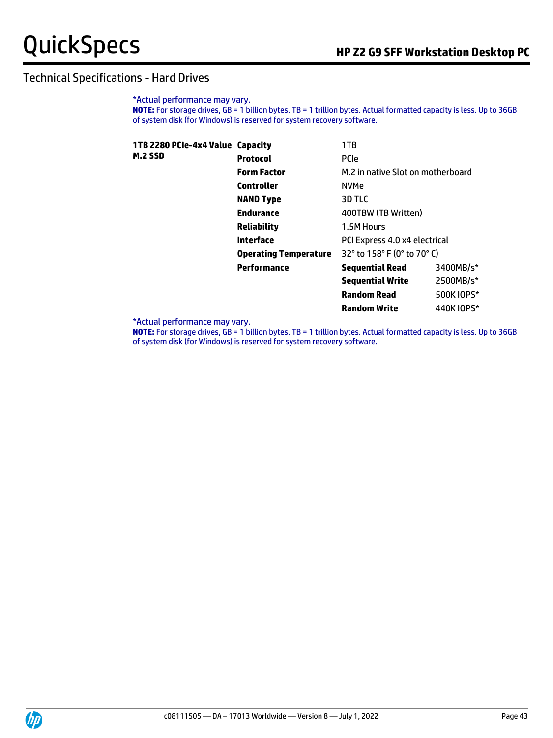## Technical Specifications - Hard Drives

*Actual performance may vary.
**NOTE:** For storage drives, GB = 1 billion bytes. TB = 1 trillion bytes. Actual formatted capacity is less. Up to 36GB of system disk (for Windows) is reserved for system recovery software.

| | | | |
|---|---|---|---|
| **1TB 2280 PCIe-4x4 Value M.2 SSD** | **Capacity** | 1TB | |
| | **Protocol** | PCIe | |
| | **Form Factor** | M.2 in native Slot on motherboard | |
| | **Controller** | NVMe | |
| | **NAND Type** | 3D TLC | |
| | **Endurance** | 400TBW (TB Written) | |
| | **Reliability** | 1.5M Hours | |
| | **Interface** | PCI Express 4.0 x4 electrical | |
| | **Operating Temperature** | 32° to 158° F (0° to 70° C) | |
| | **Performance** | **Sequential Read** | 3400MB/s* |
| | | **Sequential Write** | 2500MB/s* |
| | | **Random Read** | 500K IOPS* |
| | | **Random Write** | 440K IOPS* |

*Actual performance may vary.
**NOTE:** For storage drives, GB = 1 billion bytes. TB = 1 trillion bytes. Actual formatted capacity is less. Up to 36GB of system disk (for Windows) is reserved for system recovery software.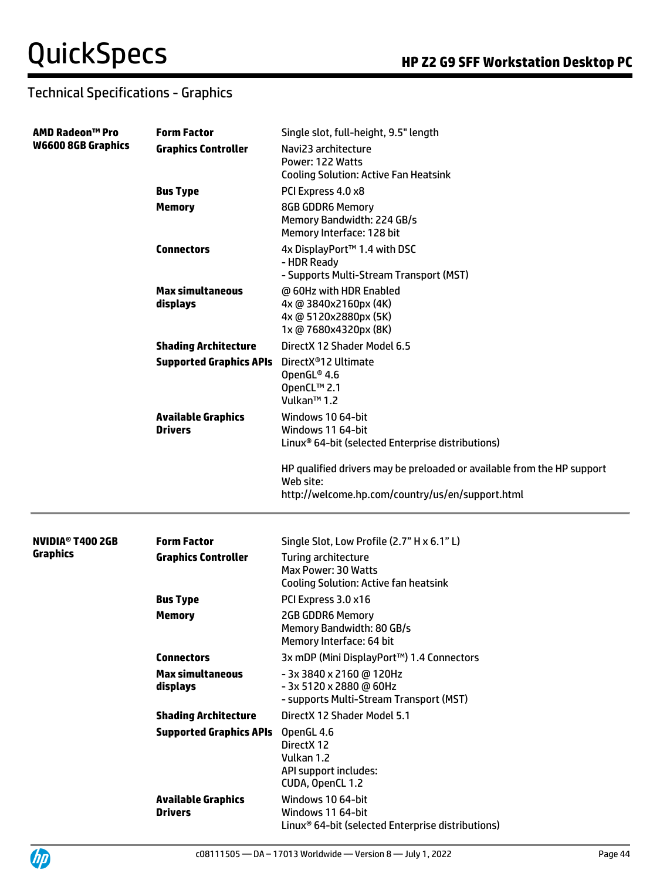## Technical Specifications - Graphics

| | | |
|---|---|---|
| **AMD Radeon™ Pro W6600 8GB Graphics** | **Form Factor** | Single slot, full-height, 9.5" length |
| | **Graphics Controller** | Navi23 architecture<br>Power: 122 Watts<br>Cooling Solution: Active Fan Heatsink |
| | **Bus Type** | PCI Express 4.0 x8 |
| | **Memory** | 8GB GDDR6 Memory<br>Memory Bandwidth: 224 GB/s<br>Memory Interface: 128 bit |
| | **Connectors** | 4x DisplayPort™ 1.4 with DSC<br>- HDR Ready<br>- Supports Multi-Stream Transport (MST) |
| | **Max simultaneous displays** | @ 60Hz with HDR Enabled<br>4x @ 3840x2160px (4K)<br>4x @ 5120x2880px (5K)<br>1x @ 7680x4320px (8K) |
| | **Shading Architecture** | DirectX 12 Shader Model 6.5 |
| | **Supported Graphics APIs** | DirectX®12 Ultimate<br>OpenGL® 4.6<br>OpenCL™ 2.1<br>Vulkan™ 1.2 |
| | **Available Graphics Drivers** | Windows 10 64-bit<br>Windows 11 64-bit<br>Linux® 64-bit (selected Enterprise distributions)<br><br>HP qualified drivers may be preloaded or available from the HP support Web site:<br>http://welcome.hp.com/country/us/en/support.html |

| | | |
|---|---|---|
| **NVIDIA® T400 2GB Graphics** | **Form Factor** | Single Slot, Low Profile (2.7" H x 6.1" L) |
| | **Graphics Controller** | Turing architecture<br>Max Power: 30 Watts<br>Cooling Solution: Active fan heatsink |
| | **Bus Type** | PCI Express 3.0 x16 |
| | **Memory** | 2GB GDDR6 Memory<br>Memory Bandwidth: 80 GB/s<br>Memory Interface: 64 bit |
| | **Connectors** | 3x mDP (Mini DisplayPort™) 1.4 Connectors |
| | **Max simultaneous displays** | - 3x 3840 x 2160 @ 120Hz<br>- 3x 5120 x 2880 @ 60Hz<br>- supports Multi-Stream Transport (MST) |
| | **Shading Architecture** | DirectX 12 Shader Model 5.1 |
| | **Supported Graphics APIs** | OpenGL 4.6<br>DirectX 12<br>Vulkan 1.2<br>API support includes:<br>CUDA, OpenCL 1.2 |
| | **Available Graphics Drivers** | Windows 10 64-bit<br>Windows 11 64-bit<br>Linux® 64-bit (selected Enterprise distributions) |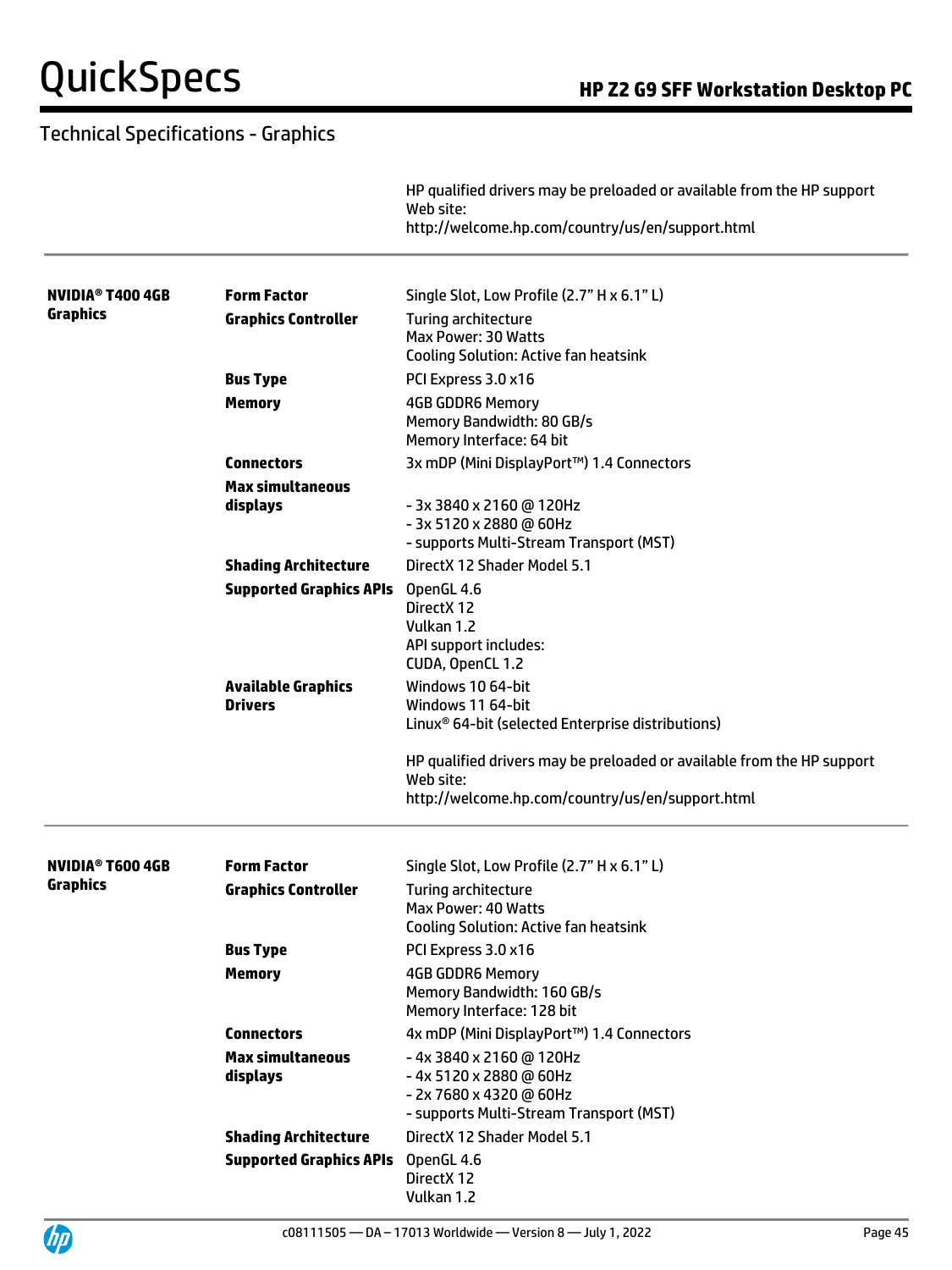## Technical Specifications - Graphics

| | | |
|---|---|---|
| | | HP qualified drivers may be preloaded or available from the HP support Web site: http://welcome.hp.com/country/us/en/support.html |

| | | |
|---|---|---|
| **NVIDIA® T400 4GB Graphics** | **Form Factor** | Single Slot, Low Profile (2.7" H x 6.1" L) |
| | **Graphics Controller** | Turing architecture<br>Max Power: 30 Watts<br>Cooling Solution: Active fan heatsink |
| | **Bus Type** | PCI Express 3.0 x16 |
| | **Memory** | 4GB GDDR6 Memory<br>Memory Bandwidth: 80 GB/s<br>Memory Interface: 64 bit |
| | **Connectors** | 3x mDP (Mini DisplayPort™) 1.4 Connectors |
| | **Max simultaneous displays** | - 3x 3840 x 2160 @ 120Hz<br>- 3x 5120 x 2880 @ 60Hz<br>- supports Multi-Stream Transport (MST) |
| | **Shading Architecture** | DirectX 12 Shader Model 5.1 |
| | **Supported Graphics APIs** | OpenGL 4.6<br>DirectX 12<br>Vulkan 1.2<br>API support includes:<br>CUDA, OpenCL 1.2 |
| | **Available Graphics Drivers** | Windows 10 64-bit<br>Windows 11 64-bit<br>Linux® 64-bit (selected Enterprise distributions)<br><br>HP qualified drivers may be preloaded or available from the HP support Web site:<br>http://welcome.hp.com/country/us/en/support.html |

| | | |
|---|---|---|
| **NVIDIA® T600 4GB Graphics** | **Form Factor** | Single Slot, Low Profile (2.7" H x 6.1" L) |
| | **Graphics Controller** | Turing architecture<br>Max Power: 40 Watts<br>Cooling Solution: Active fan heatsink |
| | **Bus Type** | PCI Express 3.0 x16 |
| | **Memory** | 4GB GDDR6 Memory<br>Memory Bandwidth: 160 GB/s<br>Memory Interface: 128 bit |
| | **Connectors** | 4x mDP (Mini DisplayPort™) 1.4 Connectors |
| | **Max simultaneous displays** | - 4x 3840 x 2160 @ 120Hz<br>- 4x 5120 x 2880 @ 60Hz<br>- 2x 7680 x 4320 @ 60Hz<br>- supports Multi-Stream Transport (MST) |
| | **Shading Architecture** | DirectX 12 Shader Model 5.1 |
| | **Supported Graphics APIs** | OpenGL 4.6<br>DirectX 12<br>Vulkan 1.2 |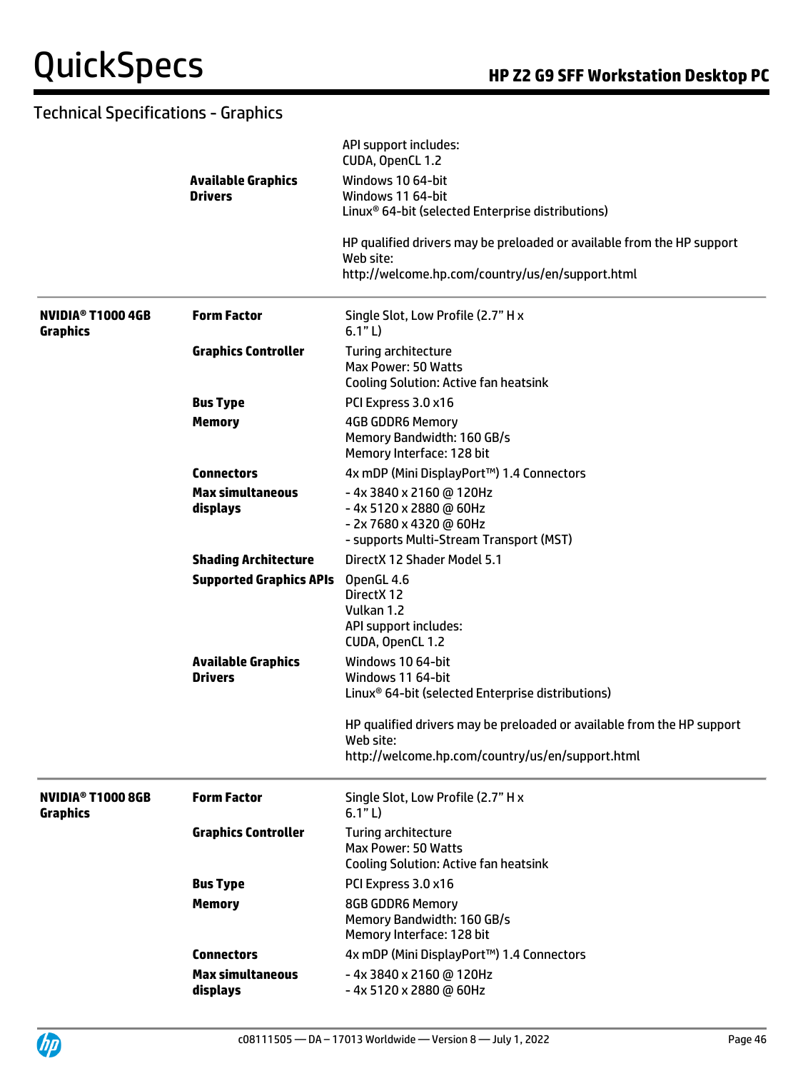## Technical Specifications - Graphics

| | | |
|---|---|---|
| | | API support includes:<br>CUDA, OpenCL 1.2 |
| | **Available Graphics Drivers** | Windows 10 64-bit<br>Windows 11 64-bit<br>Linux® 64-bit (selected Enterprise distributions)<br><br>HP qualified drivers may be preloaded or available from the HP support Web site:<br>http://welcome.hp.com/country/us/en/support.html |
| **NVIDIA® T1000 4GB Graphics** | **Form Factor** | Single Slot, Low Profile (2.7" H x 6.1" L) |
| | **Graphics Controller** | Turing architecture<br>Max Power: 50 Watts<br>Cooling Solution: Active fan heatsink |
| | **Bus Type** | PCI Express 3.0 x16 |
| | **Memory** | 4GB GDDR6 Memory<br>Memory Bandwidth: 160 GB/s<br>Memory Interface: 128 bit |
| | **Connectors** | 4x mDP (Mini DisplayPort™) 1.4 Connectors |
| | **Max simultaneous displays** | - 4x 3840 x 2160 @ 120Hz<br>- 4x 5120 x 2880 @ 60Hz<br>- 2x 7680 x 4320 @ 60Hz<br>- supports Multi-Stream Transport (MST) |
| | **Shading Architecture** | DirectX 12 Shader Model 5.1 |
| | **Supported Graphics APIs** | OpenGL 4.6<br>DirectX 12<br>Vulkan 1.2<br>API support includes:<br>CUDA, OpenCL 1.2 |
| | **Available Graphics Drivers** | Windows 10 64-bit<br>Windows 11 64-bit<br>Linux® 64-bit (selected Enterprise distributions)<br><br>HP qualified drivers may be preloaded or available from the HP support Web site:<br>http://welcome.hp.com/country/us/en/support.html |
| **NVIDIA® T1000 8GB Graphics** | **Form Factor** | Single Slot, Low Profile (2.7" H x 6.1" L) |
| | **Graphics Controller** | Turing architecture<br>Max Power: 50 Watts<br>Cooling Solution: Active fan heatsink |
| | **Bus Type** | PCI Express 3.0 x16 |
| | **Memory** | 8GB GDDR6 Memory<br>Memory Bandwidth: 160 GB/s<br>Memory Interface: 128 bit |
| | **Connectors** | 4x mDP (Mini DisplayPort™) 1.4 Connectors |
| | **Max simultaneous displays** | - 4x 3840 x 2160 @ 120Hz<br>- 4x 5120 x 2880 @ 60Hz |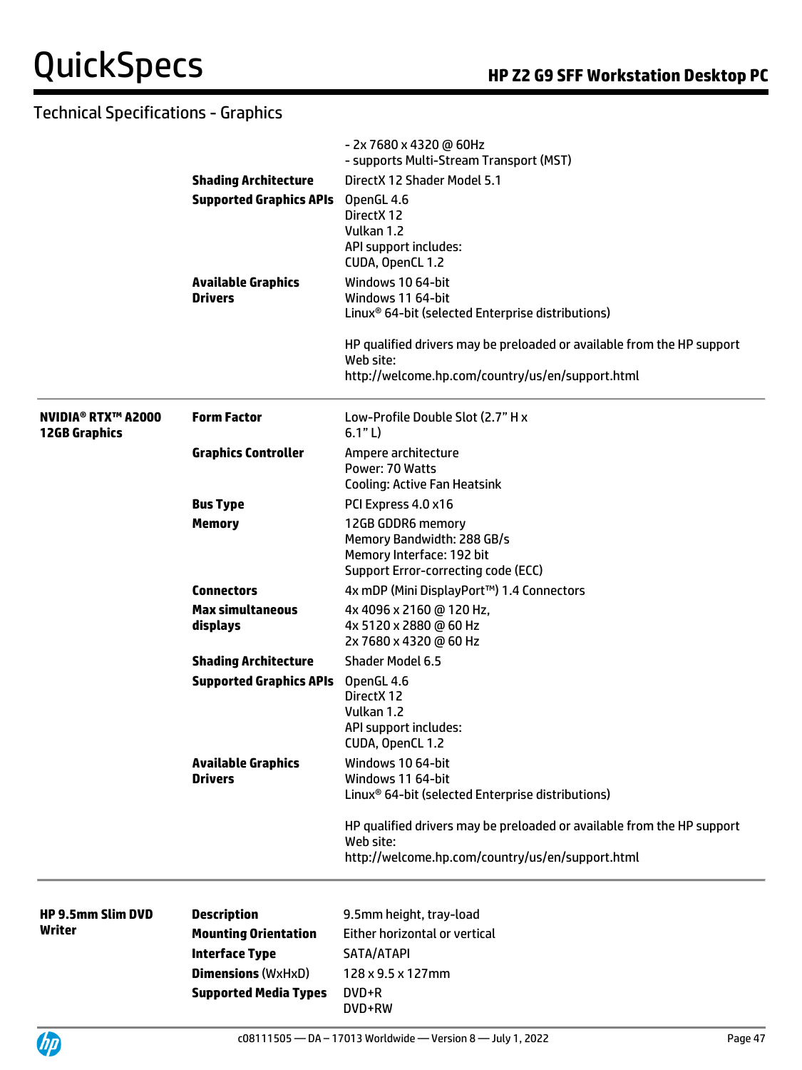## Technical Specifications - Graphics

| | | |
|---|---|---|
| | | - 2x 7680 x 4320 @ 60Hz<br>- supports Multi-Stream Transport (MST) |
| | **Shading Architecture** | DirectX 12 Shader Model 5.1 |
| | **Supported Graphics APIs** | OpenGL 4.6<br>DirectX 12<br>Vulkan 1.2<br>API support includes:<br>CUDA, OpenCL 1.2 |
| | **Available Graphics Drivers** | Windows 10 64-bit<br>Windows 11 64-bit<br>Linux® 64-bit (selected Enterprise distributions)<br><br>HP qualified drivers may be preloaded or available from the HP support Web site:<br>http://welcome.hp.com/country/us/en/support.html |
| **NVIDIA® RTX™ A2000 12GB Graphics** | **Form Factor** | Low-Profile Double Slot (2.7" H x 6.1" L) |
| | **Graphics Controller** | Ampere architecture<br>Power: 70 Watts<br>Cooling: Active Fan Heatsink |
| | **Bus Type** | PCI Express 4.0 x16 |
| | **Memory** | 12GB GDDR6 memory<br>Memory Bandwidth: 288 GB/s<br>Memory Interface: 192 bit<br>Support Error-correcting code (ECC) |
| | **Connectors** | 4x mDP (Mini DisplayPort™) 1.4 Connectors |
| | **Max simultaneous displays** | 4x 4096 x 2160 @ 120 Hz,<br>4x 5120 x 2880 @ 60 Hz<br>2x 7680 x 4320 @ 60 Hz |
| | **Shading Architecture** | Shader Model 6.5 |
| | **Supported Graphics APIs** | OpenGL 4.6<br>DirectX 12<br>Vulkan 1.2<br>API support includes:<br>CUDA, OpenCL 1.2 |
| | **Available Graphics Drivers** | Windows 10 64-bit<br>Windows 11 64-bit<br>Linux® 64-bit (selected Enterprise distributions)<br><br>HP qualified drivers may be preloaded or available from the HP support Web site:<br>http://welcome.hp.com/country/us/en/support.html |
| **HP 9.5mm Slim DVD Writer** | **Description** | 9.5mm height, tray-load |
| | **Mounting Orientation** | Either horizontal or vertical |
| | **Interface Type** | SATA/ATAPI |
| | **Dimensions** (WxHxD) | 128 x 9.5 x 127mm |
| | **Supported Media Types** | DVD+R<br>DVD+RW |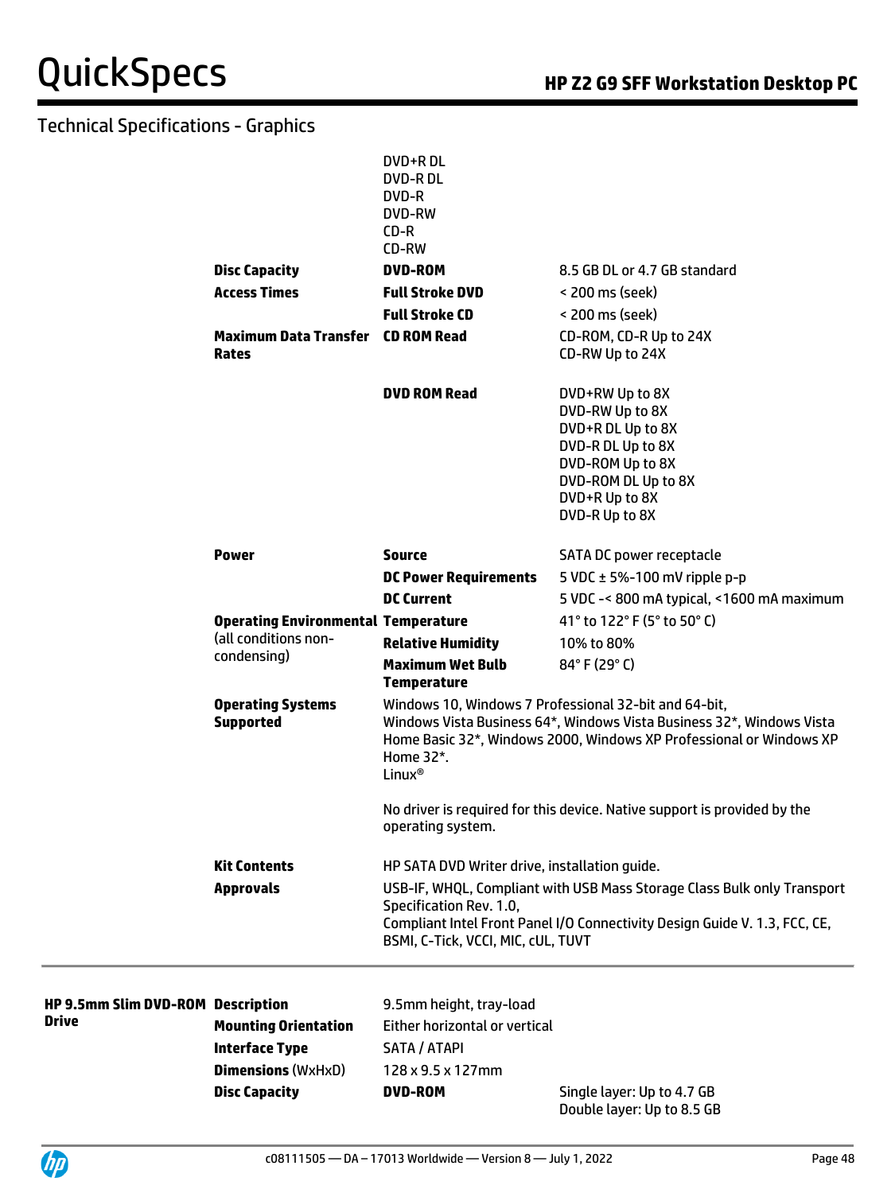## Technical Specifications - Graphics

| | | | |
|---|---|---|---|
| | | DVD+R DL<br>DVD-R DL<br>DVD-R<br>DVD-RW<br>CD-R<br>CD-RW | |
| | **Disc Capacity** | **DVD-ROM** | 8.5 GB DL or 4.7 GB standard |
| | **Access Times** | **Full Stroke DVD** | < 200 ms (seek) |
| | | **Full Stroke CD** | < 200 ms (seek) |
| | **Maximum Data Transfer Rates** | **CD ROM Read** | CD-ROM, CD-R Up to 24X<br>CD-RW Up to 24X |
| | | **DVD ROM Read** | DVD+RW Up to 8X<br>DVD-RW Up to 8X<br>DVD+R DL Up to 8X<br>DVD-R DL Up to 8X<br>DVD-ROM Up to 8X<br>DVD-ROM DL Up to 8X<br>DVD+R Up to 8X<br>DVD-R Up to 8X |
| | **Power** | **Source** | SATA DC power receptacle |
| | | **DC Power Requirements** | 5 VDC ± 5%-100 mV ripple p-p |
| | | **DC Current** | 5 VDC -< 800 mA typical, <1600 mA maximum |
| | **Operating Environmental** (all conditions non-condensing) | **Temperature** | 41° to 122° F (5° to 50° C) |
| | | **Relative Humidity** | 10% to 80% |
| | | **Maximum Wet Bulb Temperature** | 84° F (29° C) |
| | **Operating Systems Supported** | Windows 10, Windows 7 Professional 32-bit and 64-bit, Windows Vista Business 64*, Windows Vista Business 32*, Windows Vista Home Basic 32*, Windows 2000, Windows XP Professional or Windows XP Home 32*.<br>Linux®<br><br>No driver is required for this device. Native support is provided by the operating system. | |
| | **Kit Contents** | HP SATA DVD Writer drive, installation guide. | |
| | **Approvals** | USB-IF, WHQL, Compliant with USB Mass Storage Class Bulk only Transport Specification Rev. 1.0,<br>Compliant Intel Front Panel I/O Connectivity Design Guide V. 1.3, FCC, CE, BSMI, C-Tick, VCCI, MIC, cUL, TUVT | |

| | | | |
|---|---|---|---|
| **HP 9.5mm Slim DVD-ROM Drive** | **Description** | 9.5mm height, tray-load | |
| | **Mounting Orientation** | Either horizontal or vertical | |
| | **Interface Type** | SATA / ATAPI | |
| | **Dimensions** (WxHxD) | 128 x 9.5 x 127mm | |
| | **Disc Capacity** | **DVD-ROM** | Single layer: Up to 4.7 GB<br>Double layer: Up to 8.5 GB |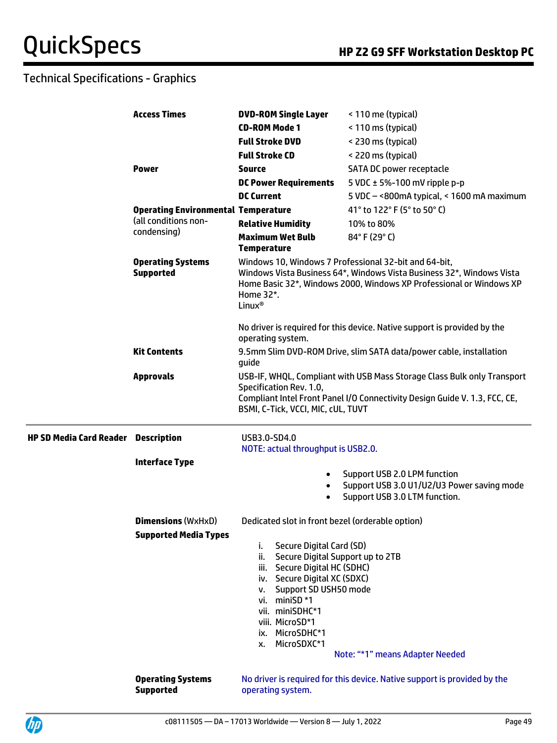## Technical Specifications - Graphics

| | | | |
|---|---|---|---|
| | **Access Times** | **DVD-ROM Single Layer** | < 110 me (typical) |
| | | **CD-ROM Mode 1** | < 110 ms (typical) |
| | | **Full Stroke DVD** | < 230 ms (typical) |
| | | **Full Stroke CD** | < 220 ms (typical) |
| | **Power** | **Source** | SATA DC power receptacle |
| | | **DC Power Requirements** | 5 VDC ± 5%-100 mV ripple p-p |
| | | **DC Current** | 5 VDC – <800mA typical, < 1600 mA maximum |
| | **Operating Environmental** (all conditions non-condensing) | **Temperature** | 41° to 122° F (5° to 50° C) |
| | | **Relative Humidity** | 10% to 80% |
| | | **Maximum Wet Bulb Temperature** | 84° F (29° C) |
| | **Operating Systems Supported** | Windows 10, Windows 7 Professional 32-bit and 64-bit, Windows Vista Business 64*, Windows Vista Business 32*, Windows Vista Home Basic 32*, Windows 2000, Windows XP Professional or Windows XP Home 32*.<br>Linux®<br><br>No driver is required for this device. Native support is provided by the operating system. | |
| | **Kit Contents** | 9.5mm Slim DVD-ROM Drive, slim SATA data/power cable, installation guide | |
| | **Approvals** | USB-IF, WHQL, Compliant with USB Mass Storage Class Bulk only Transport Specification Rev. 1.0,<br>Compliant Intel Front Panel I/O Connectivity Design Guide V. 1.3, FCC, CE, BSMI, C-Tick, VCCI, MIC, cUL, TUVT | |
| **HP SD Media Card Reader** | **Description** | USB3.0-SD4.0<br>NOTE: actual throughput is USB2.0. | |
| | **Interface Type** | • Support USB 2.0 LPM function<br>• Support USB 3.0 U1/U2/U3 Power saving mode<br>• Support USB 3.0 LTM function. | |
| | **Dimensions** (WxHxD) | Dedicated slot in front bezel (orderable option) | |
| | **Supported Media Types** | i. Secure Digital Card (SD)<br>ii. Secure Digital Support up to 2TB<br>iii. Secure Digital HC (SDHC)<br>iv. Secure Digital XC (SDXC)<br>v. Support SD USH50 mode<br>vi. miniSD *1<br>vii. miniSDHC*1<br>viii. MicroSD*1<br>ix. MicroSDHC*1<br>x. MicroSDXC*1<br>Note: "*1" means Adapter Needed | |
| | **Operating Systems Supported** | No driver is required for this device. Native support is provided by the operating system. | |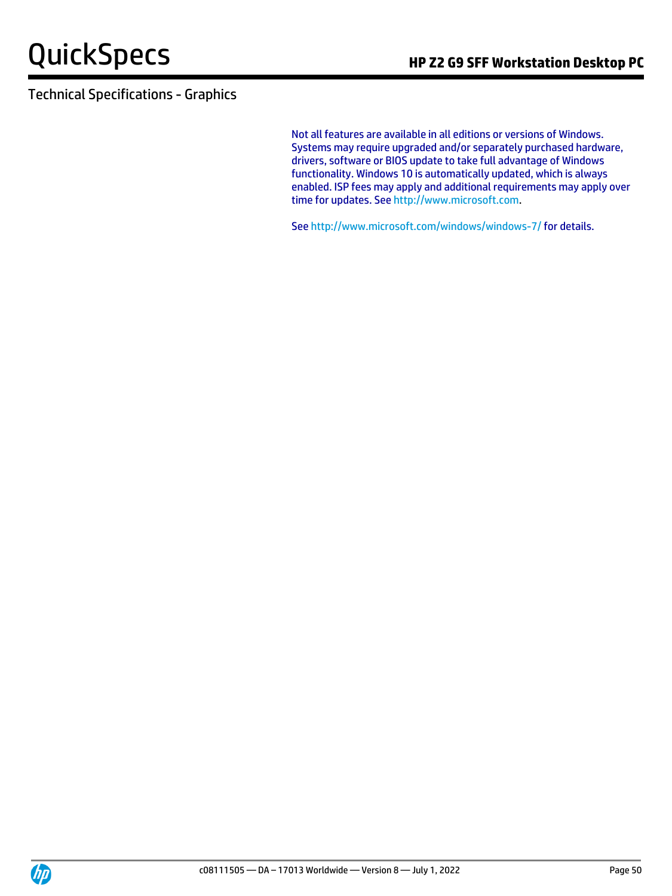## Technical Specifications - Graphics

Not all features are available in all editions or versions of Windows. Systems may require upgraded and/or separately purchased hardware, drivers, software or BIOS update to take full advantage of Windows functionality. Windows 10 is automatically updated, which is always enabled. ISP fees may apply and additional requirements may apply over time for updates. See http://www.microsoft.com.

See http://www.microsoft.com/windows/windows-7/ for details.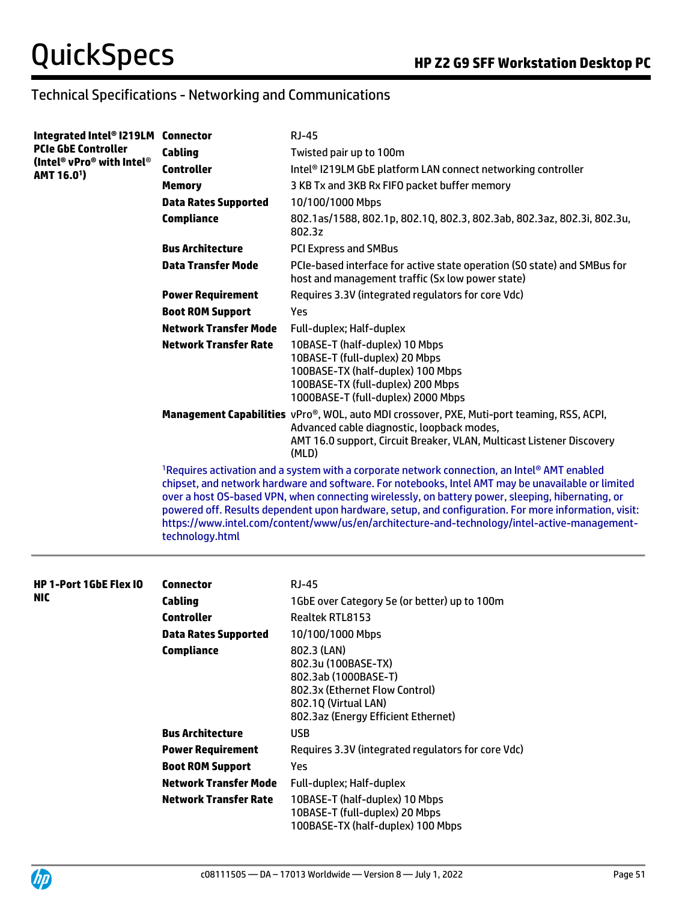## Technical Specifications - Networking and Communications

| | | |
|---|---|---|
| **Integrated Intel® I219LM PCIe GbE Controller (Intel® vPro® with Intel® AMT 16.0[1])** | **Connector** | RJ-45 |
| | **Cabling** | Twisted pair up to 100m |
| | **Controller** | Intel® I219LM GbE platform LAN connect networking controller |
| | **Memory** | 3 KB Tx and 3KB Rx FIFO packet buffer memory |
| | **Data Rates Supported** | 10/100/1000 Mbps |
| | **Compliance** | 802.1as/1588, 802.1p, 802.1Q, 802.3, 802.3ab, 802.3az, 802.3i, 802.3u, 802.3z |
| | **Bus Architecture** | PCI Express and SMBus |
| | **Data Transfer Mode** | PCIe-based interface for active state operation (S0 state) and SMBus for host and management traffic (Sx low power state) |
| | **Power Requirement** | Requires 3.3V (integrated regulators for core Vdc) |
| | **Boot ROM Support** | Yes |
| | **Network Transfer Mode** | Full-duplex; Half-duplex |
| | **Network Transfer Rate** | 10BASE-T (half-duplex) 10 Mbps<br>10BASE-T (full-duplex) 20 Mbps<br>100BASE-TX (half-duplex) 100 Mbps<br>100BASE-TX (full-duplex) 200 Mbps<br>1000BASE-T (full-duplex) 2000 Mbps |
| | **Management Capabilities** | vPro®, WOL, auto MDI crossover, PXE, Muti-port teaming, RSS, ACPI, Advanced cable diagnostic, loopback modes, AMT 16.0 support, Circuit Breaker, VLAN, Multicast Listener Discovery (MLD) |

[1]Requires activation and a system with a corporate network connection, an Intel® AMT enabled chipset, and network hardware and software. For notebooks, Intel AMT may be unavailable or limited over a host OS-based VPN, when connecting wirelessly, on battery power, sleeping, hibernating, or powered off. Results dependent upon hardware, setup, and configuration. For more information, visit: https://www.intel.com/content/www/us/en/architecture-and-technology/intel-active-management-technology.html

| | | |
|---|---|---|
| **HP 1-Port 1GbE Flex IO NIC** | **Connector** | RJ-45 |
| | **Cabling** | 1GbE over Category 5e (or better) up to 100m |
| | **Controller** | Realtek RTL8153 |
| | **Data Rates Supported** | 10/100/1000 Mbps |
| | **Compliance** | 802.3 (LAN)<br>802.3u (100BASE-TX)<br>802.3ab (1000BASE-T)<br>802.3x (Ethernet Flow Control)<br>802.1Q (Virtual LAN)<br>802.3az (Energy Efficient Ethernet) |
| | **Bus Architecture** | USB |
| | **Power Requirement** | Requires 3.3V (integrated regulators for core Vdc) |
| | **Boot ROM Support** | Yes |
| | **Network Transfer Mode** | Full-duplex; Half-duplex |
| | **Network Transfer Rate** | 10BASE-T (half-duplex) 10 Mbps<br>10BASE-T (full-duplex) 20 Mbps<br>100BASE-TX (half-duplex) 100 Mbps |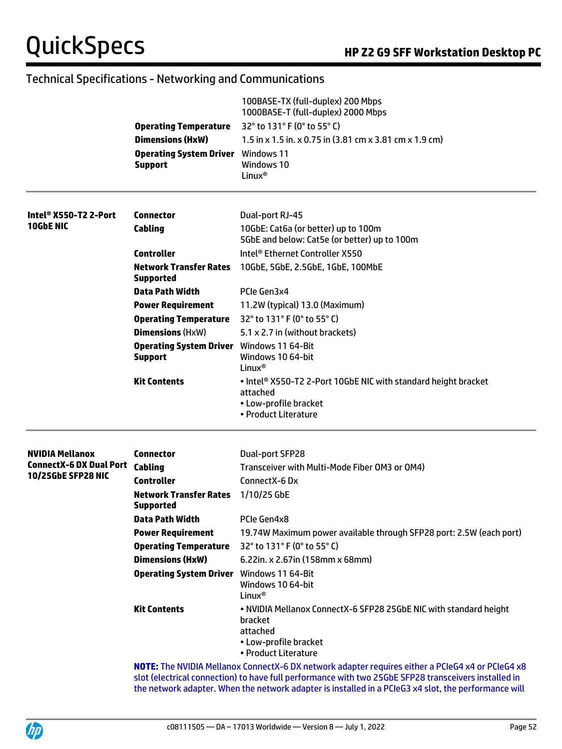## Technical Specifications - Networking and Communications

| | | |
|---|---|---|
| | | 100BASE-TX (full-duplex) 200 Mbps<br>1000BASE-T (full-duplex) 2000 Mbps |
| | **Operating Temperature** | 32° to 131° F (0° to 55° C) |
| | **Dimensions (HxW)** | 1.5 in x 1.5 in. x 0.75 in (3.81 cm x 3.81 cm x 1.9 cm) |
| | **Operating System Driver Support** | Windows 11<br>Windows 10<br>Linux® |

| | | |
|---|---|---|
| **Intel® X550-T2 2-Port 10GbE NIC** | **Connector** | Dual-port RJ-45 |
| | **Cabling** | 10GbE: Cat6a (or better) up to 100m<br>5GbE and below: Cat5e (or better) up to 100m |
| | **Controller** | Intel® Ethernet Controller X550 |
| | **Network Transfer Rates Supported** | 10GbE, 5GbE, 2.5GbE, 1GbE, 100MbE |
| | **Data Path Width** | PCIe Gen3x4 |
| | **Power Requirement** | 11.2W (typical) 13.0 (Maximum) |
| | **Operating Temperature** | 32° to 131° F (0° to 55° C) |
| | **Dimensions** (HxW) | 5.1 x 2.7 in (without brackets) |
| | **Operating System Driver Support** | Windows 11 64-Bit<br>Windows 10 64-bit<br>Linux® |
| | **Kit Contents** | • Intel® X550-T2 2-Port 10GbE NIC with standard height bracket attached<br>• Low-profile bracket<br>• Product Literature |

| | | |
|---|---|---|
| **NVIDIA Mellanox ConnectX-6 DX Dual Port 10/25GbE SFP28 NIC** | **Connector** | Dual-port SFP28 |
| | **Cabling** | Transceiver with Multi-Mode Fiber OM3 or OM4) |
| | **Controller** | ConnectX-6 Dx |
| | **Network Transfer Rates Supported** | 1/10/25 GbE |
| | **Data Path Width** | PCIe Gen4x8 |
| | **Power Requirement** | 19.74W Maximum power available through SFP28 port: 2.5W (each port) |
| | **Operating Temperature** | 32° to 131° F (0° to 55° C) |
| | **Dimensions (HxW)** | 6.22in. x 2.67in (158mm x 68mm) |
| | **Operating System Driver** | Windows 11 64-Bit<br>Windows 10 64-bit<br>Linux® |
| | **Kit Contents** | • NVIDIA Mellanox ConnectX-6 SFP28 25GbE NIC with standard height bracket attached<br>• Low-profile bracket<br>• Product Literature |

**NOTE:** The NVIDIA Mellanox ConnectX-6 DX network adapter requires either a PCIeG4 x4 or PCIeG4 x8 slot (electrical connection) to have full performance with two 25GbE SFP28 transceivers installed in the network adapter. When the network adapter is installed in a PCIeG3 x4 slot, the performance will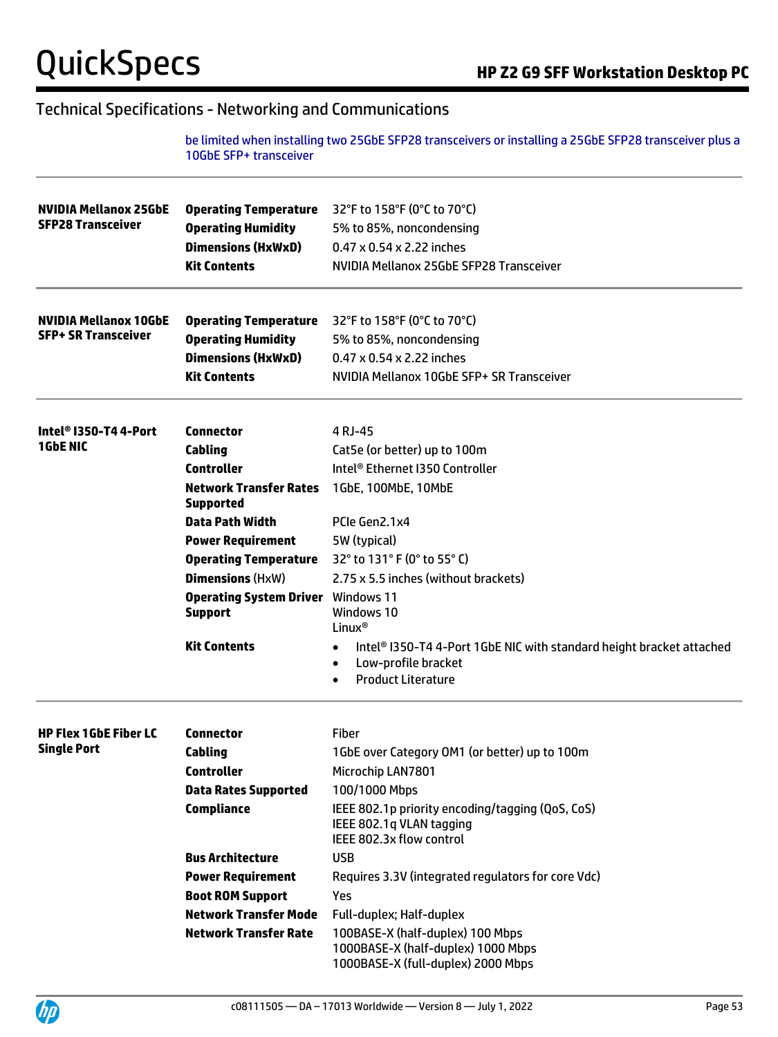## Technical Specifications - Networking and Communications

be limited when installing two 25GbE SFP28 transceivers or installing a 25GbE SFP28 transceiver plus a 10GbE SFP+ transceiver

| | | |
|---|---|---|
| **NVIDIA Mellanox 25GbE SFP28 Transceiver** | **Operating Temperature** | 32°F to 158°F (0°C to 70°C) |
| | **Operating Humidity** | 5% to 85%, noncondensing |
| | **Dimensions (HxWxD)** | 0.47 x 0.54 x 2.22 inches |
| | **Kit Contents** | NVIDIA Mellanox 25GbE SFP28 Transceiver |

| | | |
|---|---|---|
| **NVIDIA Mellanox 10GbE SFP+ SR Transceiver** | **Operating Temperature** | 32°F to 158°F (0°C to 70°C) |
| | **Operating Humidity** | 5% to 85%, noncondensing |
| | **Dimensions (HxWxD)** | 0.47 x 0.54 x 2.22 inches |
| | **Kit Contents** | NVIDIA Mellanox 10GbE SFP+ SR Transceiver |

| | | |
|---|---|---|
| **Intel® I350-T4 4-Port 1GbE NIC** | **Connector** | 4 RJ-45 |
| | **Cabling** | Cat5e (or better) up to 100m |
| | **Controller** | Intel® Ethernet I350 Controller |
| | **Network Transfer Rates Supported** | 1GbE, 100MbE, 10MbE |
| | **Data Path Width** | PCIe Gen2.1x4 |
| | **Power Requirement** | 5W (typical) |
| | **Operating Temperature** | 32° to 131° F (0° to 55° C) |
| | **Dimensions** (HxW) | 2.75 x 5.5 inches (without brackets) |
| | **Operating System Driver Support** | Windows 11<br>Windows 10<br>Linux® |
| | **Kit Contents** | • Intel® I350-T4 4-Port 1GbE NIC with standard height bracket attached<br>• Low-profile bracket<br>• Product Literature |

| | | |
|---|---|---|
| **HP Flex 1GbE Fiber LC Single Port** | **Connector** | Fiber |
| | **Cabling** | 1GbE over Category OM1 (or better) up to 100m |
| | **Controller** | Microchip LAN7801 |
| | **Data Rates Supported** | 100/1000 Mbps |
| | **Compliance** | IEEE 802.1p priority encoding/tagging (QoS, CoS)<br>IEEE 802.1q VLAN tagging<br>IEEE 802.3x flow control |
| | **Bus Architecture** | USB |
| | **Power Requirement** | Requires 3.3V (integrated regulators for core Vdc) |
| | **Boot ROM Support** | Yes |
| | **Network Transfer Mode** | Full-duplex; Half-duplex |
| | **Network Transfer Rate** | 100BASE-X (half-duplex) 100 Mbps<br>1000BASE-X (half-duplex) 1000 Mbps<br>1000BASE-X (full-duplex) 2000 Mbps |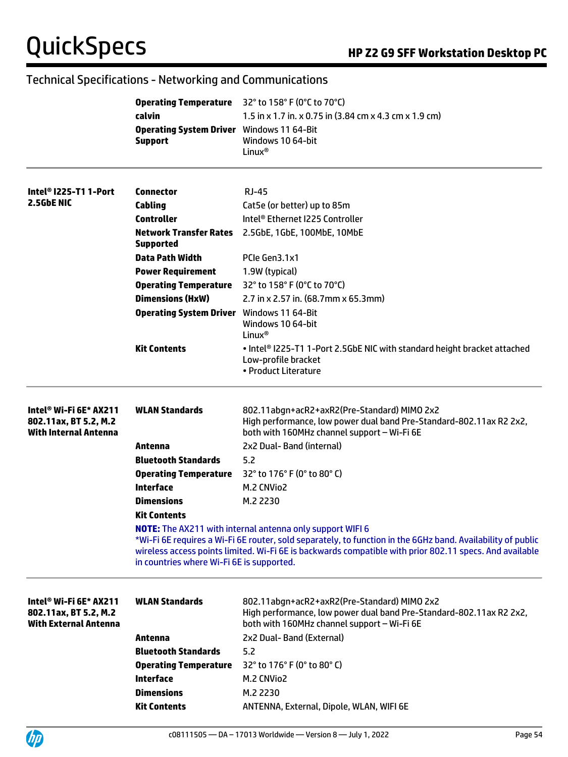## Technical Specifications - Networking and Communications

| | | |
|---|---|---|
| | **Operating Temperature** | 32° to 158° F (0°C to 70°C) |
| | **calvin** | 1.5 in x 1.7 in. x 0.75 in (3.84 cm x 4.3 cm x 1.9 cm) |
| | **Operating System Driver Support** | Windows 11 64-Bit<br>Windows 10 64-bit<br>Linux® |

| | | |
|---|---|---|
| **Intel® I225-T1 1-Port 2.5GbE NIC** | **Connector** | RJ-45 |
| | **Cabling** | Cat5e (or better) up to 85m |
| | **Controller** | Intel® Ethernet I225 Controller |
| | **Network Transfer Rates Supported** | 2.5GbE, 1GbE, 100MbE, 10MbE |
| | **Data Path Width** | PCIe Gen3.1x1 |
| | **Power Requirement** | 1.9W (typical) |
| | **Operating Temperature** | 32° to 158° F (0°C to 70°C) |
| | **Dimensions (HxW)** | 2.7 in x 2.57 in. (68.7mm x 65.3mm) |
| | **Operating System Driver** | Windows 11 64-Bit<br>Windows 10 64-bit<br>Linux® |
| | **Kit Contents** | • Intel® I225-T1 1-Port 2.5GbE NIC with standard height bracket attached Low-profile bracket<br>• Product Literature |

| | | |
|---|---|---|
| **Intel® Wi-Fi 6E* AX211 802.11ax, BT 5.2, M.2 With Internal Antenna** | **WLAN Standards** | 802.11abgn+acR2+axR2(Pre-Standard) MIMO 2x2<br>High performance, low power dual band Pre-Standard-802.11ax R2 2x2, both with 160MHz channel support – Wi-Fi 6E |
| | **Antenna** | 2x2 Dual- Band (internal) |
| | **Bluetooth Standards** | 5.2 |
| | **Operating Temperature** | 32° to 176° F (0° to 80° C) |
| | **Interface** | M.2 CNVio2 |
| | **Dimensions** | M.2 2230 |
| | **Kit Contents** | |

**NOTE:** The AX211 with internal antenna only support WIFI 6
*Wi-Fi 6E requires a Wi-Fi 6E router, sold separately, to function in the 6GHz band. Availability of public wireless access points limited. Wi-Fi 6E is backwards compatible with prior 802.11 specs. And available in countries where Wi-Fi 6E is supported.

| | | |
|---|---|---|
| **Intel® Wi-Fi 6E* AX211 802.11ax, BT 5.2, M.2 With External Antenna** | **WLAN Standards** | 802.11abgn+acR2+axR2(Pre-Standard) MIMO 2x2<br>High performance, low power dual band Pre-Standard-802.11ax R2 2x2, both with 160MHz channel support – Wi-Fi 6E |
| | **Antenna** | 2x2 Dual- Band (External) |
| | **Bluetooth Standards** | 5.2 |
| | **Operating Temperature** | 32° to 176° F (0° to 80° C) |
| | **Interface** | M.2 CNVio2 |
| | **Dimensions** | M.2 2230 |
| | **Kit Contents** | ANTENNA, External, Dipole, WLAN, WIFI 6E |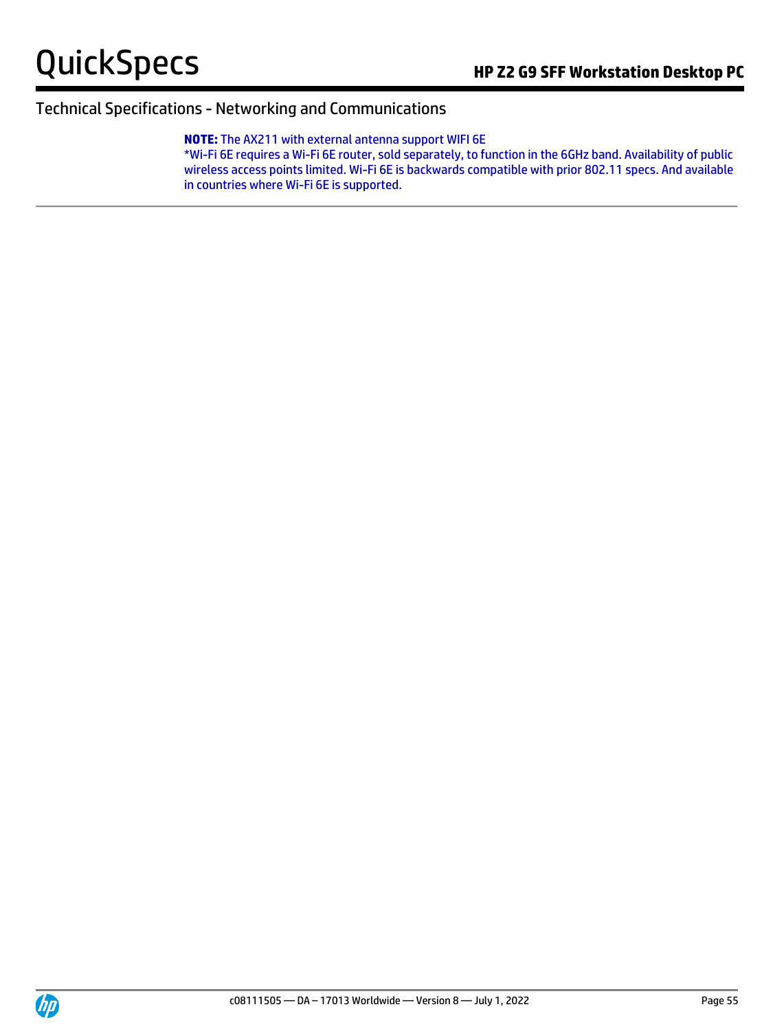## Technical Specifications - Networking and Communications

**NOTE:** The AX211 with external antenna support WIFI 6E
*Wi-Fi 6E requires a Wi-Fi 6E router, sold separately, to function in the 6GHz band. Availability of public wireless access points limited. Wi-Fi 6E is backwards compatible with prior 802.11 specs. And available in countries where Wi-Fi 6E is supported.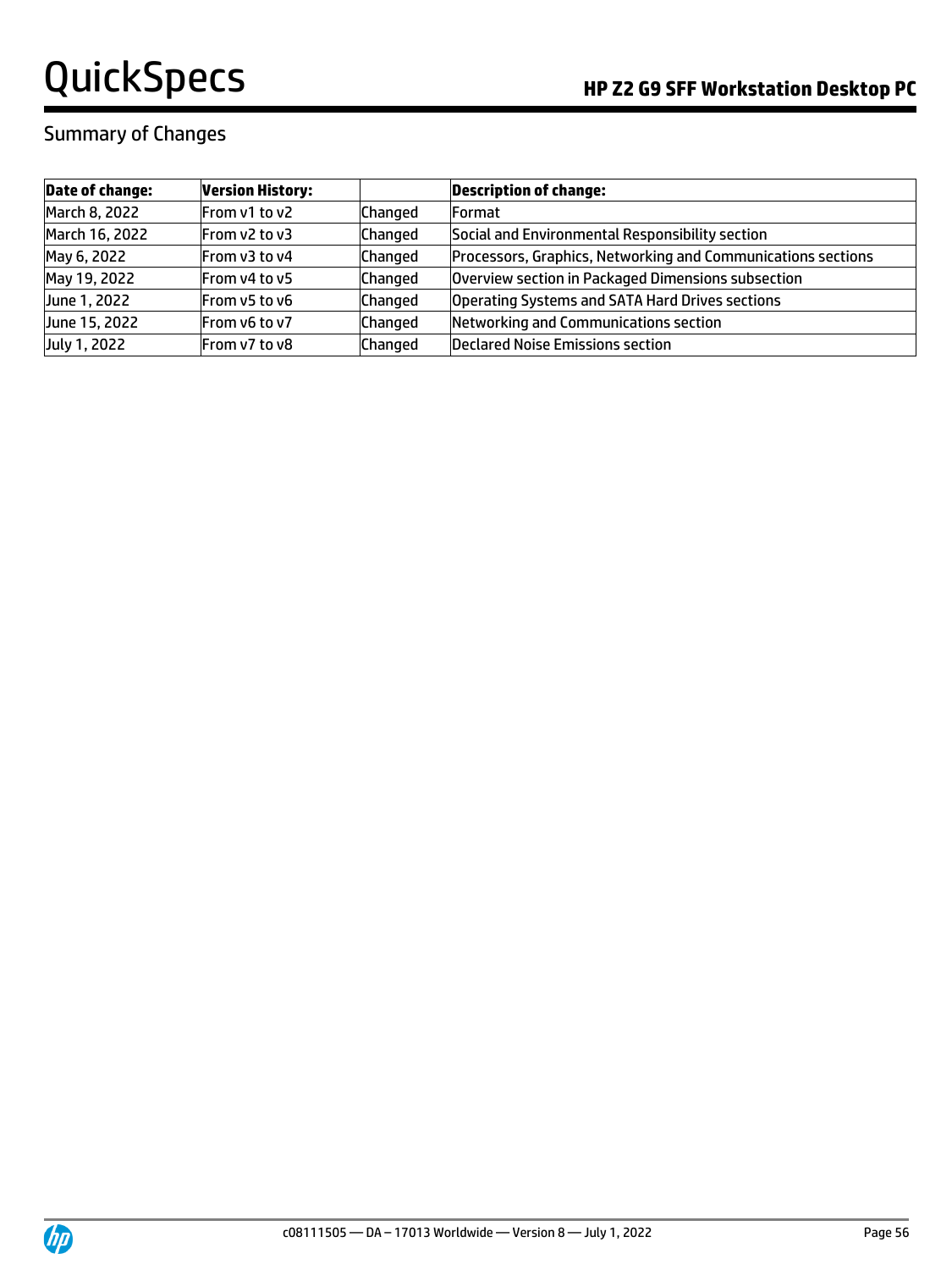## Summary of Changes

| Date of change: | Version History: | | Description of change: |
|---|---|---|---|
| March 8, 2022 | From v1 to v2 | Changed | Format |
| March 16, 2022 | From v2 to v3 | Changed | Social and Environmental Responsibility section |
| May 6, 2022 | From v3 to v4 | Changed | Processors, Graphics, Networking and Communications sections |
| May 19, 2022 | From v4 to v5 | Changed | Overview section in Packaged Dimensions subsection |
| June 1, 2022 | From v5 to v6 | Changed | Operating Systems and SATA Hard Drives sections |
| June 15, 2022 | From v6 to v7 | Changed | Networking and Communications section |
| July 1, 2022 | From v7 to v8 | Changed | Declared Noise Emissions section |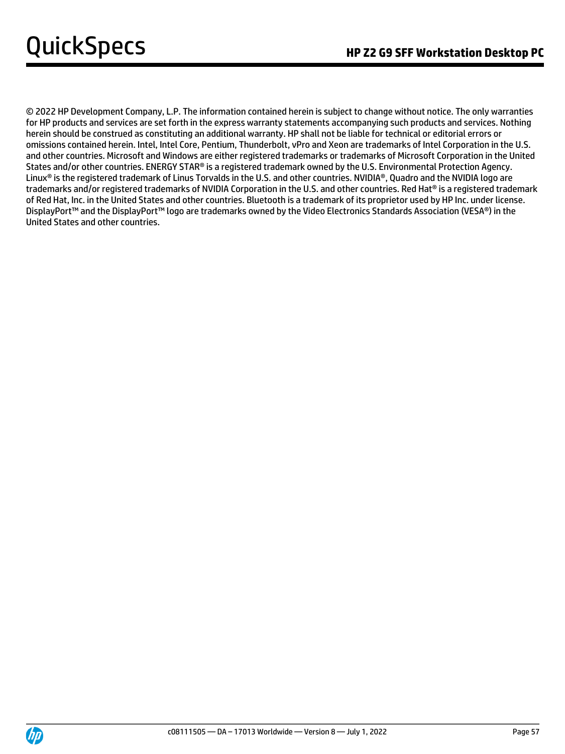© 2022 HP Development Company, L.P. The information contained herein is subject to change without notice. The only warranties for HP products and services are set forth in the express warranty statements accompanying such products and services. Nothing herein should be construed as constituting an additional warranty. HP shall not be liable for technical or editorial errors or omissions contained herein. Intel, Intel Core, Pentium, Thunderbolt, vPro and Xeon are trademarks of Intel Corporation in the U.S. and other countries. Microsoft and Windows are either registered trademarks or trademarks of Microsoft Corporation in the United States and/or other countries. ENERGY STAR® is a registered trademark owned by the U.S. Environmental Protection Agency. Linux® is the registered trademark of Linus Torvalds in the U.S. and other countries. NVIDIA®, Quadro and the NVIDIA logo are trademarks and/or registered trademarks of NVIDIA Corporation in the U.S. and other countries. Red Hat® is a registered trademark of Red Hat, Inc. in the United States and other countries. Bluetooth is a trademark of its proprietor used by HP Inc. under license. DisplayPort™ and the DisplayPort™ logo are trademarks owned by the Video Electronics Standards Association (VESA®) in the United States and other countries.